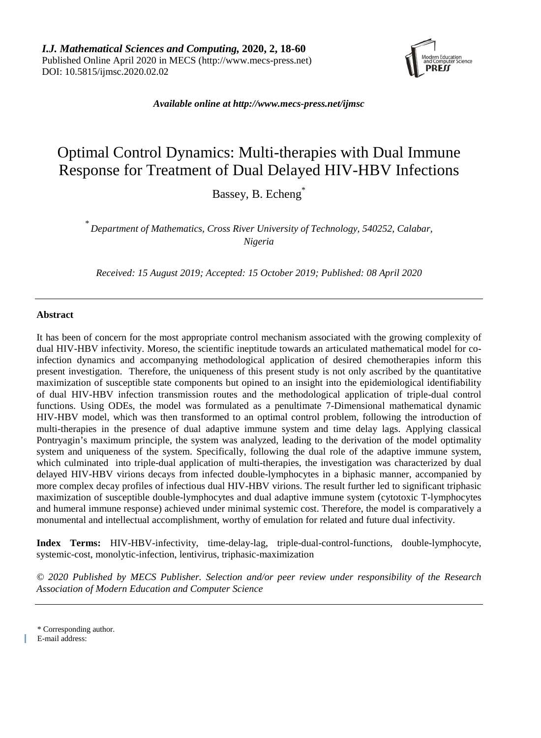*I.J. Mathematical Sciences and Computing,* **2020, 2, 18-60**
Published Online April 2020 in MECS (http://www.mecs-press.net)
DOI: 10.5815/ijmsc.2020.02.02

***Available online at http://www.mecs-press.net/ijmsc***

# Optimal Control Dynamics: Multi-therapies with Dual Immune Response for Treatment of Dual Delayed HIV-HBV Infections

Bassey, B. Echeng*

*Department of Mathematics, Cross River University of Technology, 540252, Calabar, Nigeria*

*Received: 15 August 2019; Accepted: 15 October 2019; Published: 08 April 2020*

---

## Abstract

It has been of concern for the most appropriate control mechanism associated with the growing complexity of dual HIV-HBV infectivity. Moreso, the scientific ineptitude towards an articulated mathematical model for co-infection dynamics and accompanying methodological application of desired chemotherapies inform this present investigation. Therefore, the uniqueness of this present study is not only ascribed by the quantitative maximization of susceptible state components but opined to an insight into the epidemiological identifiability of dual HIV-HBV infection transmission routes and the methodological application of triple-dual control functions. Using ODEs, the model was formulated as a penultimate 7-Dimensional mathematical dynamic HIV-HBV model, which was then transformed to an optimal control problem, following the introduction of multi-therapies in the presence of dual adaptive immune system and time delay lags. Applying classical Pontryagin's maximum principle, the system was analyzed, leading to the derivation of the model optimality system and uniqueness of the system. Specifically, following the dual role of the adaptive immune system, which culminated into triple-dual application of multi-therapies, the investigation was characterized by dual delayed HIV-HBV virions decays from infected double-lymphocytes in a biphasic manner, accompanied by more complex decay profiles of infectious dual HIV-HBV virions. The result further led to significant triphasic maximization of susceptible double-lymphocytes and dual adaptive immune system (cytotoxic T-lymphocytes and humeral immune response) achieved under minimal systemic cost. Therefore, the model is comparatively a monumental and intellectual accomplishment, worthy of emulation for related and future dual infectivity.

**Index Terms:** HIV-HBV-infectivity, time-delay-lag, triple-dual-control-functions, double-lymphocyte, systemic-cost, monolytic-infection, lentivirus, triphasic-maximization

*© 2020 Published by MECS Publisher. Selection and/or peer review under responsibility of the Research Association of Modern Education and Computer Science*

---

\* Corresponding author.
E-mail address: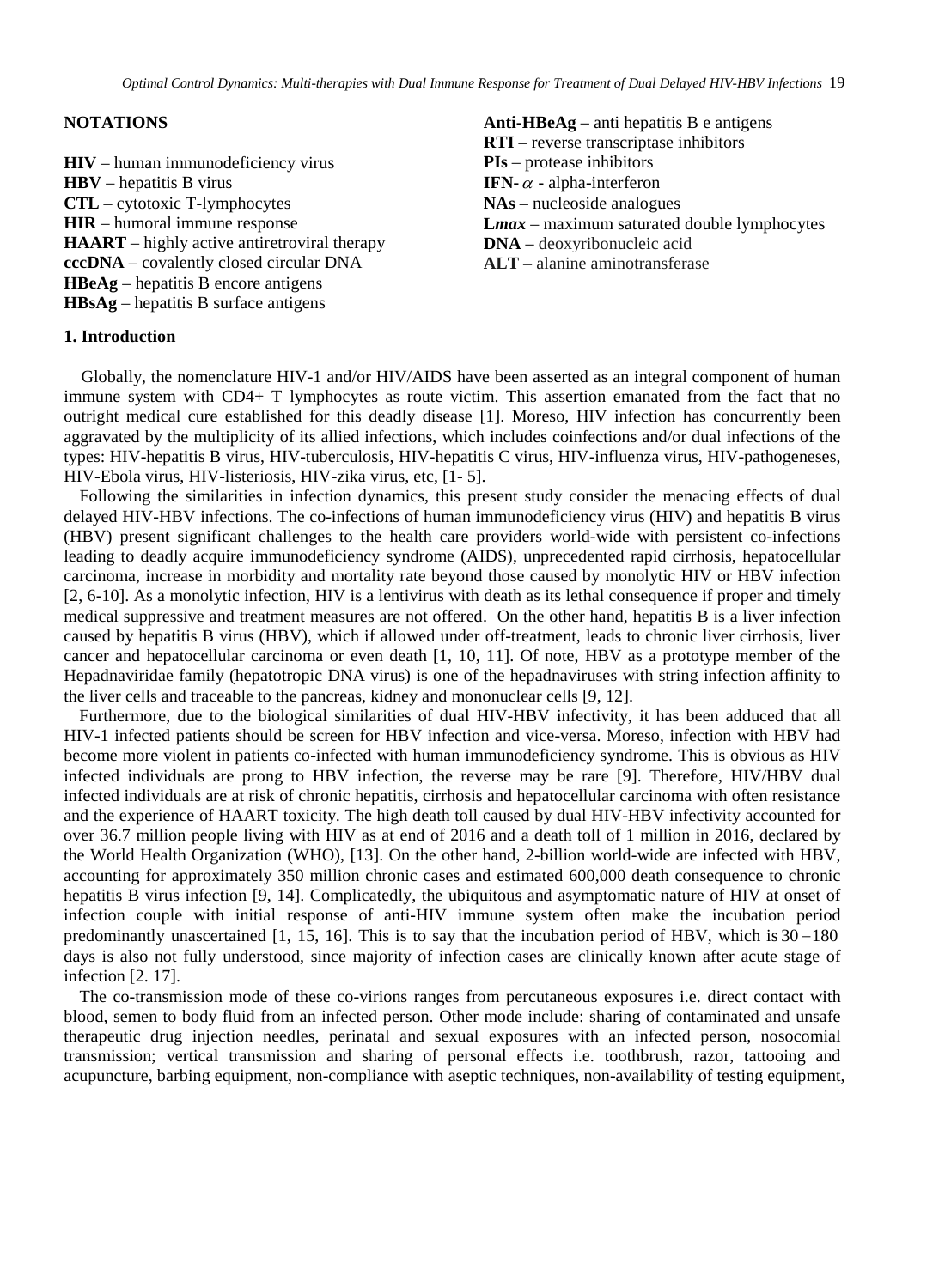## NOTATIONS

**HIV** – human immunodeficiency virus
**HBV** – hepatitis B virus
**CTL** – cytotoxic T-lymphocytes
**HIR** – humoral immune response
**HAART** – highly active antiretroviral therapy
**cccDNA** – covalently closed circular DNA
**HBeAg** – hepatitis B encore antigens
**HBsAg** – hepatitis B surface antigens
**Anti-HBeAg** – anti hepatitis B e antigens
**RTI** – reverse transcriptase inhibitors
**PIs** – protease inhibitors
**IFN-** $\alpha$ - alpha-interferon
**NAs** – nucleoside analogues
**L*max*** – maximum saturated double lymphocytes
**DNA** – deoxyribonucleic acid
**ALT** – alanine aminotransferase

## 1. Introduction

Globally, the nomenclature HIV-1 and/or HIV/AIDS have been asserted as an integral component of human immune system with CD4+ T lymphocytes as route victim. This assertion emanated from the fact that no outright medical cure established for this deadly disease [1]. Moreso, HIV infection has concurrently been aggravated by the multiplicity of its allied infections, which includes coinfections and/or dual infections of the types: HIV-hepatitis B virus, HIV-tuberculosis, HIV-hepatitis C virus, HIV-influenza virus, HIV-pathogeneses, HIV-Ebola virus, HIV-listeriosis, HIV-zika virus, etc, [1- 5].

Following the similarities in infection dynamics, this present study consider the menacing effects of dual delayed HIV-HBV infections. The co-infections of human immunodeficiency virus (HIV) and hepatitis B virus (HBV) present significant challenges to the health care providers world-wide with persistent co-infections leading to deadly acquire immunodeficiency syndrome (AIDS), unprecedented rapid cirrhosis, hepatocellular carcinoma, increase in morbidity and mortality rate beyond those caused by monolytic HIV or HBV infection [2, 6-10]. As a monolytic infection, HIV is a lentivirus with death as its lethal consequence if proper and timely medical suppressive and treatment measures are not offered. On the other hand, hepatitis B is a liver infection caused by hepatitis B virus (HBV), which if allowed under off-treatment, leads to chronic liver cirrhosis, liver cancer and hepatocellular carcinoma or even death [1, 10, 11]. Of note, HBV as a prototype member of the Hepadnaviridae family (hepatotropic DNA virus) is one of the hepadnaviruses with string infection affinity to the liver cells and traceable to the pancreas, kidney and mononuclear cells [9, 12].

Furthermore, due to the biological similarities of dual HIV-HBV infectivity, it has been adduced that all HIV-1 infected patients should be screen for HBV infection and vice-versa. Moreso, infection with HBV had become more violent in patients co-infected with human immunodeficiency syndrome. This is obvious as HIV infected individuals are prong to HBV infection, the reverse may be rare [9]. Therefore, HIV/HBV dual infected individuals are at risk of chronic hepatitis, cirrhosis and hepatocellular carcinoma with often resistance and the experience of HAART toxicity. The high death toll caused by dual HIV-HBV infectivity accounted for over 36.7 million people living with HIV as at end of 2016 and a death toll of 1 million in 2016, declared by the World Health Organization (WHO), [13]. On the other hand, 2-billion world-wide are infected with HBV, accounting for approximately 350 million chronic cases and estimated 600,000 death consequence to chronic hepatitis B virus infection [9, 14]. Complicatedly, the ubiquitous and asymptomatic nature of HIV at onset of infection couple with initial response of anti-HIV immune system often make the incubation period predominantly unascertained [1, 15, 16]. This is to say that the incubation period of HBV, which is $30-180$ days is also not fully understood, since majority of infection cases are clinically known after acute stage of infection [2. 17].

The co-transmission mode of these co-virions ranges from percutaneous exposures i.e. direct contact with blood, semen to body fluid from an infected person. Other mode include: sharing of contaminated and unsafe therapeutic drug injection needles, perinatal and sexual exposures with an infected person, nosocomial transmission; vertical transmission and sharing of personal effects i.e. toothbrush, razor, tattooing and acupuncture, barbing equipment, non-compliance with aseptic techniques, non-availability of testing equipment,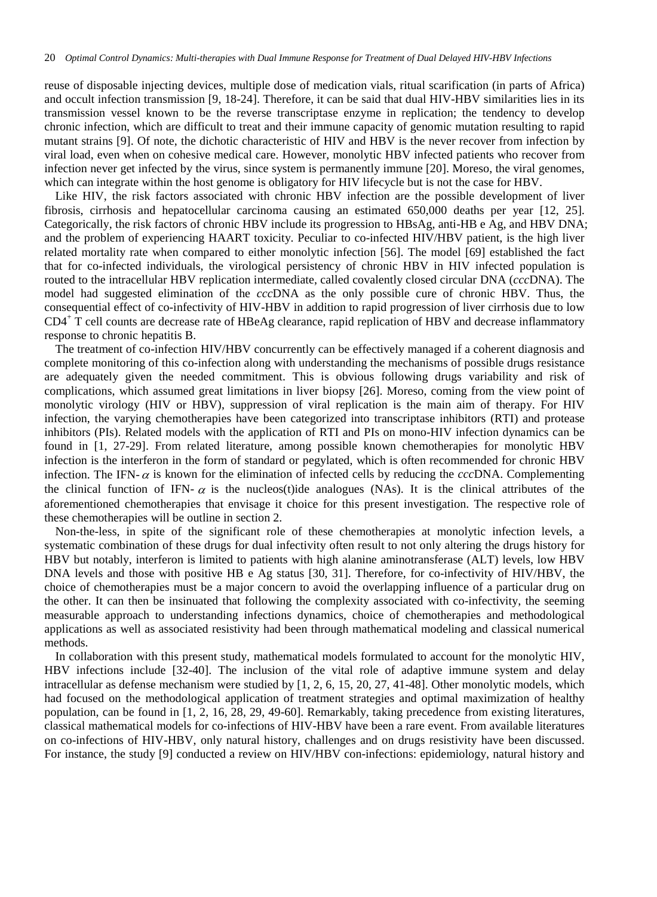reuse of disposable injecting devices, multiple dose of medication vials, ritual scarification (in parts of Africa) and occult infection transmission [9, 18-24]. Therefore, it can be said that dual HIV-HBV similarities lies in its transmission vessel known to be the reverse transcriptase enzyme in replication; the tendency to develop chronic infection, which are difficult to treat and their immune capacity of genomic mutation resulting to rapid mutant strains [9]. Of note, the dichotic characteristic of HIV and HBV is the never recover from infection by viral load, even when on cohesive medical care. However, monolytic HBV infected patients who recover from infection never get infected by the virus, since system is permanently immune [20]. Moreso, the viral genomes, which can integrate within the host genome is obligatory for HIV lifecycle but is not the case for HBV.

Like HIV, the risk factors associated with chronic HBV infection are the possible development of liver fibrosis, cirrhosis and hepatocellular carcinoma causing an estimated 650,000 deaths per year [12, 25]. Categorically, the risk factors of chronic HBV include its progression to HBsAg, anti-HB e Ag, and HBV DNA; and the problem of experiencing HAART toxicity. Peculiar to co-infected HIV/HBV patient, is the high liver related mortality rate when compared to either monolytic infection [56]. The model [69] established the fact that for co-infected individuals, the virological persistency of chronic HBV in HIV infected population is routed to the intracellular HBV replication intermediate, called covalently closed circular DNA (*ccc*DNA). The model had suggested elimination of the *ccc*DNA as the only possible cure of chronic HBV. Thus, the consequential effect of co-infectivity of HIV-HBV in addition to rapid progression of liver cirrhosis due to low $CD4^{+}$ T cell counts are decrease rate of HBeAg clearance, rapid replication of HBV and decrease inflammatory response to chronic hepatitis B.

The treatment of co-infection HIV/HBV concurrently can be effectively managed if a coherent diagnosis and complete monitoring of this co-infection along with understanding the mechanisms of possible drugs resistance are adequately given the needed commitment. This is obvious following drugs variability and risk of complications, which assumed great limitations in liver biopsy [26]. Moreso, coming from the view point of monolytic virology (HIV or HBV), suppression of viral replication is the main aim of therapy. For HIV infection, the varying chemotherapies have been categorized into transcriptase inhibitors (RTI) and protease inhibitors (PIs). Related models with the application of RTI and PIs on mono-HIV infection dynamics can be found in [1, 27-29]. From related literature, among possible known chemotherapies for monolytic HBV infection is the interferon in the form of standard or pegylated, which is often recommended for chronic HBV infection. The IFN-$\alpha$ is known for the elimination of infected cells by reducing the *ccc*DNA. Complementing the clinical function of IFN-$\alpha$ is the nucleos(t)ide analogues (NAs). It is the clinical attributes of the aforementioned chemotherapies that envisage it choice for this present investigation. The respective role of these chemotherapies will be outline in section 2.

Non-the-less, in spite of the significant role of these chemotherapies at monolytic infection levels, a systematic combination of these drugs for dual infectivity often result to not only altering the drugs history for HBV but notably, interferon is limited to patients with high alanine aminotransferase (ALT) levels, low HBV DNA levels and those with positive HB e Ag status [30, 31]. Therefore, for co-infectivity of HIV/HBV, the choice of chemotherapies must be a major concern to avoid the overlapping influence of a particular drug on the other. It can then be insinuated that following the complexity associated with co-infectivity, the seeming measurable approach to understanding infections dynamics, choice of chemotherapies and methodological applications as well as associated resistivity had been through mathematical modeling and classical numerical methods.

In collaboration with this present study, mathematical models formulated to account for the monolytic HIV, HBV infections include [32-40]. The inclusion of the vital role of adaptive immune system and delay intracellular as defense mechanism were studied by [1, 2, 6, 15, 20, 27, 41-48]. Other monolytic models, which had focused on the methodological application of treatment strategies and optimal maximization of healthy population, can be found in [1, 2, 16, 28, 29, 49-60]. Remarkably, taking precedence from existing literatures, classical mathematical models for co-infections of HIV-HBV have been a rare event. From available literatures on co-infections of HIV-HBV, only natural history, challenges and on drugs resistivity have been discussed. For instance, the study [9] conducted a review on HIV/HBV con-infections: epidemiology, natural history and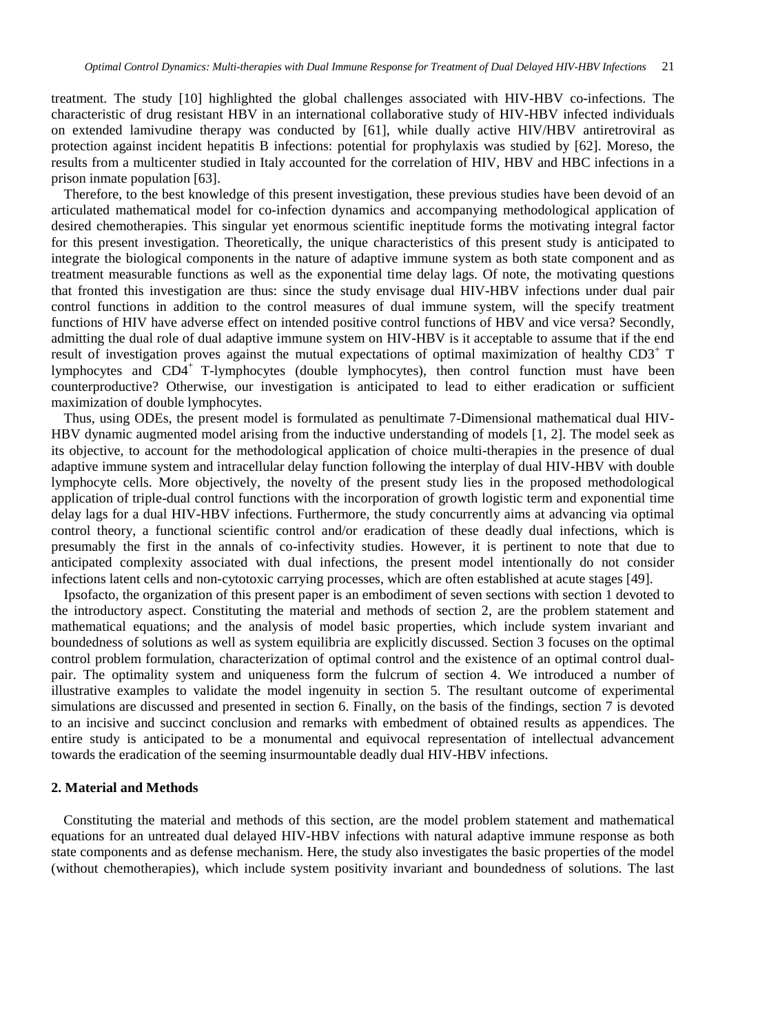treatment. The study [10] highlighted the global challenges associated with HIV-HBV co-infections. The characteristic of drug resistant HBV in an international collaborative study of HIV-HBV infected individuals on extended lamivudine therapy was conducted by [61], while dually active HIV/HBV antiretroviral as protection against incident hepatitis B infections: potential for prophylaxis was studied by [62]. Moreso, the results from a multicenter studied in Italy accounted for the correlation of HIV, HBV and HBC infections in a prison inmate population [63].

Therefore, to the best knowledge of this present investigation, these previous studies have been devoid of an articulated mathematical model for co-infection dynamics and accompanying methodological application of desired chemotherapies. This singular yet enormous scientific ineptitude forms the motivating integral factor for this present investigation. Theoretically, the unique characteristics of this present study is anticipated to integrate the biological components in the nature of adaptive immune system as both state component and as treatment measurable functions as well as the exponential time delay lags. Of note, the motivating questions that fronted this investigation are thus: since the study envisage dual HIV-HBV infections under dual pair control functions in addition to the control measures of dual immune system, will the specify treatment functions of HIV have adverse effect on intended positive control functions of HBV and vice versa? Secondly, admitting the dual role of dual adaptive immune system on HIV-HBV is it acceptable to assume that if the end result of investigation proves against the mutual expectations of optimal maximization of healthy $CD3^{+}$ T lymphocytes and $CD4^{+}$ T-lymphocytes (double lymphocytes), then control function must have been counterproductive? Otherwise, our investigation is anticipated to lead to either eradication or sufficient maximization of double lymphocytes.

Thus, using ODEs, the present model is formulated as penultimate 7-Dimensional mathematical dual HIV-HBV dynamic augmented model arising from the inductive understanding of models [1, 2]. The model seek as its objective, to account for the methodological application of choice multi-therapies in the presence of dual adaptive immune system and intracellular delay function following the interplay of dual HIV-HBV with double lymphocyte cells. More objectively, the novelty of the present study lies in the proposed methodological application of triple-dual control functions with the incorporation of growth logistic term and exponential time delay lags for a dual HIV-HBV infections. Furthermore, the study concurrently aims at advancing via optimal control theory, a functional scientific control and/or eradication of these deadly dual infections, which is presumably the first in the annals of co-infectivity studies. However, it is pertinent to note that due to anticipated complexity associated with dual infections, the present model intentionally do not consider infections latent cells and non-cytotoxic carrying processes, which are often established at acute stages [49].

Ipsofacto, the organization of this present paper is an embodiment of seven sections with section 1 devoted to the introductory aspect. Constituting the material and methods of section 2, are the problem statement and mathematical equations; and the analysis of model basic properties, which include system invariant and boundedness of solutions as well as system equilibria are explicitly discussed. Section 3 focuses on the optimal control problem formulation, characterization of optimal control and the existence of an optimal control dual-pair. The optimality system and uniqueness form the fulcrum of section 4. We introduced a number of illustrative examples to validate the model ingenuity in section 5. The resultant outcome of experimental simulations are discussed and presented in section 6. Finally, on the basis of the findings, section 7 is devoted to an incisive and succinct conclusion and remarks with embedment of obtained results as appendices. The entire study is anticipated to be a monumental and equivocal representation of intellectual advancement towards the eradication of the seeming insurmountable deadly dual HIV-HBV infections.

## 2. Material and Methods

Constituting the material and methods of this section, are the model problem statement and mathematical equations for an untreated dual delayed HIV-HBV infections with natural adaptive immune response as both state components and as defense mechanism. Here, the study also investigates the basic properties of the model (without chemotherapies), which include system positivity invariant and boundedness of solutions. The last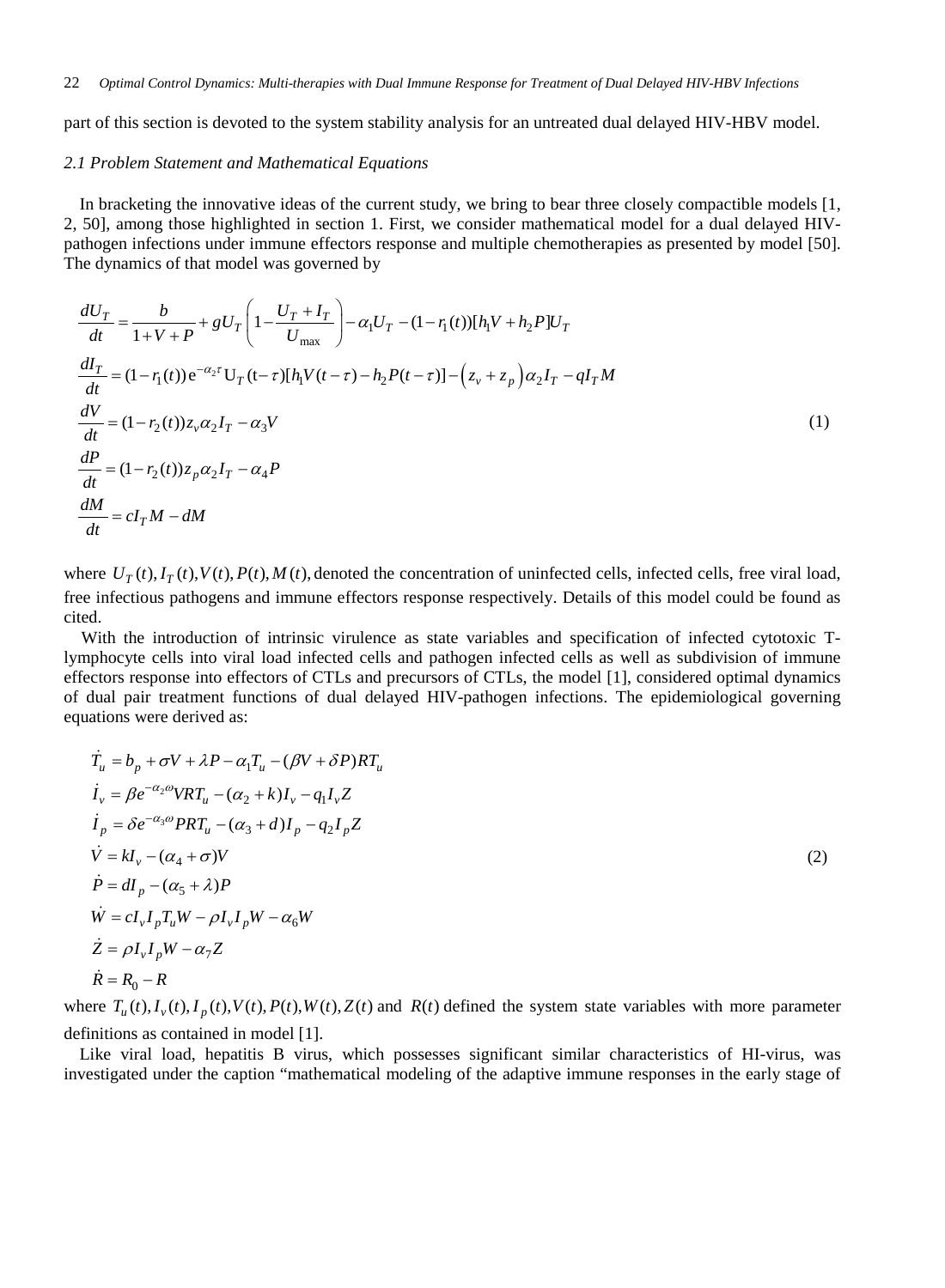part of this section is devoted to the system stability analysis for an untreated dual delayed HIV-HBV model.

### *2.1 Problem Statement and Mathematical Equations*

In bracketing the innovative ideas of the current study, we bring to bear three closely compactible models [1, 2, 50], among those highlighted in section 1. First, we consider mathematical model for a dual delayed HIV-pathogen infections under immune effectors response and multiple chemotherapies as presented by model [50]. The dynamics of that model was governed by

$$
\begin{aligned}
\frac{dU_T}{dt} &= \frac{b}{1+V+P} + gU_T\left(1 - \frac{U_T + I_T}{U_{\max}}\right) - \alpha_1 U_T - (1 - r_1(t))[h_1 V + h_2 P]U_T \\
\frac{dI_T}{dt} &= (1 - r_1(t))\,e^{-\alpha_2 \tau}\,U_T(t-\tau)[h_1 V(t-\tau) - h_2 P(t-\tau)] - \left(z_v + z_p\right)\alpha_2 I_T - qI_T M \\
\frac{dV}{dt} &= (1 - r_2(t))z_v \alpha_2 I_T - \alpha_3 V \\
\frac{dP}{dt} &= (1 - r_2(t))z_p \alpha_2 I_T - \alpha_4 P \\
\frac{dM}{dt} &= cI_T M - dM
\end{aligned}
\tag{1}
$$

where $U_T(t), I_T(t), V(t), P(t), M(t),$ denoted the concentration of uninfected cells, infected cells, free viral load, free infectious pathogens and immune effectors response respectively. Details of this model could be found as cited.

With the introduction of intrinsic virulence as state variables and specification of infected cytotoxic T-lymphocyte cells into viral load infected cells and pathogen infected cells as well as subdivision of immune effectors response into effectors of CTLs and precursors of CTLs, the model [1], considered optimal dynamics of dual pair treatment functions of dual delayed HIV-pathogen infections. The epidemiological governing equations were derived as:

$$
\begin{aligned}
\dot{T}_u &= b_p + \sigma V + \lambda P - \alpha_1 T_u - (\beta V + \delta P)RT_u \\
\dot{I}_v &= \beta e^{-\alpha_2 \omega} VRT_u - (\alpha_2 + k)I_v - q_1 I_v Z \\
\dot{I}_p &= \delta e^{-\alpha_3 \omega} PRT_u - (\alpha_3 + d)I_p - q_2 I_p Z \\
\dot{V} &= kI_v - (\alpha_4 + \sigma)V \\
\dot{P} &= dI_p - (\alpha_5 + \lambda)P \\
\dot{W} &= cI_v I_p T_u W - \rho I_v I_p W - \alpha_6 W \\
\dot{Z} &= \rho I_v I_p W - \alpha_7 Z \\
\dot{R} &= R_0 - R
\end{aligned}
\tag{2}
$$

where $T_u(t), I_v(t), I_p(t), V(t), P(t), W(t), Z(t)$ and $R(t)$ defined the system state variables with more parameter definitions as contained in model [1].

Like viral load, hepatitis B virus, which possesses significant similar characteristics of HI-virus, was investigated under the caption "mathematical modeling of the adaptive immune responses in the early stage of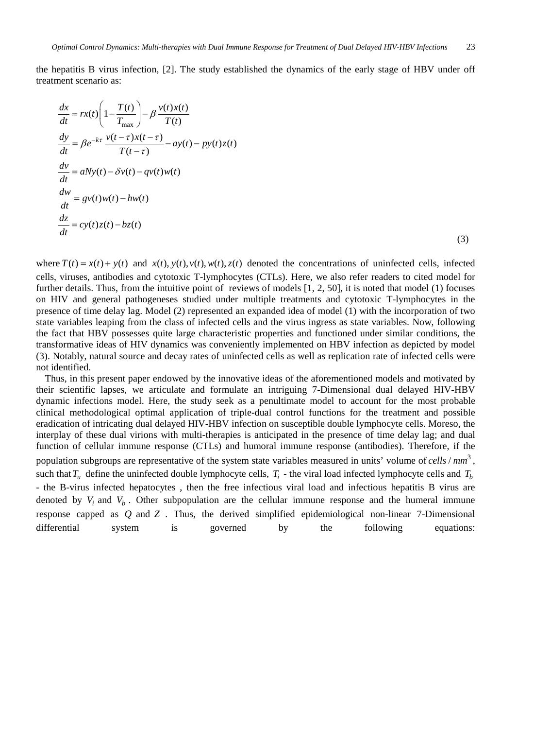the hepatitis B virus infection, [2]. The study established the dynamics of the early stage of HBV under off treatment scenario as:

$$
\begin{aligned}
\frac{dx}{dt} &= rx(t)\left(1-\frac{T(t)}{T_{\max}}\right)-\beta\frac{v(t)x(t)}{T(t)} \\
\frac{dy}{dt} &= \beta e^{-k\tau}\,\frac{v(t-\tau)x(t-\tau)}{T(t-\tau)}-ay(t)-py(t)z(t) \\
\frac{dv}{dt} &= aNy(t)-\delta v(t)-qv(t)w(t) \\
\frac{dw}{dt} &= gv(t)w(t)-hw(t) \\
\frac{dz}{dt} &= cy(t)z(t)-bz(t)
\end{aligned} \tag{3}
$$

where $T(t) = x(t) + y(t)$ and $x(t), y(t), v(t), w(t), z(t)$ denoted the concentrations of uninfected cells, infected cells, viruses, antibodies and cytotoxic T-lymphocytes (CTLs). Here, we also refer readers to cited model for further details. Thus, from the intuitive point of reviews of models [1, 2, 50], it is noted that model (1) focuses on HIV and general pathogeneses studied under multiple treatments and cytotoxic T-lymphocytes in the presence of time delay lag. Model (2) represented an expanded idea of model (1) with the incorporation of two state variables leaping from the class of infected cells and the virus ingress as state variables. Now, following the fact that HBV possesses quite large characteristic properties and functioned under similar conditions, the transformative ideas of HIV dynamics was conveniently implemented on HBV infection as depicted by model (3). Notably, natural source and decay rates of uninfected cells as well as replication rate of infected cells were not identified.

Thus, in this present paper endowed by the innovative ideas of the aforementioned models and motivated by their scientific lapses, we articulate and formulate an intriguing 7-Dimensional dual delayed HIV-HBV dynamic infections model. Here, the study seek as a penultimate model to account for the most probable clinical methodological optimal application of triple-dual control functions for the treatment and possible eradication of intricating dual delayed HIV-HBV infection on susceptible double lymphocyte cells. Moreso, the interplay of these dual virions with multi-therapies is anticipated in the presence of time delay lag; and dual function of cellular immune response (CTLs) and humoral immune response (antibodies). Therefore, if the population subgroups are representative of the system state variables measured in units' volume of $cells/mm^3$, such that $T_u$ define the uninfected double lymphocyte cells, $T_i$ - the viral load infected lymphocyte cells and $T_b$ - the B-virus infected hepatocytes , then the free infectious viral load and infectious hepatitis B virus are denoted by $V_i$ and $V_b$. Other subpopulation are the cellular immune response and the humeral immune response capped as $Q$ and $Z$. Thus, the derived simplified epidemiological non-linear 7-Dimensional differential system is governed by the following equations: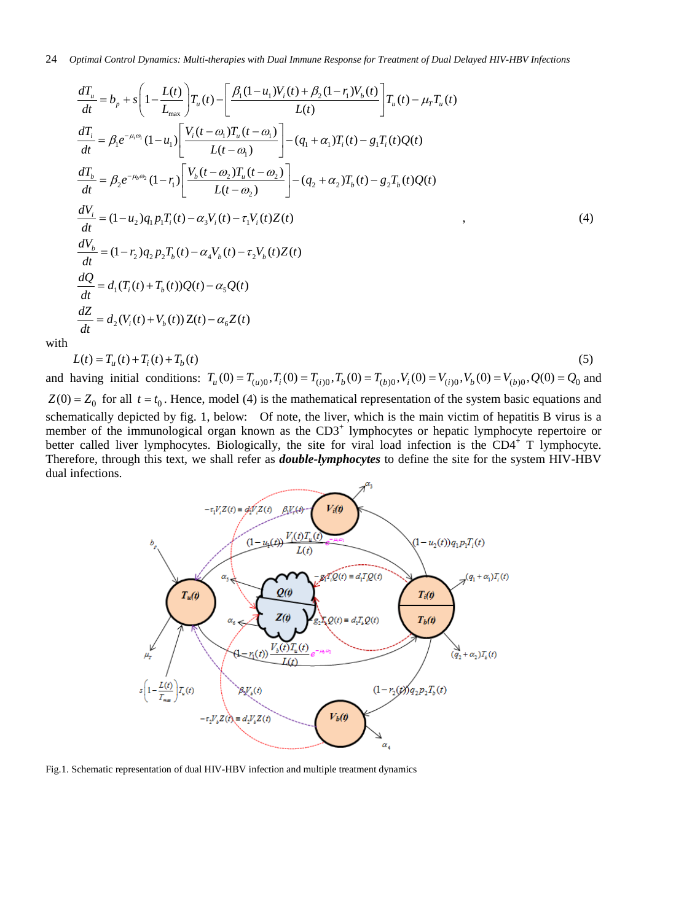$$
\begin{aligned}
\frac{dT_u}{dt} &= b_p + s\left(1-\frac{L(t)}{L_{\max}}\right)T_u(t) - \left[\frac{\beta_1(1-u_1)V_i(t)+\beta_2(1-r_1)V_b(t)}{L(t)}\right]T_u(t) - \mu_T T_u(t) \\
\frac{dT_i}{dt} &= \beta_1 e^{-\mu_i\omega_1}(1-u_1)\left[\frac{V_i(t-\omega_1)T_u(t-\omega_1)}{L(t-\omega_1)}\right] - (q_1+\alpha_1)T_i(t) - g_1 T_i(t)Q(t) \\
\frac{dT_b}{dt} &= \beta_2 e^{-\mu_b\omega_2}(1-r_1)\left[\frac{V_b(t-\omega_2)T_u(t-\omega_2)}{L(t-\omega_2)}\right] - (q_2+\alpha_2)T_b(t) - g_2 T_b(t)Q(t) \\
\frac{dV_i}{dt} &= (1-u_2)q_1 p_1 T_i(t) - \alpha_3 V_i(t) - \tau_1 V_i(t)Z(t) \\
\frac{dV_b}{dt} &= (1-r_2)q_2 p_2 T_b(t) - \alpha_4 V_b(t) - \tau_2 V_b(t)Z(t) \\
\frac{dQ}{dt} &= d_1(T_i(t)+T_b(t))Q(t) - \alpha_5 Q(t) \\
\frac{dZ}{dt} &= d_2(V_i(t)+V_b(t))Z(t) - \alpha_6 Z(t)
\end{aligned}
\quad , \tag{4}
$$

with

$$
L(t) = T_u(t) + T_i(t) + T_b(t) \tag{5}
$$

and having initial conditions: $T_u(0)=T_{(u)0}, T_i(0)=T_{(i)0}, T_b(0)=T_{(b)0}, V_i(0)=V_{(i)0}, V_b(0)=V_{(b)0}, Q(0)=Q_0$ and $Z(0)=Z_0$ for all $t=t_0$. Hence, model (4) is the mathematical representation of the system basic equations and schematically depicted by fig. 1, below: Of note, the liver, which is the main victim of hepatitis B virus is a member of the immunological organ known as the $CD3^+$ lymphocytes or hepatic lymphocyte repertoire or better called liver lymphocytes. Biologically, the site for viral load infection is the $CD4^+$ T lymphocyte. Therefore, through this text, we shall refer as ***double-lymphocytes*** to define the site for the system HIV-HBV dual infections.

Fig.1. Schematic representation of dual HIV-HBV infection and multiple treatment dynamics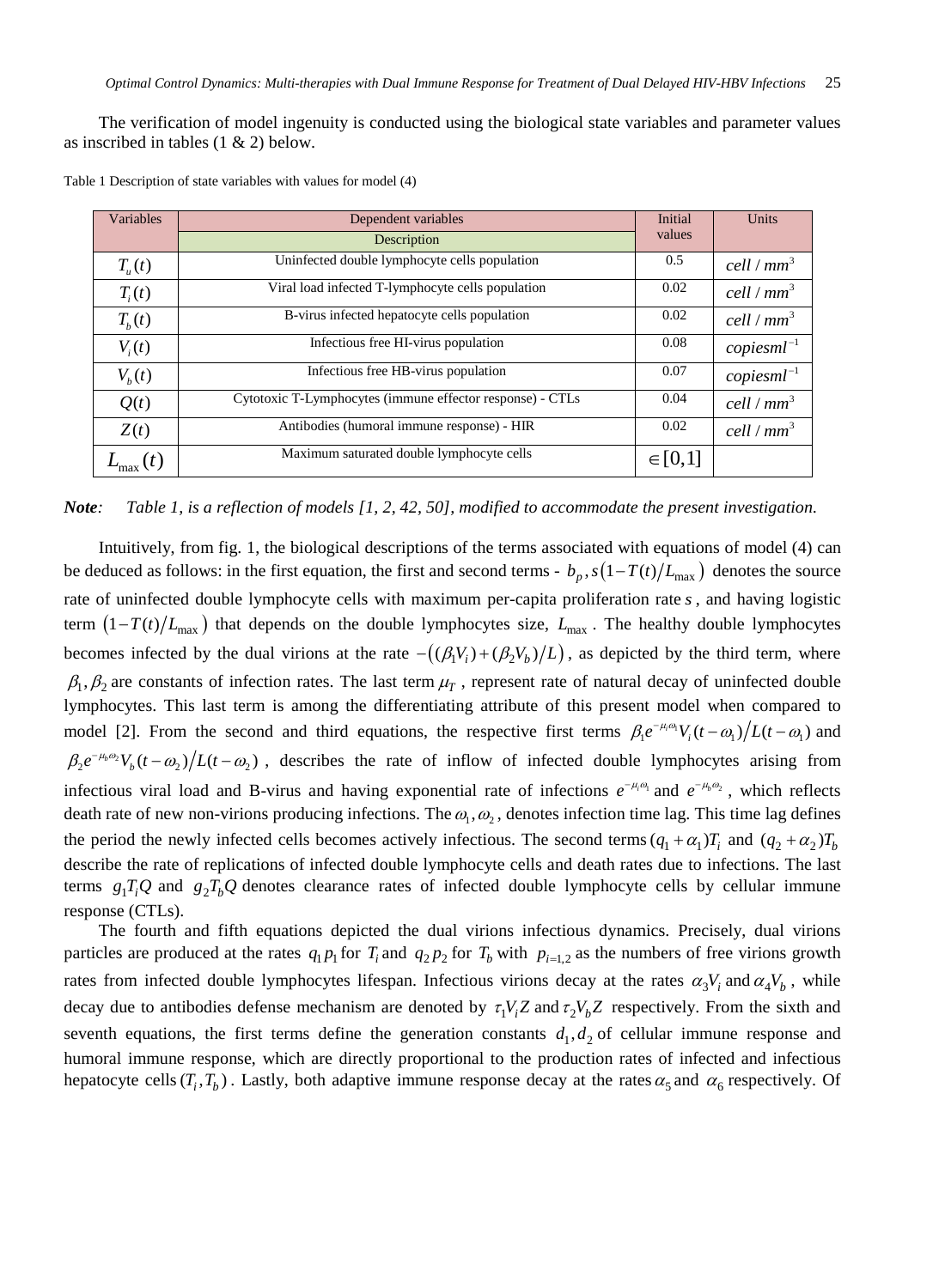The verification of model ingenuity is conducted using the biological state variables and parameter values as inscribed in tables (1 & 2) below.

Table 1 Description of state variables with values for model (4)

| Variables | Dependent variables<br>Description | Initial values | Units |
|---|---|---|---|
| $T_u(t)$ | Uninfected double lymphocyte cells population | 0.5 | $cell/mm^3$ |
| $T_i(t)$ | Viral load infected T-lymphocyte cells population | 0.02 | $cell/mm^3$ |
| $T_b(t)$ | B-virus infected hepatocyte cells population | 0.02 | $cell/mm^3$ |
| $V_i(t)$ | Infectious free HI-virus population | 0.08 | $copiesml^{-1}$ |
| $V_b(t)$ | Infectious free HB-virus population | 0.07 | $copiesml^{-1}$ |
| $Q(t)$ | Cytotoxic T-Lymphocytes (immune effector response) - CTLs | 0.04 | $cell/mm^3$ |
| $Z(t)$ | Antibodies (humoral immune response) - HIR | 0.02 | $cell/mm^3$ |
| $L_{\max}(t)$ | Maximum saturated double lymphocyte cells | $\in[0,1]$ | |

***Note**: Table 1, is a reflection of models [1, 2, 42, 50], modified to accommodate the present investigation.*

Intuitively, from fig. 1, the biological descriptions of the terms associated with equations of model (4) can be deduced as follows: in the first equation, the first and second terms - $b_p, s\left(1-T(t)/L_{\max}\right)$ denotes the source rate of uninfected double lymphocyte cells with maximum per-capita proliferation rate $s$, and having logistic term $\left(1-T(t)/L_{\max}\right)$ that depends on the double lymphocytes size, $L_{\max}$. The healthy double lymphocytes becomes infected by the dual virions at the rate $-\left((\beta_1 V_i)+(\beta_2 V_b)/L\right)$, as depicted by the third term, where $\beta_1, \beta_2$ are constants of infection rates. The last term $\mu_T$, represent rate of natural decay of uninfected double lymphocytes. This last term is among the differentiating attribute of this present model when compared to model [2]. From the second and third equations, the respective first terms $\beta_1 e^{-\mu_i\omega_1} V_i(t-\omega_1)/L(t-\omega_1)$ and $\beta_2 e^{-\mu_b\omega_2} V_b(t-\omega_2)/L(t-\omega_2)$, describes the rate of inflow of infected double lymphocytes arising from infectious viral load and B-virus and having exponential rate of infections $e^{-\mu_i\omega_1}$ and $e^{-\mu_b\omega_2}$, which reflects death rate of new non-virions producing infections. The $\omega_1, \omega_2$, denotes infection time lag. This time lag defines the period the newly infected cells becomes actively infectious. The second terms $(q_1+\alpha_1)T_i$ and $(q_2+\alpha_2)T_b$ describe the rate of replications of infected double lymphocyte cells and death rates due to infections. The last terms $g_1 T_i Q$ and $g_2 T_b Q$ denotes clearance rates of infected double lymphocyte cells by cellular immune response (CTLs).

The fourth and fifth equations depicted the dual virions infectious dynamics. Precisely, dual virions particles are produced at the rates $q_1 p_1$ for $T_i$ and $q_2 p_2$ for $T_b$ with $p_{i=1,2}$ as the numbers of free virions growth rates from infected double lymphocytes lifespan. Infectious virions decay at the rates $\alpha_3 V_i$ and $\alpha_4 V_b$, while decay due to antibodies defense mechanism are denoted by $\tau_1 V_i Z$ and $\tau_2 V_b Z$ respectively. From the sixth and seventh equations, the first terms define the generation constants $d_1, d_2$ of cellular immune response and humoral immune response, which are directly proportional to the production rates of infected and infectious hepatocyte cells $(T_i, T_b)$. Lastly, both adaptive immune response decay at the rates $\alpha_5$ and $\alpha_6$ respectively. Of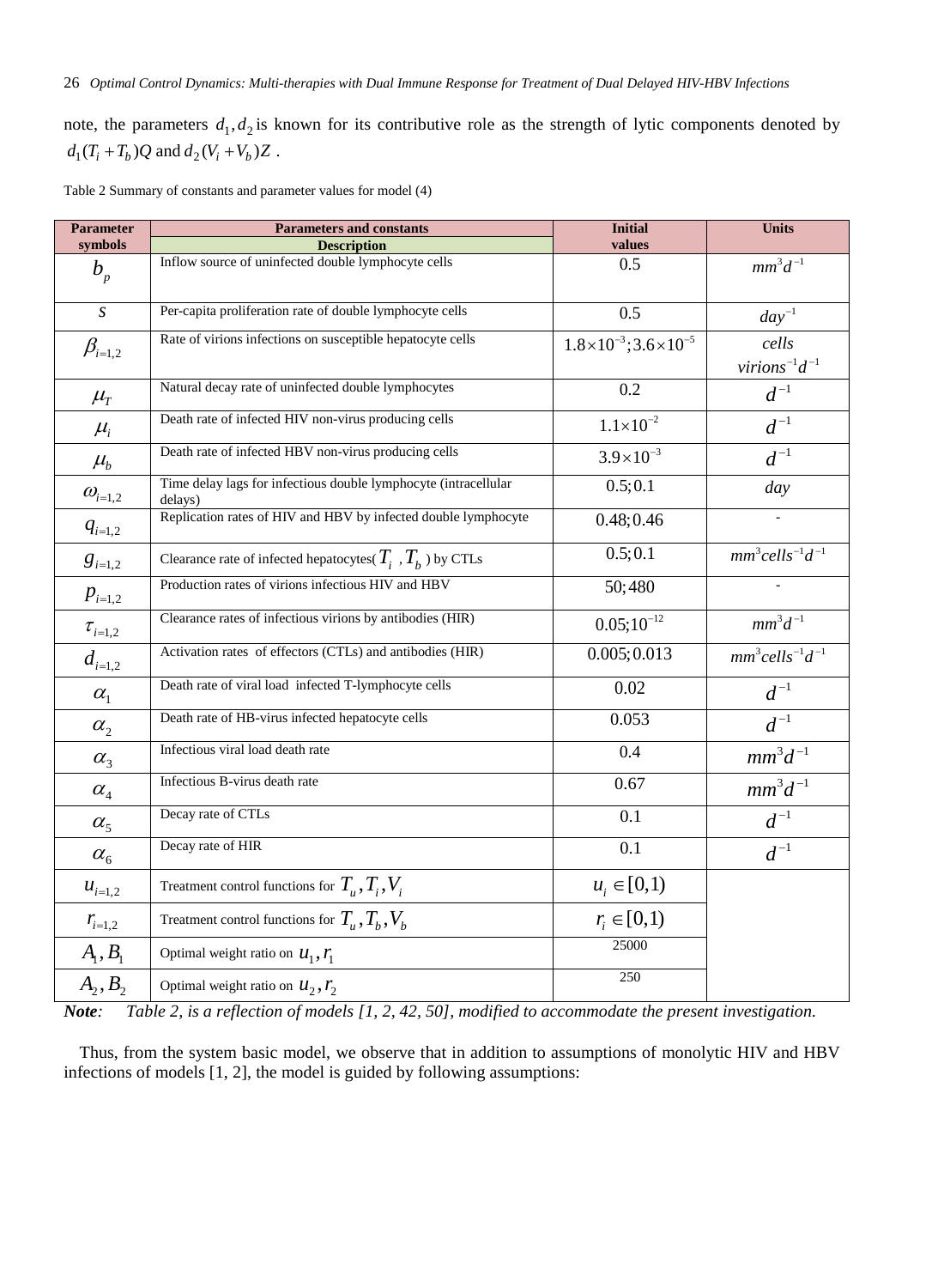note, the parameters $d_1, d_2$ is known for its contributive role as the strength of lytic components denoted by $d_1(T_i + T_b)Q$ and $d_2(V_i + V_b)Z$ .

Table 2 Summary of constants and parameter values for model (4)

| Parameter symbols | Parameters and constants Description | Initial values | Units |
|---|---|---|---|
| $b_p$ | Inflow source of uninfected double lymphocyte cells | 0.5 | $mm^3 d^{-1}$ |
| $s$ | Per-capita proliferation rate of double lymphocyte cells | 0.5 | $day^{-1}$ |
| $\beta_{i=1,2}$ | Rate of virions infections on susceptible hepatocyte cells | $1.8\times10^{-3}; 3.6\times10^{-5}$ | $cells$ $virions^{-1} d^{-1}$ |
| $\mu_T$ | Natural decay rate of uninfected double lymphocytes | 0.2 | $d^{-1}$ |
| $\mu_i$ | Death rate of infected HIV non-virus producing cells | $1.1\times10^{-2}$ | $d^{-1}$ |
| $\mu_b$ | Death rate of infected HBV non-virus producing cells | $3.9\times10^{-3}$ | $d^{-1}$ |
| $\omega_{i=1,2}$ | Time delay lags for infectious double lymphocyte (intracellular delays) | 0.5; 0.1 | $day$ |
| $q_{i=1,2}$ | Replication rates of HIV and HBV by infected double lymphocyte | 0.48; 0.46 | - |
| $g_{i=1,2}$ | Clearance rate of infected hepatocytes( $T_i$ , $T_b$ ) by CTLs | 0.5; 0.1 | $mm^3 cells^{-1} d^{-1}$ |
| $p_{i=1,2}$ | Production rates of virions infectious HIV and HBV | 50; 480 | - |
| $\tau_{i=1,2}$ | Clearance rates of infectious virions by antibodies (HIR) | $0.05; 10^{-12}$ | $mm^3 d^{-1}$ |
| $d_{i=1,2}$ | Activation rates of effectors (CTLs) and antibodies (HIR) | 0.005; 0.013 | $mm^3 cells^{-1} d^{-1}$ |
| $\alpha_1$ | Death rate of viral load infected T-lymphocyte cells | 0.02 | $d^{-1}$ |
| $\alpha_2$ | Death rate of HB-virus infected hepatocyte cells | 0.053 | $d^{-1}$ |
| $\alpha_3$ | Infectious viral load death rate | 0.4 | $mm^3 d^{-1}$ |
| $\alpha_4$ | Infectious B-virus death rate | 0.67 | $mm^3 d^{-1}$ |
| $\alpha_5$ | Decay rate of CTLs | 0.1 | $d^{-1}$ |
| $\alpha_6$ | Decay rate of HIR | 0.1 | $d^{-1}$ |
| $u_{i=1,2}$ | Treatment control functions for $T_u, T_i, V_i$ | $u_i \in [0,1)$ | |
| $r_{i=1,2}$ | Treatment control functions for $T_u, T_b, V_b$ | $r_i \in [0,1)$ | |
| $A_1, B_1$ | Optimal weight ratio on $u_1, r_1$ | 25000 | |
| $A_2, B_2$ | Optimal weight ratio on $u_2, r_2$ | 250 | |

***Note**: Table 2, is a reflection of models [1, 2, 42, 50], modified to accommodate the present investigation.*

Thus, from the system basic model, we observe that in addition to assumptions of monolytic HIV and HBV infections of models [1, 2], the model is guided by following assumptions: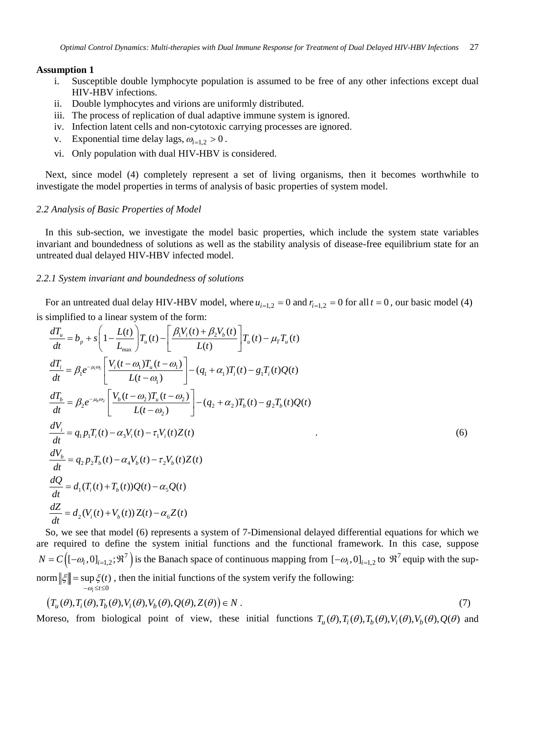**Assumption 1**

i. Susceptible double lymphocyte population is assumed to be free of any other infections except dual HIV-HBV infections.
ii. Double lymphocytes and virions are uniformly distributed.
iii. The process of replication of dual adaptive immune system is ignored.
iv. Infection latent cells and non-cytotoxic carrying processes are ignored.
v. Exponential time delay lags, $\omega_{i=1,2} > 0$ .
vi. Only population with dual HIV-HBV is considered.

Next, since model (4) completely represent a set of living organisms, then it becomes worthwhile to investigate the model properties in terms of analysis of basic properties of system model.

### *2.2 Analysis of Basic Properties of Model*

In this sub-section, we investigate the model basic properties, which include the system state variables invariant and boundedness of solutions as well as the stability analysis of disease-free equilibrium state for an untreated dual delayed HIV-HBV infected model.

#### *2.2.1 System invariant and boundedness of solutions*

For an untreated dual delay HIV-HBV model, where $u_{i=1,2} = 0$ and $r_{i=1,2} = 0$ for all $t = 0$ , our basic model (4) is simplified to a linear system of the form:

$$
\begin{aligned}
\frac{dT_u}{dt} &= b_p + s\left(1 - \frac{L(t)}{L_{\max}}\right)T_u(t) - \left[\frac{\beta_1 V_i(t) + \beta_2 V_b(t)}{L(t)}\right]T_u(t) - \mu_T T_u(t) \\
\frac{dT_i}{dt} &= \beta_1 e^{-\mu_i \omega_1}\left[\frac{V_i(t-\omega_1)T_u(t-\omega_1)}{L(t-\omega_1)}\right] - (q_1 + \alpha_1)T_i(t) - g_1 T_i(t)Q(t) \\
\frac{dT_b}{dt} &= \beta_2 e^{-\mu_b \omega_2}\left[\frac{V_b(t-\omega_2)T_u(t-\omega_2)}{L(t-\omega_2)}\right] - (q_2 + \alpha_2)T_b(t) - g_2 T_b(t)Q(t) \\
\frac{dV_i}{dt} &= q_1 p_1 T_i(t) - \alpha_3 V_i(t) - \tau_1 V_i(t)Z(t) \\
\frac{dV_b}{dt} &= q_2 p_2 T_b(t) - \alpha_4 V_b(t) - \tau_2 V_b(t)Z(t) \\
\frac{dQ}{dt} &= d_1(T_i(t) + T_b(t))Q(t) - \alpha_5 Q(t) \\
\frac{dZ}{dt} &= d_2(V_i(t) + V_b(t))Z(t) - \alpha_6 Z(t)
\end{aligned}
\quad . \tag{6}
$$

So, we see that model (6) represents a system of 7-Dimensional delayed differential equations for which we are required to define the system initial functions and the functional framework. In this case, suppose $N = C\left([-\omega_i, 0]_{i=1,2}; \Re^7\right)$ is the Banach space of continuous mapping from $[-\omega_i, 0]_{i=1,2}$ to $\Re^7$ equip with the sup-norm $\|\xi\| = \sup_{-\omega_i \le t \le 0} \xi(t)$ , then the initial functions of the system verify the following:

$$
\left(T_u(\theta), T_i(\theta), T_b(\theta), V_i(\theta), V_b(\theta), Q(\theta), Z(\theta)\right) \in N \,. \tag{7}
$$

Moreso, from biological point of view, these initial functions $T_u(\theta), T_i(\theta), T_b(\theta), V_i(\theta), V_b(\theta), Q(\theta)$ and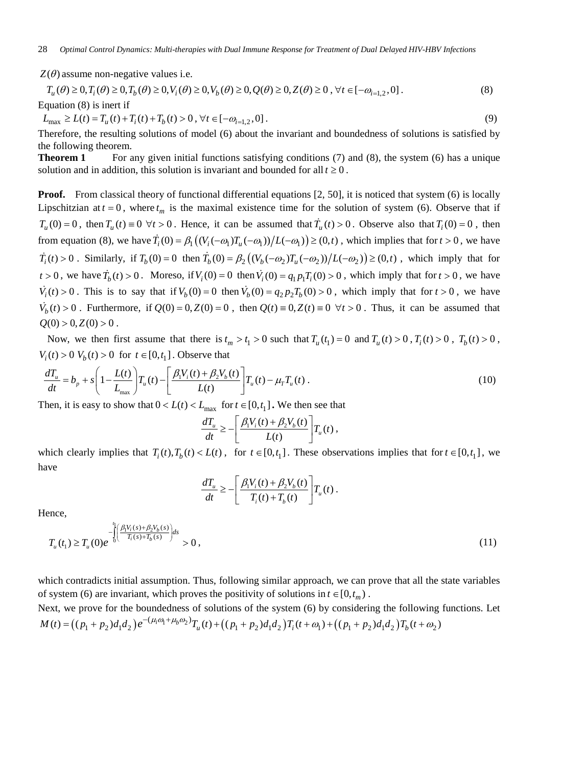$Z(\theta)$ assume non-negative values i.e.

$$T_u(\theta) \geq 0, T_i(\theta) \geq 0, T_b(\theta) \geq 0, V_i(\theta) \geq 0, V_b(\theta) \geq 0, Q(\theta) \geq 0, Z(\theta) \geq 0 \ , \forall t \in [-\omega_{i=1,2}, 0] \ . \tag{8}$$

Equation (8) is inert if

$$L_{\max} \geq L(t) = T_u(t) + T_i(t) + T_b(t) > 0 \ , \forall t \in [-\omega_{i=1,2}, 0] \ . \tag{9}$$

Therefore, the resulting solutions of model (6) about the invariant and boundedness of solutions is satisfied by the following theorem.

**Theorem 1** For any given initial functions satisfying conditions (7) and (8), the system (6) has a unique solution and in addition, this solution is invariant and bounded for all $t \geq 0$.

**Proof.** From classical theory of functional differential equations [2, 50], it is noticed that system (6) is locally Lipschitzian at $t = 0$, where $t_m$ is the maximal existence time for the solution of system (6). Observe that if $T_u(0) = 0$, then $T_u(t) \equiv 0 \ \forall t > 0$. Hence, it can be assumed that $\dot{T}_u(t) > 0$. Observe also that $T_i(0) = 0$, then from equation (8), we have $\dot{T}_i(0) = \beta_1\left((V_i(-\omega_1)T_u(-\omega_1))/L(-\omega_1)\right) \geq (0,t)$, which implies that for $t > 0$, we have $\dot{T}_i(t) > 0$. Similarly, if $T_b(0) = 0$ then $\dot{T}_b(0) = \beta_2\left((V_b(-\omega_2)T_u(-\omega_2))/L(-\omega_2)\right) \geq (0,t)$, which imply that for $t > 0$, we have $\dot{T}_b(t) > 0$. Moreso, if $V_i(0) = 0$ then $\dot{V}_i(0) = q_1 p_1 T_i(0) > 0$, which imply that for $t > 0$, we have $\dot{V}_i(t) > 0$. This is to say that if $V_b(0) = 0$ then $\dot{V}_b(0) = q_2 p_2 T_b(0) > 0$, which imply that for $t > 0$, we have $\dot{V}_b(t) > 0$. Furthermore, if $Q(0) = 0, Z(0) = 0$, then $Q(t) \equiv 0, Z(t) \equiv 0 \ \forall t > 0$. Thus, it can be assumed that $Q(0) > 0, Z(0) > 0$.

Now, we then first assume that there is $t_m > t_1 > 0$ such that $T_u(t_1) = 0$ and $T_u(t) > 0$, $T_i(t) > 0$, $T_b(t) > 0$, $V_i(t) > 0$ $V_b(t) > 0$ for $t \in [0, t_1]$. Observe that

$$\frac{dT_u}{dt} = b_p + s\left(1 - \frac{L(t)}{L_{\max}}\right)T_u(t) - \left[\frac{\beta_1 V_i(t) + \beta_2 V_b(t)}{L(t)}\right]T_u(t) - \mu_T T_u(t) \ . \tag{10}$$

Then, it is easy to show that $0 < L(t) < L_{\max}$ for $t \in [0, t_1]$**.** We then see that

$$\frac{dT_u}{dt} \geq -\left[\frac{\beta_1 V_i(t) + \beta_2 V_b(t)}{L(t)}\right]T_u(t),$$

which clearly implies that $T_i(t), T_b(t) < L(t)$, for $t \in [0, t_1]$. These observations implies that for $t \in [0, t_1]$, we have

$$\frac{dT_u}{dt} \geq -\left[\frac{\beta_1 V_i(t) + \beta_2 V_b(t)}{T_i(t) + T_b(t)}\right]T_u(t).$$

Hence,

$$T_u(t_1) \geq T_u(0) e^{-\int_0^{t_1}\left(\frac{\beta_1 V_i(s) + \beta_2 V_b(s)}{T_i(s) + T_b(s)}\right)ds} > 0, \tag{11}$$

which contradicts initial assumption. Thus, following similar approach, we can prove that all the state variables of system (6) are invariant, which proves the positivity of solutions in $t \in [0, t_m)$.

Next, we prove for the boundedness of solutions of the system (6) by considering the following functions. Let $M(t) = \left((p_1 + p_2)d_1 d_2\right)e^{-(\mu_i \omega_1 + \mu_b \omega_2)}T_u(t) + \left((p_1 + p_2)d_1 d_2\right)T_i(t + \omega_1) + \left((p_1 + p_2)d_1 d_2\right)T_b(t + \omega_2)$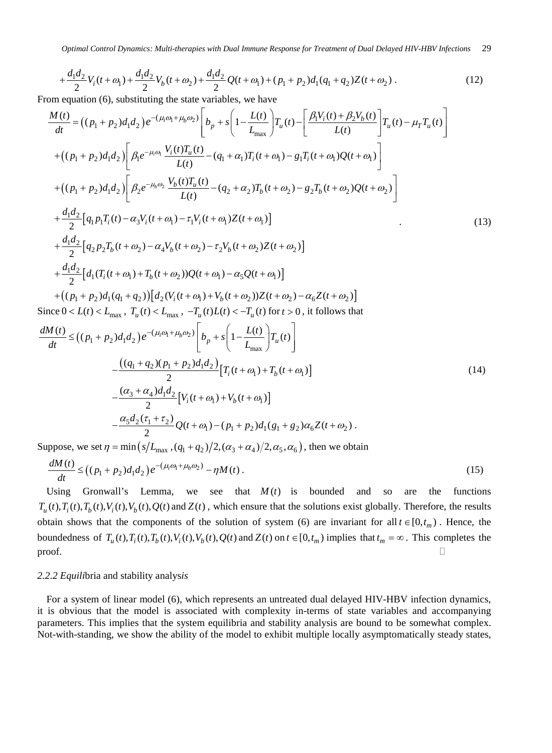$$+\frac{d_1 d_2}{2}V_i(t+\omega_1)+\frac{d_1 d_2}{2}V_b(t+\omega_2)+\frac{d_1 d_2}{2}Q(t+\omega_1)+(p_1+p_2)d_1(q_1+q_2)Z(t+\omega_2)\ . \tag{12}$$

From equation (6), substituting the state variables, we have

$$\begin{aligned}
\frac{M(t)}{dt} &= \left((p_1+p_2)d_1 d_2\right)e^{-(\mu_i\omega_1+\mu_b\omega_2)}\left[b_p + s\left(1-\frac{L(t)}{L_{\max}}\right)T_u(t) - \left[\frac{\beta_1 V_i(t)+\beta_2 V_b(t)}{L(t)}\right]T_u(t) - \mu_T T_u(t)\right] \\
&+ \left((p_1+p_2)d_1 d_2\right)\left[\beta_1 e^{-\mu_i\omega_1}\frac{V_i(t)T_u(t)}{L(t)} - (q_1+\alpha_1)T_i(t+\omega_1) - g_1 T_i(t+\omega_1)Q(t+\omega_1)\right] \\
&+ \left((p_1+p_2)d_1 d_2\right)\left[\beta_2 e^{-\mu_b\omega_2}\frac{V_b(t)T_u(t)}{L(t)} - (q_2+\alpha_2)T_b(t+\omega_2) - g_2 T_b(t+\omega_2)Q(t+\omega_2)\right] \\
&+ \frac{d_1 d_2}{2}\left[q_1 p_1 T_i(t) - \alpha_3 V_i(t+\omega_1) - \tau_1 V_i(t+\omega_1)Z(t+\omega_1)\right] \\
&+ \frac{d_1 d_2}{2}\left[q_2 p_2 T_b(t+\omega_2) - \alpha_4 V_b(t+\omega_2) - \tau_2 V_b(t+\omega_2)Z(t+\omega_2)\right] \\
&+ \frac{d_1 d_2}{2}\left[d_1(T_i(t+\omega_1)+T_b(t+\omega_2))Q(t+\omega_1) - \alpha_5 Q(t+\omega_1)\right] \\
&+ \left((p_1+p_2)d_1(q_1+q_2)\right)\left[d_2(V_i(t+\omega_1)+V_b(t+\omega_2))Z(t+\omega_2) - \alpha_6 Z(t+\omega_2)\right]
\end{aligned} \ . \tag{13}$$

Since $0 < L(t) < L_{\max}$, $T_u(t) < L_{\max}$, $-T_u(t)L(t) < -T_u(t)$ for $t > 0$, it follows that

$$\begin{aligned}
\frac{dM(t)}{dt} \le &\left((p_1+p_2)d_1 d_2\right)e^{-(\mu_i\omega_1+\mu_b\omega_2)}\left[b_p + s\left(1-\frac{L(t)}{L_{\max}}\right)T_u(t)\right] \\
&- \frac{\left((q_1+q_2)(p_1+p_2)d_1 d_2\right)}{2}\left[T_i(t+\omega_1)+T_b(t+\omega_1)\right] \\
&- \frac{(\alpha_3+\alpha_4)d_1 d_2}{2}\left[V_i(t+\omega_1)+V_b(t+\omega_1)\right] \\
&- \frac{\alpha_5 d_2(\tau_1+\tau_2)}{2}Q(t+\omega_1) - (p_1+p_2)d_1(g_1+g_2)\alpha_6 Z(t+\omega_2)\ .
\end{aligned} \tag{14}$$

Suppose, we set $\eta = \min\left(s/L_{\max}, (q_1+q_2)/2, (\alpha_3+\alpha_4)/2, \alpha_5, \alpha_6\right)$, then we obtain

$$\frac{dM(t)}{dt} \le \left((p_1+p_2)d_1 d_2\right)e^{-(\mu_i\omega_1+\mu_b\omega_2)} - \eta M(t)\ . \tag{15}$$

Using Gronwall's Lemma, we see that $M(t)$ is bounded and so are the functions $T_u(t), T_i(t), T_b(t), V_i(t), V_b(t), Q(t)$ and $Z(t)$, which ensure that the solutions exist globally. Therefore, the results obtain shows that the components of the solution of system (6) are invariant for all $t \in [0, t_m)$. Hence, the boundedness of $T_u(t), T_i(t), T_b(t), V_i(t), V_b(t), Q(t)$ and $Z(t)$ on $t \in [0, t_m)$ implies that $t_m = \infty$. This completes the proof. □

#### *2.2.2 Equilibria and stability analysis*

For a system of linear model (6), which represents an untreated dual delayed HIV-HBV infection dynamics, it is obvious that the model is associated with complexity in-terms of state variables and accompanying parameters. This implies that the system equilibria and stability analysis are bound to be somewhat complex. Not-with-standing, we show the ability of the model to exhibit multiple locally asymptomatically steady states,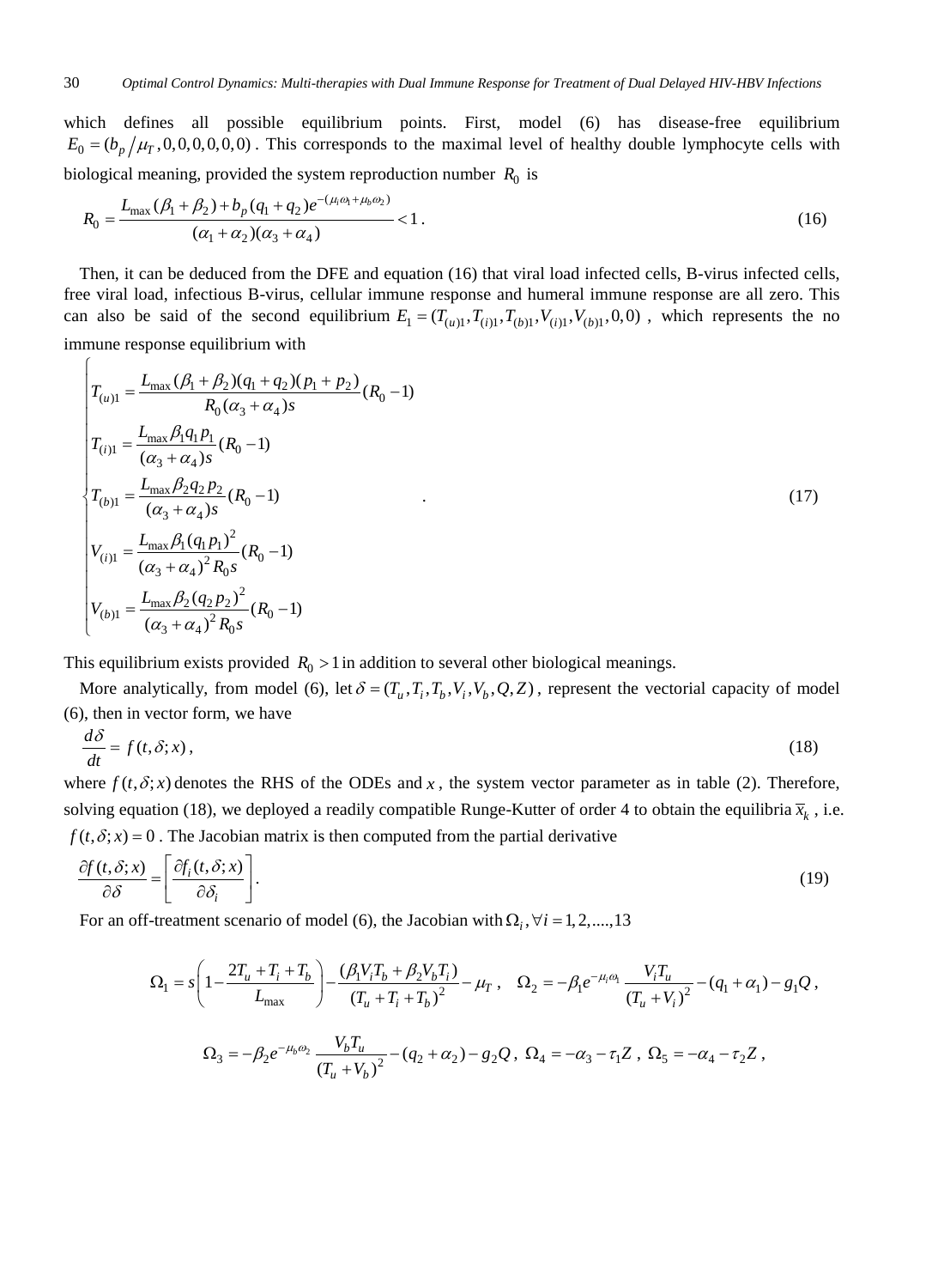which defines all possible equilibrium points. First, model (6) has disease-free equilibrium $E_0 = (b_p / \mu_T, 0,0,0,0,0,0)$. This corresponds to the maximal level of healthy double lymphocyte cells with biological meaning, provided the system reproduction number $R_0$ is

$$R_0 = \frac{L_{\max}(\beta_1 + \beta_2) + b_p(q_1 + q_2)e^{-(\mu_i \omega_1 + \mu_b \omega_2)}}{(\alpha_1 + \alpha_2)(\alpha_3 + \alpha_4)} < 1 . \tag{16}$$

Then, it can be deduced from the DFE and equation (16) that viral load infected cells, B-virus infected cells, free viral load, infectious B-virus, cellular immune response and humeral immune response are all zero. This can also be said of the second equilibrium $E_1 = (T_{(u)1}, T_{(i)1}, T_{(b)1}, V_{(i)1}, V_{(b)1}, 0, 0)$, which represents the no immune response equilibrium with

$$\begin{cases} T_{(u)1} = \dfrac{L_{\max}(\beta_1+\beta_2)(q_1+q_2)(p_1+p_2)}{R_0(\alpha_3+\alpha_4)s}(R_0-1) \\ T_{(i)1} = \dfrac{L_{\max}\beta_1 q_1 p_1}{(\alpha_3+\alpha_4)s}(R_0-1) \\ T_{(b)1} = \dfrac{L_{\max}\beta_2 q_2 p_2}{(\alpha_3+\alpha_4)s}(R_0-1) \\ V_{(i)1} = \dfrac{L_{\max}\beta_1 (q_1 p_1)^2}{(\alpha_3+\alpha_4)^2 R_0 s}(R_0-1) \\ V_{(b)1} = \dfrac{L_{\max}\beta_2 (q_2 p_2)^2}{(\alpha_3+\alpha_4)^2 R_0 s}(R_0-1) \end{cases} . \tag{17}$$

This equilibrium exists provided $R_0 > 1$ in addition to several other biological meanings.

More analytically, from model (6), let $\delta = (T_u, T_i, T_b, V_i, V_b, Q, Z)$, represent the vectorial capacity of model (6), then in vector form, we have

$$\frac{d\delta}{dt} = f(t, \delta; x), \tag{18}$$

where $f(t,\delta;x)$ denotes the RHS of the ODEs and $x$, the system vector parameter as in table (2). Therefore, solving equation (18), we deployed a readily compatible Runge-Kutter of order 4 to obtain the equilibria $\overline{x}_k$, i.e. $f(t,\delta;x) = 0$. The Jacobian matrix is then computed from the partial derivative

$$\frac{\partial f(t,\delta;x)}{\partial \delta} = \left[ \frac{\partial f_i(t,\delta;x)}{\partial \delta_i} \right]. \tag{19}$$

For an off-treatment scenario of model (6), the Jacobian with $\Omega_i, \forall i = 1,2,....,13$

$$\Omega_1 = s\left(1 - \frac{2T_u + T_i + T_b}{L_{\max}}\right) - \frac{(\beta_1 V_i T_b + \beta_2 V_b T_i)}{(T_u + T_i + T_b)^2} - \mu_T , \quad \Omega_2 = -\beta_1 e^{-\mu_i \omega_1} \frac{V_i T_u}{(T_u + V_i)^2} - (q_1 + \alpha_1) - g_1 Q ,$$

$$\Omega_3 = -\beta_2 e^{-\mu_b \omega_2} \frac{V_b T_u}{(T_u + V_b)^2} - (q_2 + \alpha_2) - g_2 Q , \; \Omega_4 = -\alpha_3 - \tau_1 Z , \; \Omega_5 = -\alpha_4 - \tau_2 Z ,$$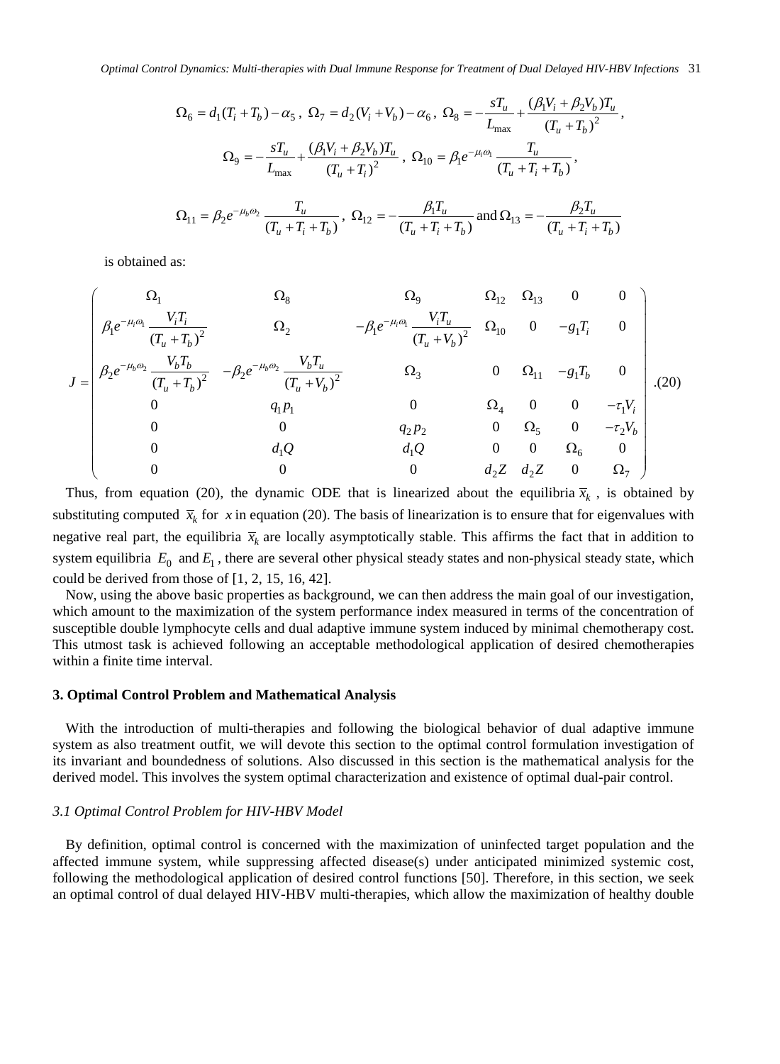$$\Omega_6 = d_1(T_i + T_b) - \alpha_5,\ \Omega_7 = d_2(V_i + V_b) - \alpha_6,\ \Omega_8 = -\frac{sT_u}{L_{\max}} + \frac{(\beta_1 V_i + \beta_2 V_b)T_u}{(T_u + T_b)^2},$$

$$\Omega_9 = -\frac{sT_u}{L_{\max}} + \frac{(\beta_1 V_i + \beta_2 V_b)T_u}{(T_u + T_i)^2},\ \Omega_{10} = \beta_1 e^{-\mu_i \omega_1} \frac{T_u}{(T_u + T_i + T_b)},$$

$$\Omega_{11} = \beta_2 e^{-\mu_b \omega_2} \frac{T_u}{(T_u + T_i + T_b)},\ \Omega_{12} = -\frac{\beta_1 T_u}{(T_u + T_i + T_b)} \text{ and } \Omega_{13} = -\frac{\beta_2 T_u}{(T_u + T_i + T_b)}$$

is obtained as:

$$J = \begin{pmatrix} \Omega_1 & \Omega_8 & \Omega_9 & \Omega_{12} & \Omega_{13} & 0 & 0 \\ \beta_1 e^{-\mu_i \omega_1} \dfrac{V_i T_i}{(T_u + T_b)^2} & \Omega_2 & -\beta_1 e^{-\mu_i \omega_1} \dfrac{V_i T_u}{(T_u + V_b)^2} & \Omega_{10} & 0 & -g_1 T_i & 0 \\ \beta_2 e^{-\mu_b \omega_2} \dfrac{V_b T_b}{(T_u + T_b)^2} & -\beta_2 e^{-\mu_b \omega_2} \dfrac{V_b T_u}{(T_u + V_b)^2} & \Omega_3 & 0 & \Omega_{11} & -g_1 T_b & 0 \\ 0 & q_1 p_1 & 0 & \Omega_4 & 0 & 0 & -\tau_1 V_i \\ 0 & 0 & q_2 p_2 & 0 & \Omega_5 & 0 & -\tau_2 V_b \\ 0 & d_1 Q & d_1 Q & 0 & 0 & \Omega_6 & 0 \\ 0 & 0 & 0 & d_2 Z & d_2 Z & 0 & \Omega_7 \end{pmatrix}. \quad (20)$$

Thus, from equation (20), the dynamic ODE that is linearized about the equilibria $\overline{x}_k$, is obtained by substituting computed $\overline{x}_k$ for $x$ in equation (20). The basis of linearization is to ensure that for eigenvalues with negative real part, the equilibria $\overline{x}_k$ are locally asymptotically stable. This affirms the fact that in addition to system equilibria $E_0$ and $E_1$, there are several other physical steady states and non-physical steady state, which could be derived from those of [1, 2, 15, 16, 42].

Now, using the above basic properties as background, we can then address the main goal of our investigation, which amount to the maximization of the system performance index measured in terms of the concentration of susceptible double lymphocyte cells and dual adaptive immune system induced by minimal chemotherapy cost. This utmost task is achieved following an acceptable methodological application of desired chemotherapies within a finite time interval.

## 3. Optimal Control Problem and Mathematical Analysis

With the introduction of multi-therapies and following the biological behavior of dual adaptive immune system as also treatment outfit, we will devote this section to the optimal control formulation investigation of its invariant and boundedness of solutions. Also discussed in this section is the mathematical analysis for the derived model. This involves the system optimal characterization and existence of optimal dual-pair control.

### *3.1 Optimal Control Problem for HIV-HBV Model*

By definition, optimal control is concerned with the maximization of uninfected target population and the affected immune system, while suppressing affected disease(s) under anticipated minimized systemic cost, following the methodological application of desired control functions [50]. Therefore, in this section, we seek an optimal control of dual delayed HIV-HBV multi-therapies, which allow the maximization of healthy double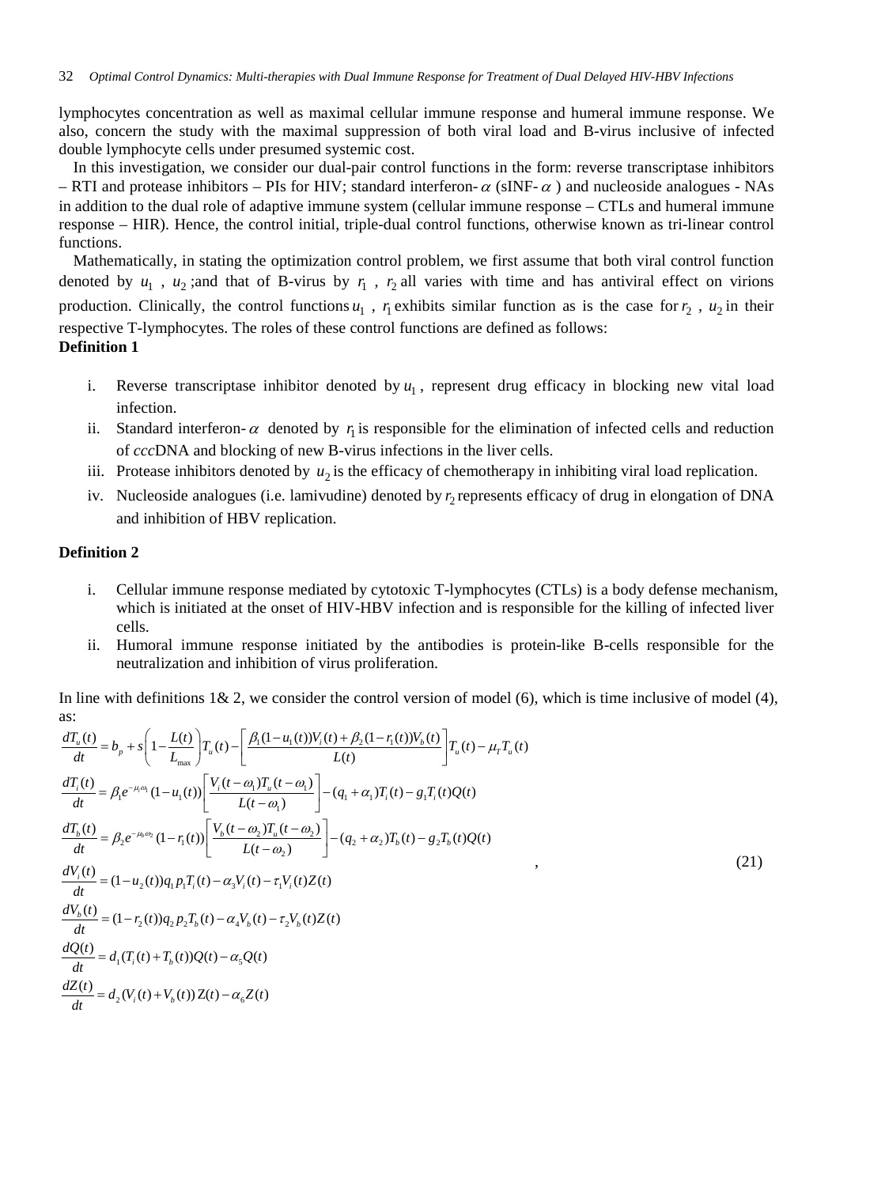lymphocytes concentration as well as maximal cellular immune response and humeral immune response. We also, concern the study with the maximal suppression of both viral load and B-virus inclusive of infected double lymphocyte cells under presumed systemic cost.

In this investigation, we consider our dual-pair control functions in the form: reverse transcriptase inhibitors – RTI and protease inhibitors – PIs for HIV; standard interferon-$\alpha$ (sINF-$\alpha$) and nucleoside analogues - NAs in addition to the dual role of adaptive immune system (cellular immune response – CTLs and humeral immune response – HIR). Hence, the control initial, triple-dual control functions, otherwise known as tri-linear control functions.

Mathematically, in stating the optimization control problem, we first assume that both viral control function denoted by $u_1$ , $u_2$ ;and that of B-virus by $r_1$ , $r_2$ all varies with time and has antiviral effect on virions production. Clinically, the control functions $u_1$ , $r_1$ exhibits similar function as is the case for $r_2$ , $u_2$ in their respective T-lymphocytes. The roles of these control functions are defined as follows:

**Definition 1**

i. Reverse transcriptase inhibitor denoted by $u_1$, represent drug efficacy in blocking new vital load infection.
ii. Standard interferon-$\alpha$ denoted by $r_1$ is responsible for the elimination of infected cells and reduction of *ccc*DNA and blocking of new B-virus infections in the liver cells.
iii. Protease inhibitors denoted by $u_2$ is the efficacy of chemotherapy in inhibiting viral load replication.
iv. Nucleoside analogues (i.e. lamivudine) denoted by $r_2$ represents efficacy of drug in elongation of DNA and inhibition of HBV replication.

**Definition 2**

i. Cellular immune response mediated by cytotoxic T-lymphocytes (CTLs) is a body defense mechanism, which is initiated at the onset of HIV-HBV infection and is responsible for the killing of infected liver cells.
ii. Humoral immune response initiated by the antibodies is protein-like B-cells responsible for the neutralization and inhibition of virus proliferation.

In line with definitions 1& 2, we consider the control version of model (6), which is time inclusive of model (4), as:

$$
\begin{aligned}
\frac{dT_u(t)}{dt} &= b_p + s\left(1-\frac{L(t)}{L_{\max}}\right)T_u(t) - \left[\frac{\beta_1(1-u_1(t))V_i(t)+\beta_2(1-r_1(t))V_b(t)}{L(t)}\right]T_u(t) - \mu_T T_u(t) \\
\frac{dT_i(t)}{dt} &= \beta_1 e^{-\mu_i\omega_1}(1-u_1(t))\left[\frac{V_i(t-\omega_1)T_u(t-\omega_1)}{L(t-\omega_1)}\right] - (q_1+\alpha_1)T_i(t) - g_1 T_i(t)Q(t) \\
\frac{dT_b(t)}{dt} &= \beta_2 e^{-\mu_b\omega_2}(1-r_1(t))\left[\frac{V_b(t-\omega_2)T_u(t-\omega_2)}{L(t-\omega_2)}\right] - (q_2+\alpha_2)T_b(t) - g_2 T_b(t)Q(t) \\
\frac{dV_i(t)}{dt} &= (1-u_2(t))q_1 p_1 T_i(t) - \alpha_3 V_i(t) - \tau_1 V_i(t)Z(t) \\
\frac{dV_b(t)}{dt} &= (1-r_2(t))q_2 p_2 T_b(t) - \alpha_4 V_b(t) - \tau_2 V_b(t)Z(t) \\
\frac{dQ(t)}{dt} &= d_1(T_i(t)+T_b(t))Q(t) - \alpha_5 Q(t) \\
\frac{dZ(t)}{dt} &= d_2(V_i(t)+V_b(t))Z(t) - \alpha_6 Z(t)
\end{aligned}
\quad , \qquad (21)
$$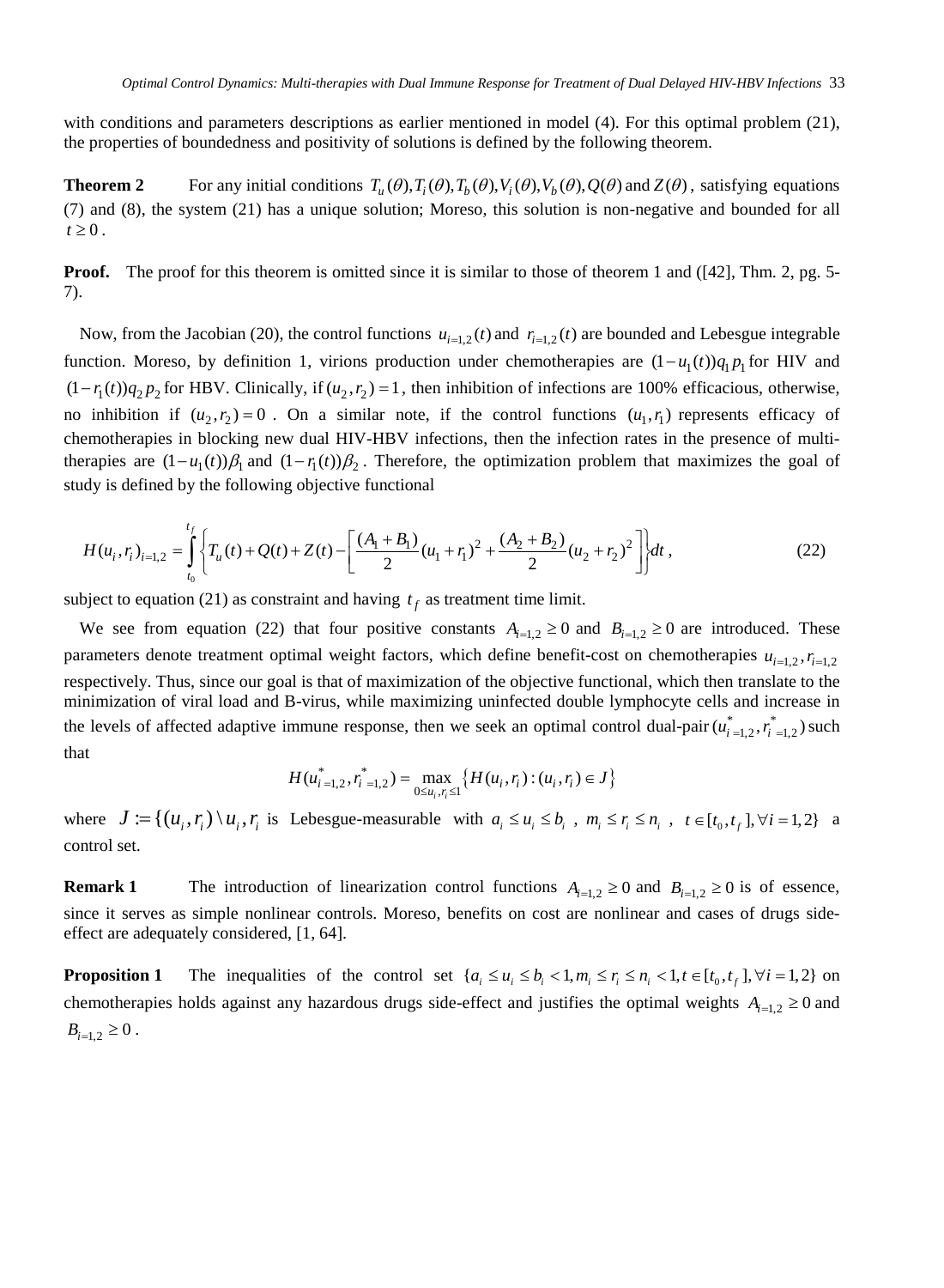with conditions and parameters descriptions as earlier mentioned in model (4). For this optimal problem (21), the properties of boundedness and positivity of solutions is defined by the following theorem.

**Theorem 2** For any initial conditions $T_u(\theta), T_i(\theta), T_b(\theta), V_i(\theta), V_b(\theta), Q(\theta)$ and $Z(\theta)$, satisfying equations (7) and (8), the system (21) has a unique solution; Moreso, this solution is non-negative and bounded for all $t \geq 0$.

**Proof.** The proof for this theorem is omitted since it is similar to those of theorem 1 and ([42], Thm. 2, pg. 5-7).

Now, from the Jacobian (20), the control functions $u_{i=1,2}(t)$ and $r_{i=1,2}(t)$ are bounded and Lebesgue integrable function. Moreso, by definition 1, virions production under chemotherapies are $(1-u_1(t))q_1 p_1$ for HIV and $(1-r_1(t))q_2 p_2$ for HBV. Clinically, if $(u_2, r_2) = 1$, then inhibition of infections are 100% efficacious, otherwise, no inhibition if $(u_2, r_2) = 0$. On a similar note, if the control functions $(u_1, r_1)$ represents efficacy of chemotherapies in blocking new dual HIV-HBV infections, then the infection rates in the presence of multi-therapies are $(1-u_1(t))\beta_1$ and $(1-r_1(t))\beta_2$. Therefore, the optimization problem that maximizes the goal of study is defined by the following objective functional

$$H(u_i, r_i)_{i=1,2} = \int_{t_0}^{t_f} \left\{ T_u(t) + Q(t) + Z(t) - \left[ \frac{(A_1 + B_1)}{2}(u_1 + r_1)^2 + \frac{(A_2 + B_2)}{2}(u_2 + r_2)^2 \right] \right\} dt, \tag{22}$$

subject to equation (21) as constraint and having $t_f$ as treatment time limit.

We see from equation (22) that four positive constants $A_{i=1,2} \geq 0$ and $B_{i=1,2} \geq 0$ are introduced. These parameters denote treatment optimal weight factors, which define benefit-cost on chemotherapies $u_{i=1,2}, r_{i=1,2}$ respectively. Thus, since our goal is that of maximization of the objective functional, which then translate to the minimization of viral load and B-virus, while maximizing uninfected double lymphocyte cells and increase in the levels of affected adaptive immune response, then we seek an optimal control dual-pair $(u^*_{i=1,2}, r^*_{i=1,2})$ such that

$$H(u^*_{i=1,2}, r^*_{i=1,2}) = \max_{0 \leq u_i, r_i \leq 1} \left\{ H(u_i, r_i) : (u_i, r_i) \in J \right\}$$

where $J := \{(u_i, r_i) \setminus u_i, r_i$ is Lebesgue-measurable with $a_i \leq u_i \leq b_i$, $m_i \leq r_i \leq n_i$, $t \in [t_0, t_f], \forall i = 1,2\}$ a control set.

**Remark 1** The introduction of linearization control functions $A_{i=1,2} \geq 0$ and $B_{i=1,2} \geq 0$ is of essence, since it serves as simple nonlinear controls. Moreso, benefits on cost are nonlinear and cases of drugs side-effect are adequately considered, [1, 64].

**Proposition 1** The inequalities of the control set $\{a_i \leq u_i \leq b_i < 1, m_i \leq r_i \leq n_i < 1, t \in [t_0, t_f], \forall i = 1,2\}$ on chemotherapies holds against any hazardous drugs side-effect and justifies the optimal weights $A_{i=1,2} \geq 0$ and $B_{i=1,2} \geq 0$.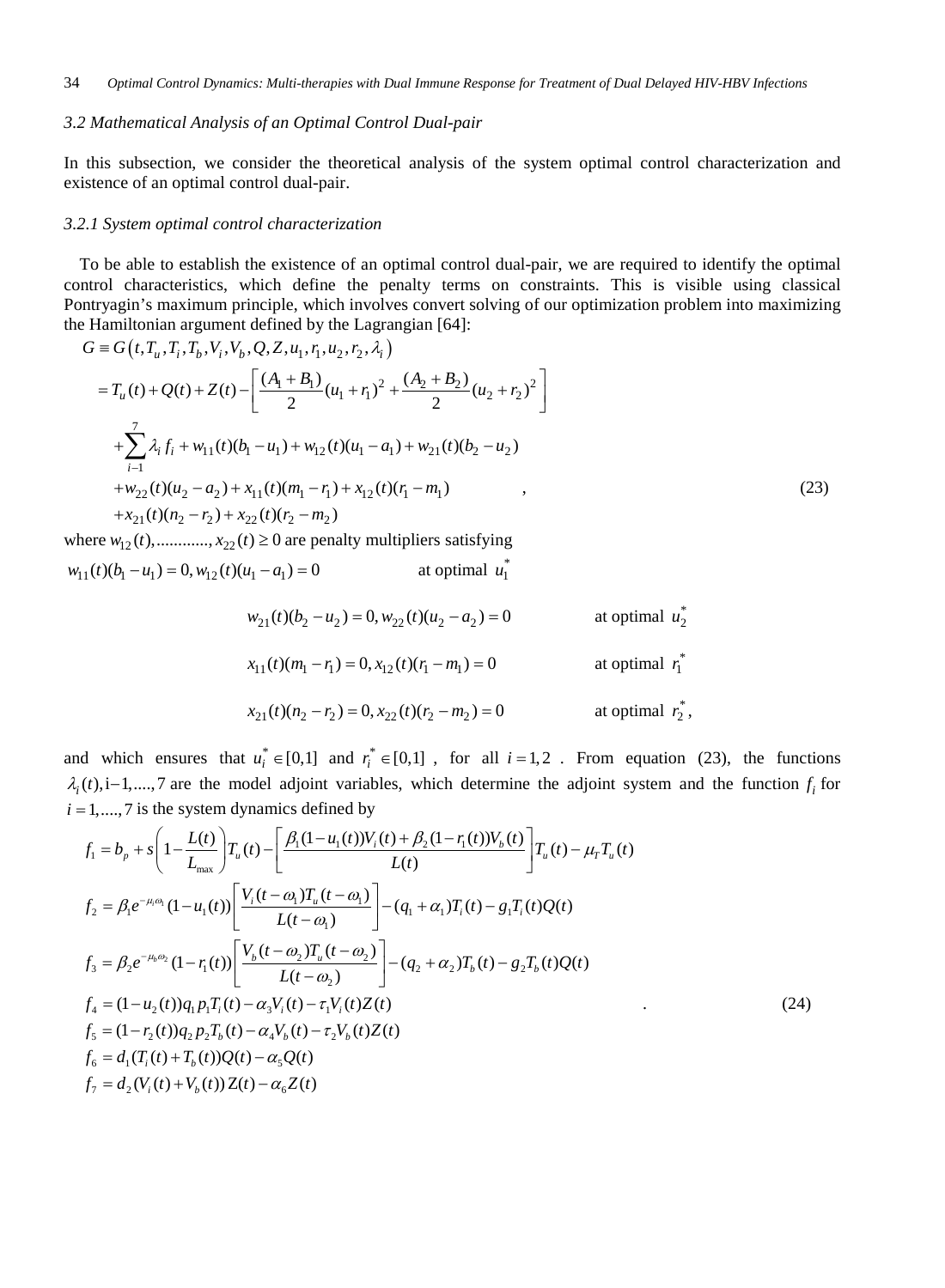### 3.2 Mathematical Analysis of an Optimal Control Dual-pair

In this subsection, we consider the theoretical analysis of the system optimal control characterization and existence of an optimal control dual-pair.

#### 3.2.1 System optimal control characterization

To be able to establish the existence of an optimal control dual-pair, we are required to identify the optimal control characteristics, which define the penalty terms on constraints. This is visible using classical Pontryagin's maximum principle, which involves convert solving of our optimization problem into maximizing the Hamiltonian argument defined by the Lagrangian [64]:

$$
\begin{aligned}
G &\equiv G\left(t,T_u,T_i,T_b,V_i,V_b,Q,Z,u_1,r_1,u_2,r_2,\lambda_i\right) \\
&= T_u(t)+Q(t)+Z(t)-\left[\frac{(A_1+B_1)}{2}(u_1+r_1)^2+\frac{(A_2+B_2)}{2}(u_2+r_2)^2\right] \\
&\quad +\sum_{i-1}^{7}\lambda_i f_i + w_{11}(t)(b_1-u_1)+w_{12}(t)(u_1-a_1)+w_{21}(t)(b_2-u_2) \\
&\quad +w_{22}(t)(u_2-a_2)+x_{11}(t)(m_1-r_1)+x_{12}(t)(r_1-m_1) \\
&\quad +x_{21}(t)(n_2-r_2)+x_{22}(t)(r_2-m_2)
\end{aligned}
\qquad , \tag{23}
$$

where $w_{12}(t),............,x_{22}(t)\geq 0$ are penalty multipliers satisfying

$$w_{11}(t)(b_1-u_1)=0, w_{12}(t)(u_1-a_1)=0 \qquad \text{at optimal } u_1^*$$

$$w_{21}(t)(b_2-u_2)=0, w_{22}(t)(u_2-a_2)=0 \qquad \text{at optimal } u_2^*$$

$$x_{11}(t)(m_1-r_1)=0, x_{12}(t)(r_1-m_1)=0 \qquad \text{at optimal } r_1^*$$

$$x_{21}(t)(n_2-r_2)=0, x_{22}(t)(r_2-m_2)=0 \qquad \text{at optimal } r_2^*,$$

and which ensures that $u_i^*\in[0,1]$ and $r_i^*\in[0,1]$, for all $i=1,2$. From equation (23), the functions $\lambda_i(t), \text{i}-1,....,7$ are the model adjoint variables, which determine the adjoint system and the function $f_i$ for $i=1,....,7$ is the system dynamics defined by

$$
\begin{aligned}
f_1 &= b_p + s\left(1-\frac{L(t)}{L_{\max}}\right)T_u(t)-\left[\frac{\beta_1(1-u_1(t))V_i(t)+\beta_2(1-r_1(t))V_b(t)}{L(t)}\right]T_u(t)-\mu_T T_u(t) \\
f_2 &= \beta_1 e^{-\mu_i\omega_1}(1-u_1(t))\left[\frac{V_i(t-\omega_1)T_u(t-\omega_1)}{L(t-\omega_1)}\right]-(q_1+\alpha_1)T_i(t)-g_1T_i(t)Q(t) \\
f_3 &= \beta_2 e^{-\mu_b\omega_2}(1-r_1(t))\left[\frac{V_b(t-\omega_2)T_u(t-\omega_2)}{L(t-\omega_2)}\right]-(q_2+\alpha_2)T_b(t)-g_2T_b(t)Q(t) \\
f_4 &= (1-u_2(t))q_1p_1T_i(t)-\alpha_3V_i(t)-\tau_1V_i(t)Z(t) \\
f_5 &= (1-r_2(t))q_2p_2T_b(t)-\alpha_4V_b(t)-\tau_2V_b(t)Z(t) \\
f_6 &= d_1(T_i(t)+T_b(t))Q(t)-\alpha_5Q(t) \\
f_7 &= d_2(V_i(t)+V_b(t))Z(t)-\alpha_6Z(t)
\end{aligned}
\qquad . \tag{24}
$$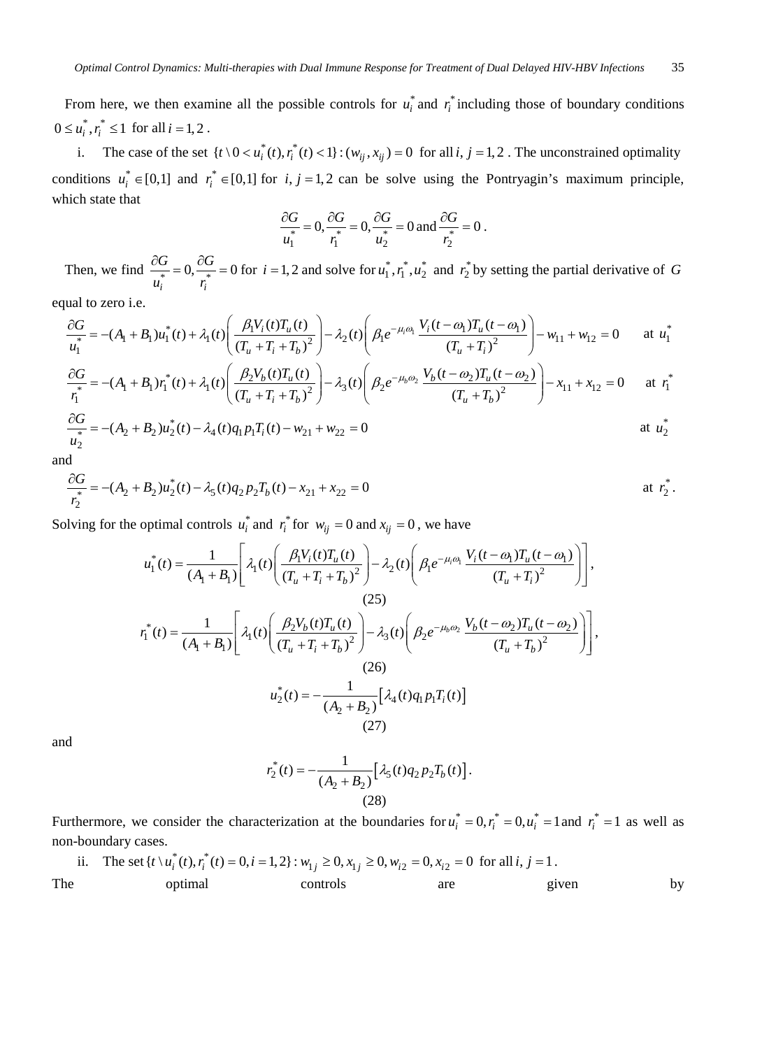From here, we then examine all the possible controls for $u_i^*$ and $r_i^*$ including those of boundary conditions $0 \le u_i^*, r_i^* \le 1$ for all $i = 1,2$ .

i. The case of the set $\{t \setminus 0 < u_i^*(t), r_i^*(t) < 1\} : (w_{ij}, x_{ij}) = 0$ for all $i, j = 1,2$ . The unconstrained optimality conditions $u_i^* \in [0,1]$ and $r_i^* \in [0,1]$ for $i, j = 1,2$ can be solve using the Pontryagin's maximum principle, which state that

$$\frac{\partial G}{u_1^*} = 0, \frac{\partial G}{r_1^*} = 0, \frac{\partial G}{u_2^*} = 0 \text{ and } \frac{\partial G}{r_2^*} = 0 .$$

Then, we find $\frac{\partial G}{u_i^*} = 0, \frac{\partial G}{r_i^*} = 0$ for $i = 1,2$ and solve for $u_1^*, r_1^*, u_2^*$ and $r_2^*$ by setting the partial derivative of $G$ equal to zero i.e.

$$\frac{\partial G}{u_1^*} = -(A_1 + B_1)u_1^*(t) + \lambda_1(t)\left(\frac{\beta_1 V_i(t) T_u(t)}{(T_u + T_i + T_b)^2}\right) - \lambda_2(t)\left(\beta_1 e^{-\mu_i \omega_1}\frac{V_i(t-\omega_1)T_u(t-\omega_1)}{(T_u + T_i)^2}\right) - w_{11} + w_{12} = 0 \quad \text{at } u_1^*$$

$$\frac{\partial G}{r_1^*} = -(A_1 + B_1)r_1^*(t) + \lambda_1(t)\left(\frac{\beta_2 V_b(t) T_u(t)}{(T_u + T_i + T_b)^2}\right) - \lambda_3(t)\left(\beta_2 e^{-\mu_b \omega_2}\frac{V_b(t-\omega_2)T_u(t-\omega_2)}{(T_u + T_b)^2}\right) - x_{11} + x_{12} = 0 \quad \text{at } r_1^*$$

$$\frac{\partial G}{u_2^*} = -(A_2 + B_2)u_2^*(t) - \lambda_4(t) q_1 p_1 T_i(t) - w_{21} + w_{22} = 0 \quad \text{at } u_2^*$$

and

$$\frac{\partial G}{r_2^*} = -(A_2 + B_2)u_2^*(t) - \lambda_5(t) q_2 p_2 T_b(t) - x_{21} + x_{22} = 0 \quad \text{at } r_2^* .$$

Solving for the optimal controls $u_i^*$ and $r_i^*$ for $w_{ij} = 0$ and $x_{ij} = 0$ , we have

$$u_1^*(t) = \frac{1}{(A_1 + B_1)}\left[\lambda_1(t)\left(\frac{\beta_1 V_i(t) T_u(t)}{(T_u + T_i + T_b)^2}\right) - \lambda_2(t)\left(\beta_1 e^{-\mu_i \omega_1}\frac{V_i(t-\omega_1)T_u(t-\omega_1)}{(T_u + T_i)^2}\right)\right], \tag{25}$$

$$r_1^*(t) = \frac{1}{(A_1 + B_1)}\left[\lambda_1(t)\left(\frac{\beta_2 V_b(t) T_u(t)}{(T_u + T_i + T_b)^2}\right) - \lambda_3(t)\left(\beta_2 e^{-\mu_b \omega_2}\frac{V_b(t-\omega_2)T_u(t-\omega_2)}{(T_u + T_b)^2}\right)\right], \tag{26}$$

$$u_2^*(t) = -\frac{1}{(A_2 + B_2)}\left[\lambda_4(t) q_1 p_1 T_i(t)\right] \tag{27}$$

and

$$r_2^*(t) = -\frac{1}{(A_2 + B_2)}\left[\lambda_5(t) q_2 p_2 T_b(t)\right]. \tag{28}$$

Furthermore, we consider the characterization at the boundaries for $u_i^* = 0, r_i^* = 0, u_i^* = 1$ and $r_i^* = 1$ as well as non-boundary cases.

ii. The set $\{t \setminus u_i^*(t), r_i^*(t) = 0, i = 1,2\} : w_{1j} \ge 0, x_{1j} \ge 0, w_{i2} = 0, x_{i2} = 0$ for all $i, j = 1$ .

The optimal controls are given by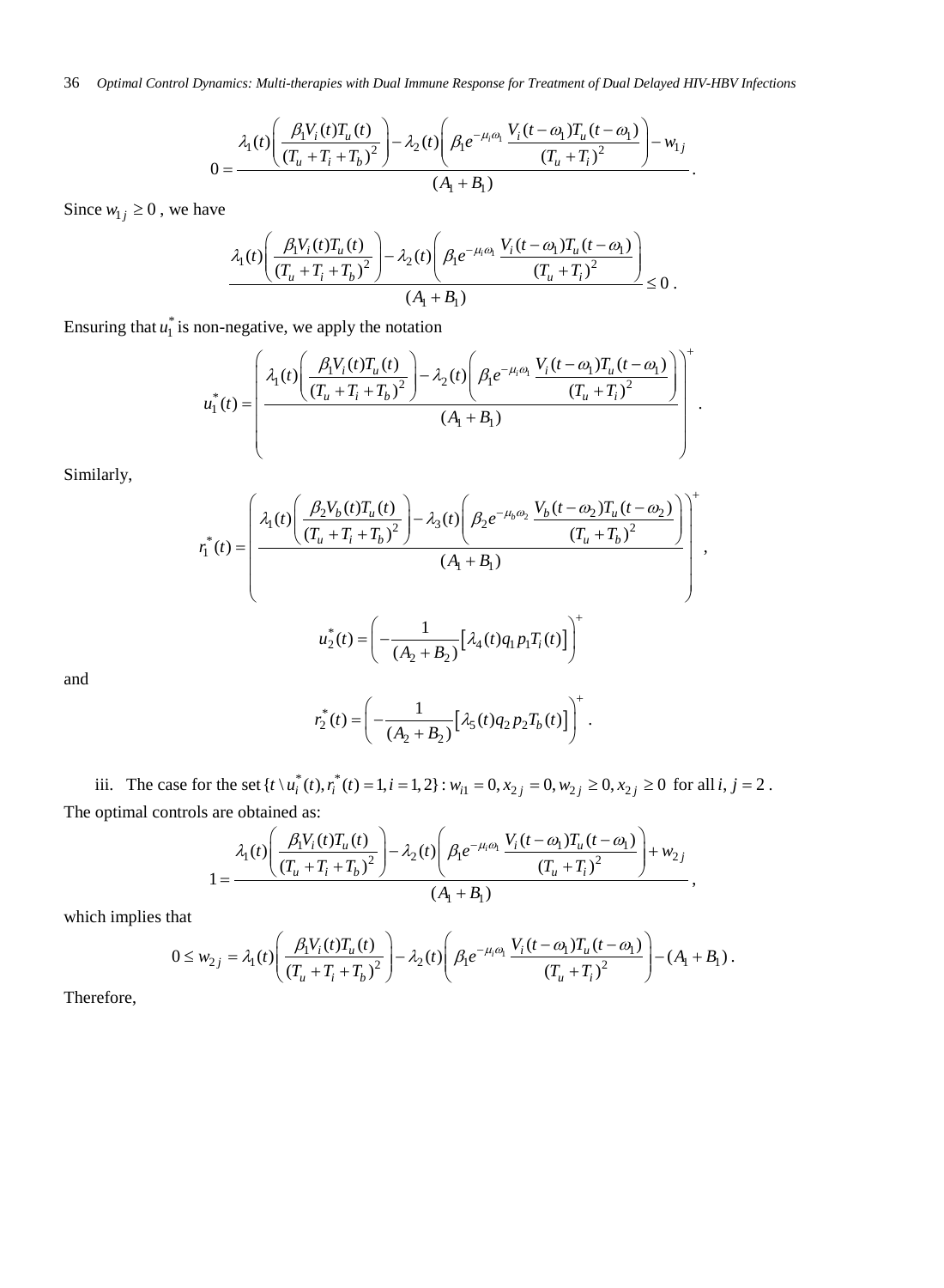$$0=\frac{\lambda_1(t)\left(\dfrac{\beta_1 V_i(t)T_u(t)}{(T_u+T_i+T_b)^2}\right)-\lambda_2(t)\left(\beta_1 e^{-\mu_i\omega_1}\dfrac{V_i(t-\omega_1)T_u(t-\omega_1)}{(T_u+T_i)^2}\right)-w_{1j}}{(A_1+B_1)}.$$

Since $w_{1j}\geq 0$, we have

$$\frac{\lambda_1(t)\left(\dfrac{\beta_1 V_i(t)T_u(t)}{(T_u+T_i+T_b)^2}\right)-\lambda_2(t)\left(\beta_1 e^{-\mu_i\omega_1}\dfrac{V_i(t-\omega_1)T_u(t-\omega_1)}{(T_u+T_i)^2}\right)}{(A_1+B_1)}\leq 0.$$

Ensuring that $u_1^*$ is non-negative, we apply the notation

$$u_1^*(t)=\left(\frac{\lambda_1(t)\left(\dfrac{\beta_1 V_i(t)T_u(t)}{(T_u+T_i+T_b)^2}\right)-\lambda_2(t)\left(\beta_1 e^{-\mu_i\omega_1}\dfrac{V_i(t-\omega_1)T_u(t-\omega_1)}{(T_u+T_i)^2}\right)}{(A_1+B_1)}\right)^+.$$

Similarly,

$$r_1^*(t)=\left(\frac{\lambda_1(t)\left(\dfrac{\beta_2 V_b(t)T_u(t)}{(T_u+T_i+T_b)^2}\right)-\lambda_3(t)\left(\beta_2 e^{-\mu_b\omega_2}\dfrac{V_b(t-\omega_2)T_u(t-\omega_2)}{(T_u+T_b)^2}\right)}{(A_1+B_1)}\right)^+,$$

$$u_2^*(t)=\left(-\frac{1}{(A_2+B_2)}\left[\lambda_4(t)q_1p_1T_i(t)\right]\right)^+$$

and

$$r_2^*(t)=\left(-\frac{1}{(A_2+B_2)}\left[\lambda_5(t)q_2p_2T_b(t)\right]\right)^+.$$

iii. The case for the set $\{t\setminus u_i^*(t),r_i^*(t)=1,i=1,2\}:w_{i1}=0,x_{2j}=0,w_{2j}\geq 0,x_{2j}\geq 0$ for all $i,j=2$. The optimal controls are obtained as:

$$1=\frac{\lambda_1(t)\left(\dfrac{\beta_1 V_i(t)T_u(t)}{(T_u+T_i+T_b)^2}\right)-\lambda_2(t)\left(\beta_1 e^{-\mu_i\omega_1}\dfrac{V_i(t-\omega_1)T_u(t-\omega_1)}{(T_u+T_i)^2}\right)+w_{2j}}{(A_1+B_1)},$$

which implies that

$$0\leq w_{2j}=\lambda_1(t)\left(\frac{\beta_1 V_i(t)T_u(t)}{(T_u+T_i+T_b)^2}\right)-\lambda_2(t)\left(\beta_1 e^{-\mu_i\omega_1}\frac{V_i(t-\omega_1)T_u(t-\omega_1)}{(T_u+T_i)^2}\right)-(A_1+B_1).$$

Therefore,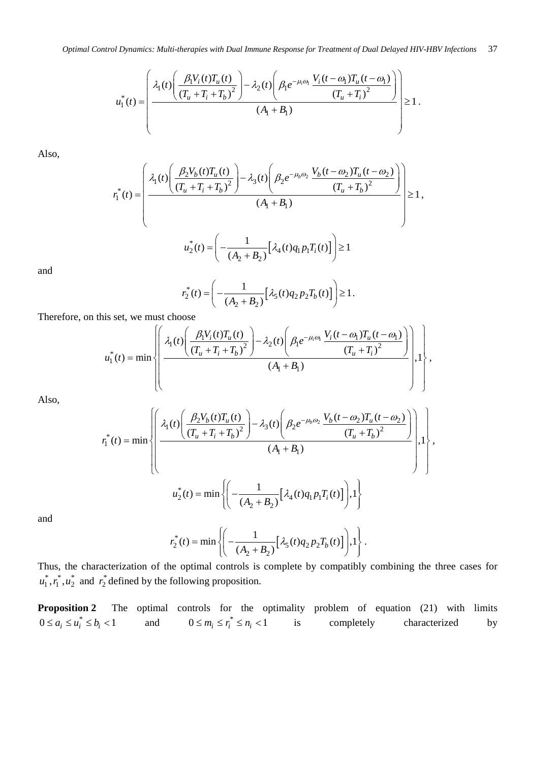$$u_1^*(t) = \left( \frac{\lambda_1(t)\left( \dfrac{\beta_1 V_i(t) T_u(t)}{(T_u + T_i + T_b)^2} \right) - \lambda_2(t)\left( \beta_1 e^{-\mu_i \omega_1} \dfrac{V_i(t-\omega_1) T_u(t-\omega_1)}{(T_u + T_i)^2} \right)}{(A_1 + B_1)} \right) \geq 1 .$$

Also,

$$r_1^*(t) = \left( \frac{\lambda_1(t)\left( \dfrac{\beta_2 V_b(t) T_u(t)}{(T_u + T_i + T_b)^2} \right) - \lambda_3(t)\left( \beta_2 e^{-\mu_b \omega_2} \dfrac{V_b(t-\omega_2) T_u(t-\omega_2)}{(T_u + T_b)^2} \right)}{(A_1 + B_1)} \right) \geq 1 ,$$

$$u_2^*(t) = \left( -\frac{1}{(A_2 + B_2)} \left[ \lambda_4(t) q_1 p_1 T_i(t) \right] \right) \geq 1$$

and

$$r_2^*(t) = \left( -\frac{1}{(A_2 + B_2)} \left[ \lambda_5(t) q_2 p_2 T_b(t) \right] \right) \geq 1 .$$

Therefore, on this set, we must choose

$$u_1^*(t) = \min \left\{ \left( \frac{\lambda_1(t)\left( \dfrac{\beta_1 V_i(t) T_u(t)}{(T_u + T_i + T_b)^2} \right) - \lambda_2(t)\left( \beta_1 e^{-\mu_i \omega_1} \dfrac{V_i(t-\omega_1) T_u(t-\omega_1)}{(T_u + T_i)^2} \right)}{(A_1 + B_1)} \right), 1 \right\} ,$$

Also,

$$r_1^*(t) = \min \left\{ \left( \frac{\lambda_1(t)\left( \dfrac{\beta_2 V_b(t) T_u(t)}{(T_u + T_i + T_b)^2} \right) - \lambda_3(t)\left( \beta_2 e^{-\mu_b \omega_2} \dfrac{V_b(t-\omega_2) T_u(t-\omega_2)}{(T_u + T_b)^2} \right)}{(A_1 + B_1)} \right), 1 \right\} ,$$

$$u_2^*(t) = \min \left\{ \left( -\frac{1}{(A_2 + B_2)} \left[ \lambda_4(t) q_1 p_1 T_i(t) \right] \right), 1 \right\}$$

and

$$r_2^*(t) = \min \left\{ \left( -\frac{1}{(A_2 + B_2)} \left[ \lambda_5(t) q_2 p_2 T_b(t) \right] \right), 1 \right\} .$$

Thus, the characterization of the optimal controls is complete by compatibly combining the three cases for $u_1^*, r_1^*, u_2^*$ and $r_2^*$ defined by the following proposition.

**Proposition 2** The optimal controls for the optimality problem of equation (21) with limits $0 \leq a_i \leq u_i^* \leq b_i < 1$ and $0 \leq m_i \leq r_i^* \leq n_i < 1$ is completely characterized by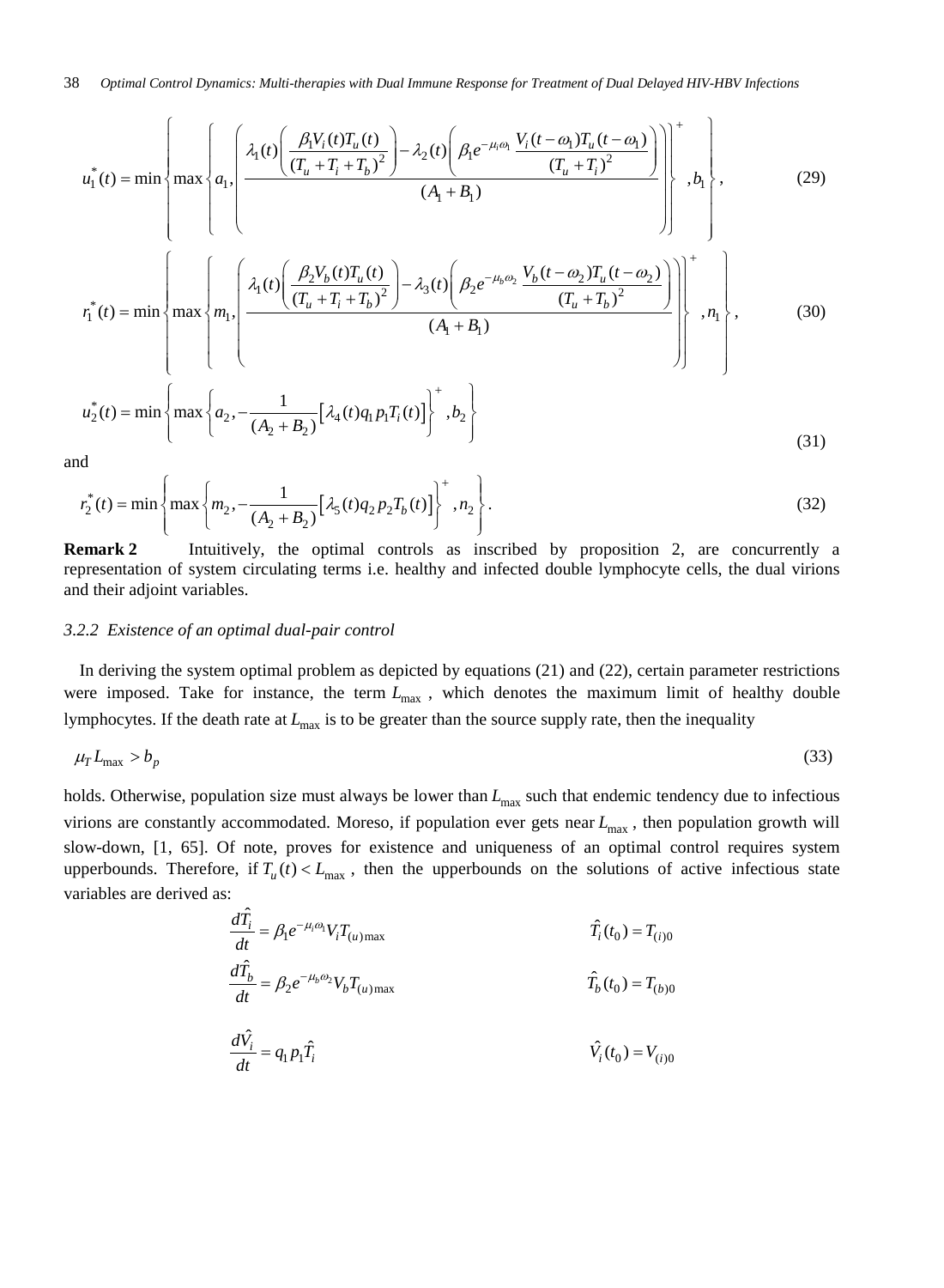$$u_1^*(t) = \min\left\{ \max\left\{ a_1, \left( \frac{\lambda_1(t)\left( \dfrac{\beta_1 V_i(t) T_u(t)}{(T_u + T_i + T_b)^2} \right) - \lambda_2(t)\left( \beta_1 e^{-\mu_i \omega_1} \dfrac{V_i(t-\omega_1) T_u(t-\omega_1)}{(T_u + T_i)^2} \right)}{(A_1 + B_1)} \right) \right\}^+, b_1 \right\}, \tag{29}$$

$$r_1^*(t) = \min\left\{ \max\left\{ m_1, \left( \frac{\lambda_1(t)\left( \dfrac{\beta_2 V_b(t) T_u(t)}{(T_u + T_i + T_b)^2} \right) - \lambda_3(t)\left( \beta_2 e^{-\mu_b \omega_2} \dfrac{V_b(t-\omega_2) T_u(t-\omega_2)}{(T_u + T_b)^2} \right)}{(A_1 + B_1)} \right) \right\}^+, n_1 \right\}, \tag{30}$$

$$u_2^*(t) = \min\left\{ \max\left\{ a_2, -\frac{1}{(A_2 + B_2)}\left[ \lambda_4(t) q_1 p_1 T_i(t) \right] \right\}^+, b_2 \right\} \tag{31}$$

and

$$r_2^*(t) = \min\left\{ \max\left\{ m_2, -\frac{1}{(A_2 + B_2)}\left[ \lambda_5(t) q_2 p_2 T_b(t) \right] \right\}^+, n_2 \right\}. \tag{32}$$

**Remark 2** Intuitively, the optimal controls as inscribed by proposition 2, are concurrently a representation of system circulating terms i.e. healthy and infected double lymphocyte cells, the dual virions and their adjoint variables.

### *3.2.2 Existence of an optimal dual-pair control*

In deriving the system optimal problem as depicted by equations (21) and (22), certain parameter restrictions were imposed. Take for instance, the term $L_{\max}$, which denotes the maximum limit of healthy double lymphocytes. If the death rate at $L_{\max}$ is to be greater than the source supply rate, then the inequality

$$\mu_T L_{\max} > b_p \tag{33}$$

holds. Otherwise, population size must always be lower than $L_{\max}$ such that endemic tendency due to infectious virions are constantly accommodated. Moreso, if population ever gets near $L_{\max}$, then population growth will slow-down, [1, 65]. Of note, proves for existence and uniqueness of an optimal control requires system upperbounds. Therefore, if $T_u(t) < L_{\max}$, then the upperbounds on the solutions of active infectious state variables are derived as:

$$\frac{d\hat{T}_i}{dt} = \beta_1 e^{-\mu_i \omega_1} V_i T_{(u)\max} \qquad \hat{T}_i(t_0) = T_{(i)0}$$

$$\frac{d\hat{T}_b}{dt} = \beta_2 e^{-\mu_b \omega_2} V_b T_{(u)\max} \qquad \hat{T}_b(t_0) = T_{(b)0}$$

$$\frac{d\hat{V}_i}{dt} = q_1 p_1 \hat{T}_i \qquad \hat{V}_i(t_0) = V_{(i)0}$$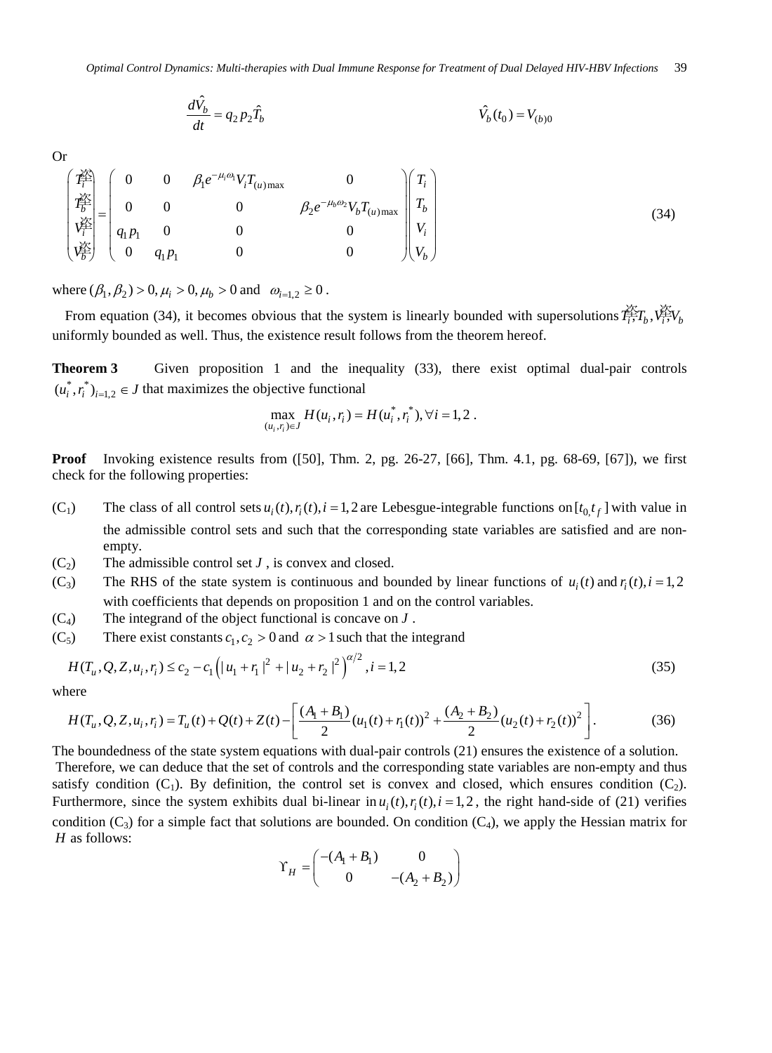$$\frac{d\hat{V}_b}{dt} = q_2 p_2 \hat{T}_b \qquad\qquad \hat{V}_b(t_0) = V_{(b)0}$$

Or

$$\begin{pmatrix} \hat{T}_i \\ \hat{T}_b \\ \hat{V}_i \\ \hat{V}_b \end{pmatrix} = \begin{pmatrix} 0 & 0 & \beta_1 e^{-\mu_i \omega_1} V_i T_{(u)\max} & 0 \\ 0 & 0 & 0 & \beta_2 e^{-\mu_b \omega_2} V_b T_{(u)\max} \\ q_1 p_1 & 0 & 0 & 0 \\ 0 & q_1 p_1 & 0 & 0 \end{pmatrix} \begin{pmatrix} T_i \\ T_b \\ V_i \\ V_b \end{pmatrix} \tag{34}$$

where $(\beta_1, \beta_2) > 0, \mu_i > 0, \mu_b > 0$ and $\omega_{i=1,2} \geq 0$ .

From equation (34), it becomes obvious that the system is linearly bounded with supersolutions $\hat{T}_i, \hat{T}_b, \hat{V}_i, \hat{V}_b$ uniformly bounded as well. Thus, the existence result follows from the theorem hereof.

**Theorem 3** Given proposition 1 and the inequality (33), there exist optimal dual-pair controls $(u_i^*, r_i^*)_{i=1,2} \in J$ that maximizes the objective functional

$$\max_{(u_i, r_i) \in J} H(u_i, r_i) = H(u_i^*, r_i^*), \forall i = 1, 2 .$$

**Proof** Invoking existence results from ([50], Thm. 2, pg. 26-27, [66], Thm. 4.1, pg. 68-69, [67]), we first check for the following properties:

- ($C_1$) The class of all control sets $u_i(t), r_i(t), i = 1, 2$ are Lebesgue-integrable functions on $[t_{0,} t_f]$ with value in the admissible control sets and such that the corresponding state variables are satisfied and are non-empty.
- ($C_2$) The admissible control set $J$ , is convex and closed.
- ($C_3$) The RHS of the state system is continuous and bounded by linear functions of $u_i(t)$ and $r_i(t), i = 1, 2$ with coefficients that depends on proposition 1 and on the control variables.
- ($C_4$) The integrand of the object functional is concave on $J$ .
- ($C_5$) There exist constants $c_1, c_2 > 0$ and $\alpha > 1$ such that the integrand

$$H(T_u, Q, Z, u_i, r_i) \leq c_2 - c_1 \left( |u_1 + r_1|^2 + |u_2 + r_2|^2 \right)^{\alpha/2}, i = 1, 2 \tag{35}$$

where

$$H(T_u, Q, Z, u_i, r_i) = T_u(t) + Q(t) + Z(t) - \left[ \frac{(A_1 + B_1)}{2} (u_1(t) + r_1(t))^2 + \frac{(A_2 + B_2)}{2} (u_2(t) + r_2(t))^2 \right]. \tag{36}$$

The boundedness of the state system equations with dual-pair controls (21) ensures the existence of a solution. Therefore, we can deduce that the set of controls and the corresponding state variables are non-empty and thus satisfy condition ($C_1$). By definition, the control set is convex and closed, which ensures condition ($C_2$). Furthermore, since the system exhibits dual bi-linear in $u_i(t), r_i(t), i = 1, 2$ , the right hand-side of (21) verifies condition ($C_3$) for a simple fact that solutions are bounded. On condition ($C_4$), we apply the Hessian matrix for $H$ as follows:

$$\Upsilon_H = \begin{pmatrix} -(A_1 + B_1) & 0 \\ 0 & -(A_2 + B_2) \end{pmatrix}$$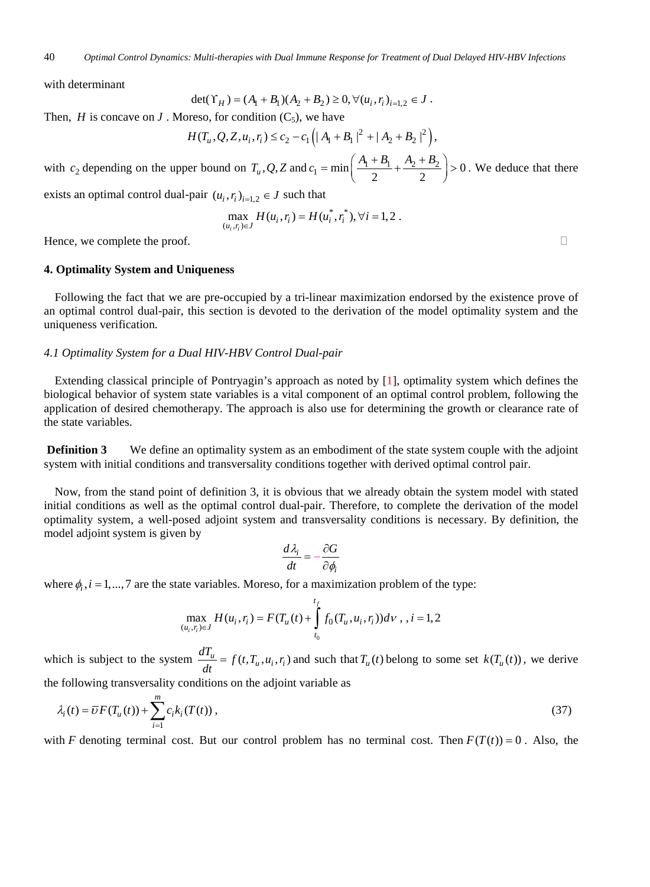with determinant

$$\det(\Upsilon_H) = (A_1 + B_1)(A_2 + B_2) \geq 0, \forall (u_i, r_i)_{i=1,2} \in J \ .$$

Then, $H$ is concave on $J$ . Moreso, for condition ($C_5$), we have

$$H(T_u, Q, Z, u_i, r_i) \leq c_2 - c_1 \left( |A_1 + B_1|^2 + |A_2 + B_2|^2 \right),$$

with $c_2$ depending on the upper bound on $T_u, Q, Z$ and $c_1 = \min\left( \frac{A_1 + B_1}{2} + \frac{A_2 + B_2}{2} \right) > 0$ . We deduce that there exists an optimal control dual-pair $(u_i, r_i)_{i=1,2} \in J$ such that

$$\max_{(u_i, r_i) \in J} H(u_i, r_i) = H(u_i^*, r_i^*), \forall i = 1, 2 \ .$$

Hence, we complete the proof. □

## 4. Optimality System and Uniqueness

Following the fact that we are pre-occupied by a tri-linear maximization endorsed by the existence prove of an optimal control dual-pair, this section is devoted to the derivation of the model optimality system and the uniqueness verification.

### *4.1 Optimality System for a Dual HIV-HBV Control Dual-pair*

Extending classical principle of Pontryagin's approach as noted by [1], optimality system which defines the biological behavior of system state variables is a vital component of an optimal control problem, following the application of desired chemotherapy. The approach is also use for determining the growth or clearance rate of the state variables.

**Definition 3** We define an optimality system as an embodiment of the state system couple with the adjoint system with initial conditions and transversality conditions together with derived optimal control pair.

Now, from the stand point of definition 3, it is obvious that we already obtain the system model with stated initial conditions as well as the optimal control dual-pair. Therefore, to complete the derivation of the model optimality system, a well-posed adjoint system and transversality conditions is necessary. By definition, the model adjoint system is given by

$$\frac{d\lambda_i}{dt} = -\frac{\partial G}{\partial \phi_i}$$

where $\phi_i, i = 1, \ldots, 7$ are the state variables. Moreso, for a maximization problem of the type:

$$\max_{(u_i, r_i) \in J} H(u_i, r_i) = F(T_u(t) + \int_{t_0}^{t_f} f_0(T_u, u_i, r_i)) d\nu \ , \ , i = 1, 2$$

which is subject to the system $\frac{dT_u}{dt} = f(t, T_u, u_i, r_i)$ and such that $T_u(t)$ belong to some set $k(T_u(t))$, we derive the following transversality conditions on the adjoint variable as

$$\lambda_i(t) = \overline{\upsilon} F(T_u(t)) + \sum_{i=1}^{m} c_i k_i(T(t)) \ , \tag{37}$$

with $F$ denoting terminal cost. But our control problem has no terminal cost. Then $F(T(t)) = 0$ . Also, the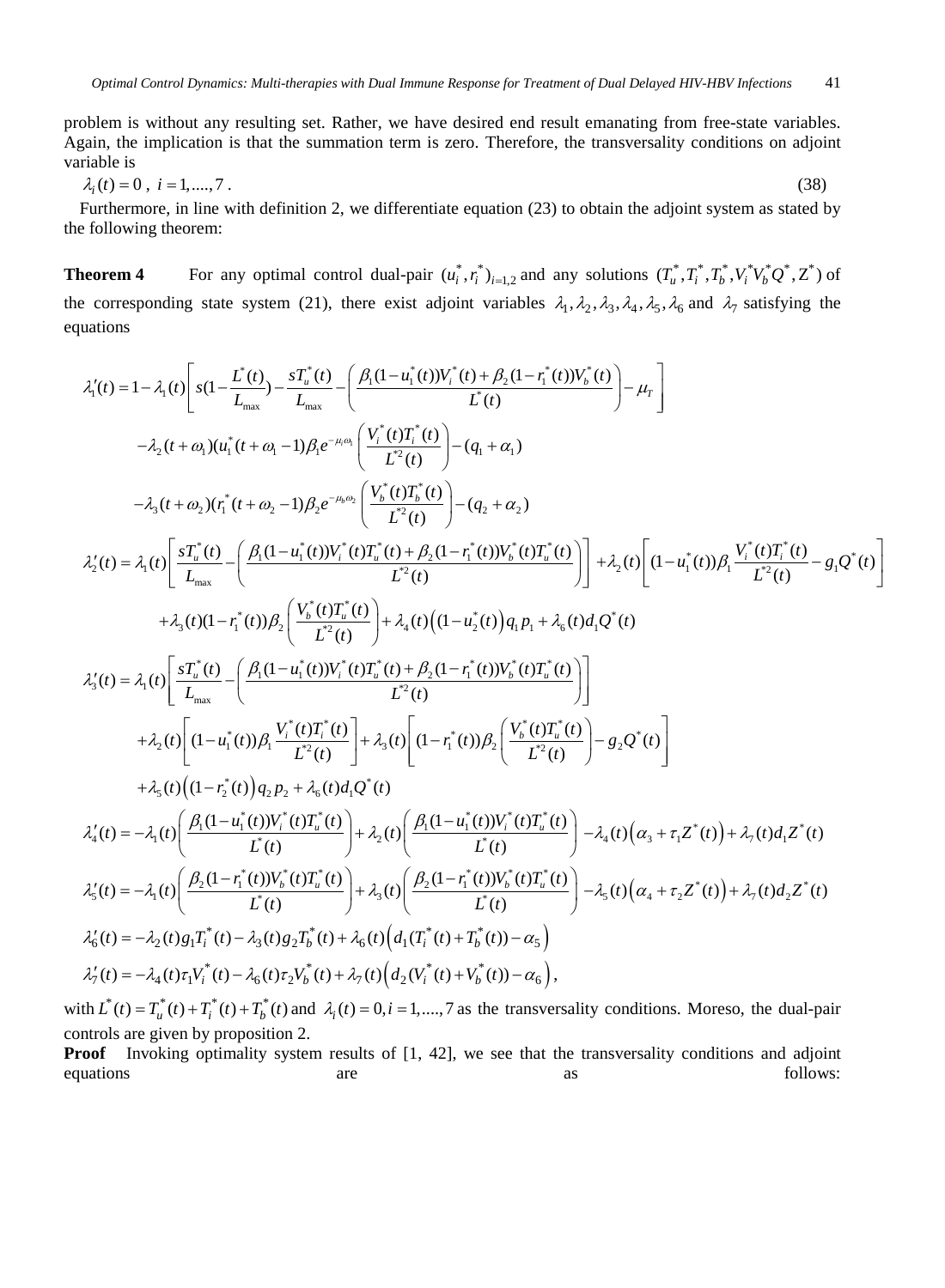problem is without any resulting set. Rather, we have desired end result emanating from free-state variables. Again, the implication is that the summation term is zero. Therefore, the transversality conditions on adjoint variable is

$$\lambda_i(t) = 0\ ,\ i = 1,....,7\ . \tag{38}$$

Furthermore, in line with definition 2, we differentiate equation (23) to obtain the adjoint system as stated by the following theorem:

**Theorem 4** For any optimal control dual-pair $(u_i^*, r_i^*)_{i=1,2}$ and any solutions $(T_u^*, T_i^*, T_b^*, V_i^* V_b^* Q^*, Z^*)$ of the corresponding state system (21), there exist adjoint variables $\lambda_1, \lambda_2, \lambda_3, \lambda_4, \lambda_5, \lambda_6$ and $\lambda_7$ satisfying the equations

$$
\begin{aligned}
\lambda_1'(t) &= 1 - \lambda_1(t)\left[ s(1 - \frac{L^*(t)}{L_{\max}}) - \frac{sT_u^*(t)}{L_{\max}} - \left( \frac{\beta_1(1-u_1^*(t))V_i^*(t) + \beta_2(1-r_1^*(t))V_b^*(t)}{L^*(t)} \right) - \mu_T \right] \\
&\quad - \lambda_2(t+\omega_1)(u_1^*(t+\omega_1 - 1)\beta_1 e^{-\mu_i \omega_1}\left( \frac{V_i^*(t)T_i^*(t)}{L^{*2}(t)} \right) - (q_1 + \alpha_1) \\
&\quad - \lambda_3(t+\omega_2)(r_1^*(t+\omega_2 - 1)\beta_2 e^{-\mu_b \omega_2}\left( \frac{V_b^*(t)T_b^*(t)}{L^{*2}(t)} \right) - (q_2 + \alpha_2) \\
\lambda_2'(t) &= \lambda_1(t)\left[ \frac{sT_u^*(t)}{L_{\max}} - \left( \frac{\beta_1(1-u_1^*(t))V_i^*(t)T_u^*(t) + \beta_2(1-r_1^*(t))V_b^*(t)T_u^*(t)}{L^{*2}(t)} \right) \right] + \lambda_2(t)\left[ (1-u_1^*(t))\beta_1 \frac{V_i^*(t)T_i^*(t)}{L^{*2}(t)} - g_1 Q^*(t) \right] \\
&\quad + \lambda_3(t)(1-r_1^*(t))\beta_2\left( \frac{V_b^*(t)T_u^*(t)}{L^{*2}(t)} \right) + \lambda_4(t)\left( (1-u_2^*(t)\right) q_1 p_1 + \lambda_6(t) d_1 Q^*(t) \\
\lambda_3'(t) &= \lambda_1(t)\left[ \frac{sT_u^*(t)}{L_{\max}} - \left( \frac{\beta_1(1-u_1^*(t))V_i^*(t)T_u^*(t) + \beta_2(1-r_1^*(t))V_b^*(t)T_u^*(t)}{L^{*2}(t)} \right) \right] \\
&\quad + \lambda_2(t)\left[ (1-u_1^*(t))\beta_1 \frac{V_i^*(t)T_i^*(t)}{L^{*2}(t)} \right] + \lambda_3(t)\left[ (1-r_1^*(t))\beta_2\left( \frac{V_b^*(t)T_u^*(t)}{L^{*2}(t)} \right) - g_2 Q^*(t) \right] \\
&\quad + \lambda_5(t)\left( (1-r_2^*(t)\right) q_2 p_2 + \lambda_6(t) d_1 Q^*(t) \\
\lambda_4'(t) &= -\lambda_1(t)\left( \frac{\beta_1(1-u_1^*(t))V_i^*(t)T_u^*(t)}{L^*(t)} \right) + \lambda_2(t)\left( \frac{\beta_1(1-u_1^*(t))V_i^*(t)T_u^*(t)}{L^*(t)} \right) - \lambda_4(t)\left( \alpha_3 + \tau_1 Z^*(t) \right) + \lambda_7(t) d_1 Z^*(t) \\
\lambda_5'(t) &= -\lambda_1(t)\left( \frac{\beta_2(1-r_1^*(t))V_b^*(t)T_u^*(t)}{L^*(t)} \right) + \lambda_3(t)\left( \frac{\beta_2(1-r_1^*(t))V_b^*(t)T_u^*(t)}{L^*(t)} \right) - \lambda_5(t)\left( \alpha_4 + \tau_2 Z^*(t) \right) + \lambda_7(t) d_2 Z^*(t) \\
\lambda_6'(t) &= -\lambda_2(t) g_1 T_i^*(t) - \lambda_3(t) g_2 T_b^*(t) + \lambda_6(t)\left( d_1(T_i^*(t) + T_b^*(t)) - \alpha_5 \right) \\
\lambda_7'(t) &= -\lambda_4(t)\tau_1 V_i^*(t) - \lambda_6(t)\tau_2 V_b^*(t) + \lambda_7(t)\left( d_2(V_i^*(t) + V_b^*(t)) - \alpha_6 \right),
\end{aligned}
$$

with $L^*(t) = T_u^*(t) + T_i^*(t) + T_b^*(t)$ and $\lambda_i(t) = 0, i = 1,....,7$ as the transversality conditions. Moreso, the dual-pair controls are given by proposition 2.

**Proof** Invoking optimality system results of [1, 42], we see that the transversality conditions and adjoint equations are as follows: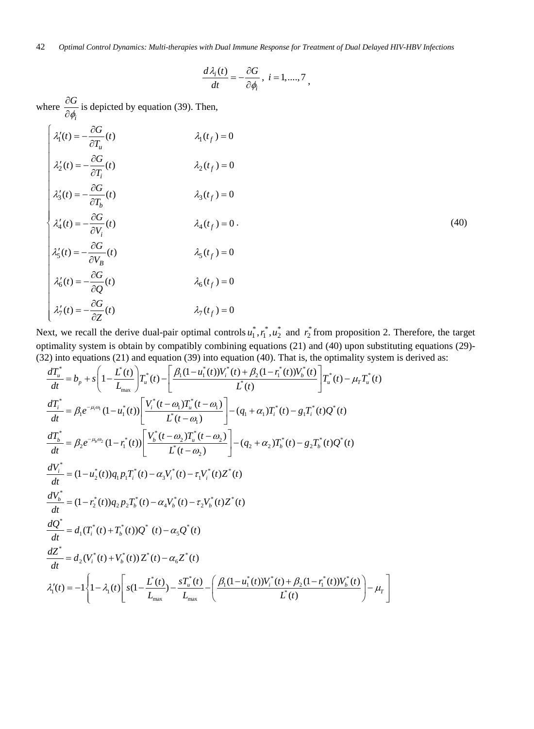$$\frac{d\lambda_i(t)}{dt} = -\frac{\partial G}{\partial \phi_i}, \; i = 1, ...., 7,$$

where $\frac{\partial G}{\partial \phi_i}$ is depicted by equation (39). Then,

$$\begin{cases}
\lambda_1'(t) = -\dfrac{\partial G}{\partial T_u}(t) & \lambda_1(t_f) = 0 \\
\lambda_2'(t) = -\dfrac{\partial G}{\partial T_i}(t) & \lambda_2(t_f) = 0 \\
\lambda_3'(t) = -\dfrac{\partial G}{\partial T_b}(t) & \lambda_3(t_f) = 0 \\
\lambda_4'(t) = -\dfrac{\partial G}{\partial V_i}(t) & \lambda_4(t_f) = 0\,. \\
\lambda_5'(t) = -\dfrac{\partial G}{\partial V_B}(t) & \lambda_5(t_f) = 0 \\
\lambda_6'(t) = -\dfrac{\partial G}{\partial Q}(t) & \lambda_6(t_f) = 0 \\
\lambda_7'(t) = -\dfrac{\partial G}{\partial Z}(t) & \lambda_7(t_f) = 0
\end{cases} \tag{40}$$

Next, we recall the derive dual-pair optimal controls $u_1^*, r_1^*, u_2^*$ and $r_2^*$ from proposition 2. Therefore, the target optimality system is obtain by compatibly combining equations (21) and (40) upon substituting equations (29)-(32) into equations (21) and equation (39) into equation (40). That is, the optimality system is derived as:

$$\frac{dT_u^*}{dt} = b_p + s\left(1 - \frac{L^*(t)}{L_{\max}}\right)T_u^*(t) - \left[\frac{\beta_1(1-u_1^*(t))V_i^*(t) + \beta_2(1-r_1^*(t))V_b^*(t)}{L^*(t)}\right]T_u^*(t) - \mu_T T_u^*(t)$$

$$\frac{dT_i^*}{dt} = \beta_1 e^{-\mu_i \omega_1}(1-u_1^*(t))\left[\frac{V_i^*(t-\omega_1)T_u^*(t-\omega_1)}{L^*(t-\omega_1)}\right] - (q_1+\alpha_1)T_i^*(t) - g_1 T_i^*(t)Q^*(t)$$

$$\frac{dT_b^*}{dt} = \beta_2 e^{-\mu_b \omega_2}(1-r_1^*(t))\left[\frac{V_b^*(t-\omega_2)T_u^*(t-\omega_2)}{L^*(t-\omega_2)}\right] - (q_2+\alpha_2)T_b^*(t) - g_2 T_b^*(t)Q^*(t)$$

$$\frac{dV_i^*}{dt} = (1-u_2^*(t))q_1 p_1 T_i^*(t) - \alpha_3 V_i^*(t) - \tau_1 V_i^*(t)Z^*(t)$$

$$\frac{dV_b^*}{dt} = (1-r_2^*(t))q_2 p_2 T_b^*(t) - \alpha_4 V_b^*(t) - \tau_2 V_b^*(t)Z^*(t)$$

$$\frac{dQ^*}{dt} = d_1(T_i^*(t) + T_b^*(t))Q^*(t) - \alpha_5 Q^*(t)$$

$$\frac{dZ^*}{dt} = d_2(V_i^*(t) + V_b^*(t))Z^*(t) - \alpha_6 Z^*(t)$$

$$\lambda_1'(t) = -1\left\{1 - \lambda_1(t)\left[s\left(1 - \frac{L^*(t)}{L_{\max}}\right) - \frac{sT_u^*(t)}{L_{\max}} - \left(\frac{\beta_1(1-u_1^*(t))V_i^*(t) + \beta_2(1-r_1^*(t))V_b^*(t)}{L^*(t)}\right) - \mu_T\right]\right.$$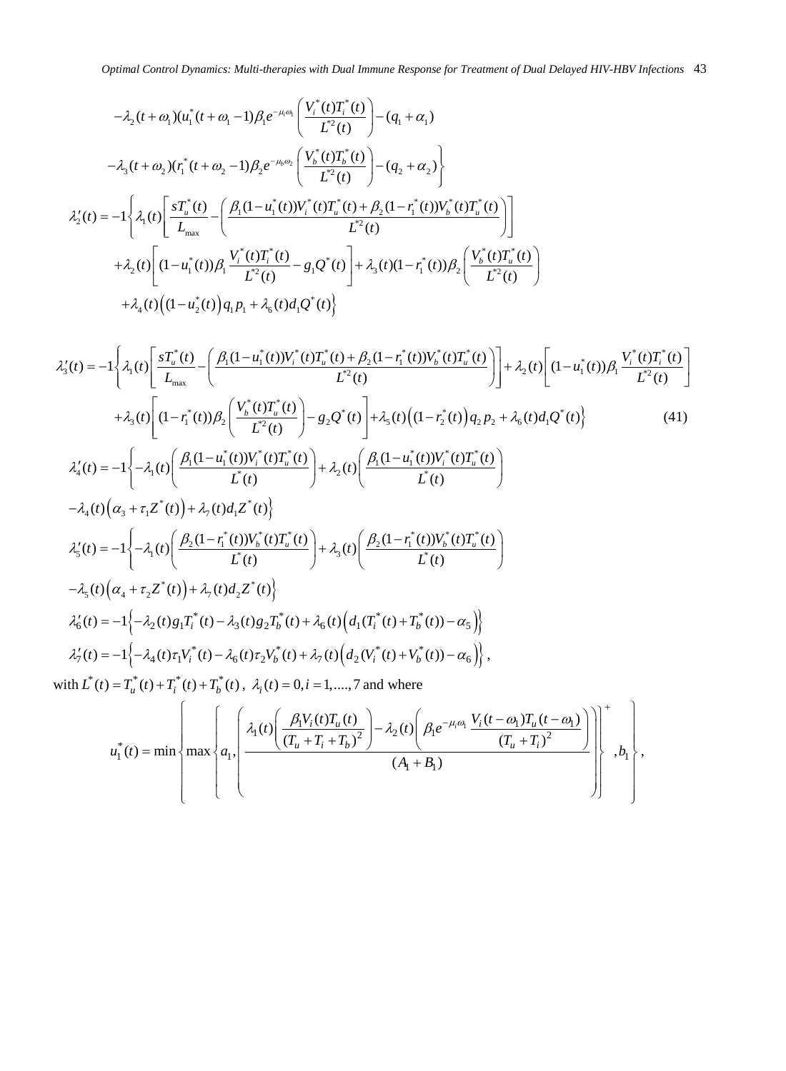$$-\lambda_2(t+\omega_1)(u_1^*(t+\omega_1-1)\beta_1 e^{-\mu_i\omega_1}\left(\frac{V_i^*(t)T_i^*(t)}{L^{*2}(t)}\right)-(q_1+\alpha_1)$$

$$\left.-\lambda_3(t+\omega_2)(r_1^*(t+\omega_2-1)\beta_2 e^{-\mu_b\omega_2}\left(\frac{V_b^*(t)T_b^*(t)}{L^{*2}(t)}\right)-(q_2+\alpha_2)\right\}$$

$$\lambda_2'(t)=-1\left\{\lambda_1(t)\left[\frac{sT_u^*(t)}{L_{\max}}-\left(\frac{\beta_1(1-u_1^*(t))V_i^*(t)T_u^*(t)+\beta_2(1-r_1^*(t))V_b^*(t)T_u^*(t)}{L^{*2}(t)}\right)\right]\right.$$

$$+\lambda_2(t)\left[(1-u_1^*(t))\beta_1\frac{V_i^*(t)T_i^*(t)}{L^{*2}(t)}-g_1Q^*(t)\right]+\lambda_3(t)(1-r_1^*(t))\beta_2\left(\frac{V_b^*(t)T_u^*(t)}{L^{*2}(t)}\right)$$

$$\left.+\lambda_4(t)\left((1-u_2^*(t)\right)q_1p_1+\lambda_6(t)d_1Q^*(t)\right\}$$

$$\lambda_3'(t)=-1\left\{\lambda_1(t)\left[\frac{sT_u^*(t)}{L_{\max}}-\left(\frac{\beta_1(1-u_1^*(t))V_i^*(t)T_u^*(t)+\beta_2(1-r_1^*(t))V_b^*(t)T_u^*(t)}{L^{*2}(t)}\right)\right]+\lambda_2(t)\left[(1-u_1^*(t))\beta_1\frac{V_i^*(t)T_i^*(t)}{L^{*2}(t)}\right]\right.$$

$$\left.+\lambda_3(t)\left[(1-r_1^*(t))\beta_2\left(\frac{V_b^*(t)T_u^*(t)}{L^{*2}(t)}\right)-g_2Q^*(t)\right]+\lambda_5(t)\left((1-r_2^*(t)\right)q_2p_2+\lambda_6(t)d_1Q^*(t)\right\} \tag{41}$$

$$\lambda_4'(t)=-1\left\{-\lambda_1(t)\left(\frac{\beta_1(1-u_1^*(t))V_i^*(t)T_u^*(t)}{L^*(t)}\right)+\lambda_2(t)\left(\frac{\beta_1(1-u_1^*(t))V_i^*(t)T_u^*(t)}{L^*(t)}\right)\right.$$

$$\left.-\lambda_4(t)\left(\alpha_3+\tau_1Z^*(t)\right)+\lambda_7(t)d_1Z^*(t)\right\}$$

$$\lambda_5'(t)=-1\left\{-\lambda_1(t)\left(\frac{\beta_2(1-r_1^*(t))V_b^*(t)T_u^*(t)}{L^*(t)}\right)+\lambda_3(t)\left(\frac{\beta_2(1-r_1^*(t))V_b^*(t)T_u^*(t)}{L^*(t)}\right)\right.$$

$$\left.-\lambda_5(t)\left(\alpha_4+\tau_2Z^*(t)\right)+\lambda_7(t)d_2Z^*(t)\right\}$$

$$\lambda_6'(t)=-1\left\{-\lambda_2(t)g_1T_i^*(t)-\lambda_3(t)g_2T_b^*(t)+\lambda_6(t)\left(d_1(T_i^*(t)+T_b^*(t))-\alpha_5\right)\right\}$$

$$\lambda_7'(t)=-1\left\{-\lambda_4(t)\tau_1V_i^*(t)-\lambda_6(t)\tau_2V_b^*(t)+\lambda_7(t)\left(d_2(V_i^*(t)+V_b^*(t))-\alpha_6\right)\right\},$$

with $L^*(t)=T_u^*(t)+T_i^*(t)+T_b^*(t)$, $\lambda_i(t)=0, i=1,....,7$ and where

$$u_1^*(t)=\min\left\{\max\left\{a_1,\left(\frac{\lambda_1(t)\left(\frac{\beta_1V_i(t)T_u(t)}{(T_u+T_i+T_b)^2}\right)-\lambda_2(t)\left(\beta_1e^{-\mu_i\omega_1}\frac{V_i(t-\omega_1)T_u(t-\omega_1)}{(T_u+T_i)^2}\right)}{(A_1+B_1)}\right)\right\}^+,b_1\right\},$$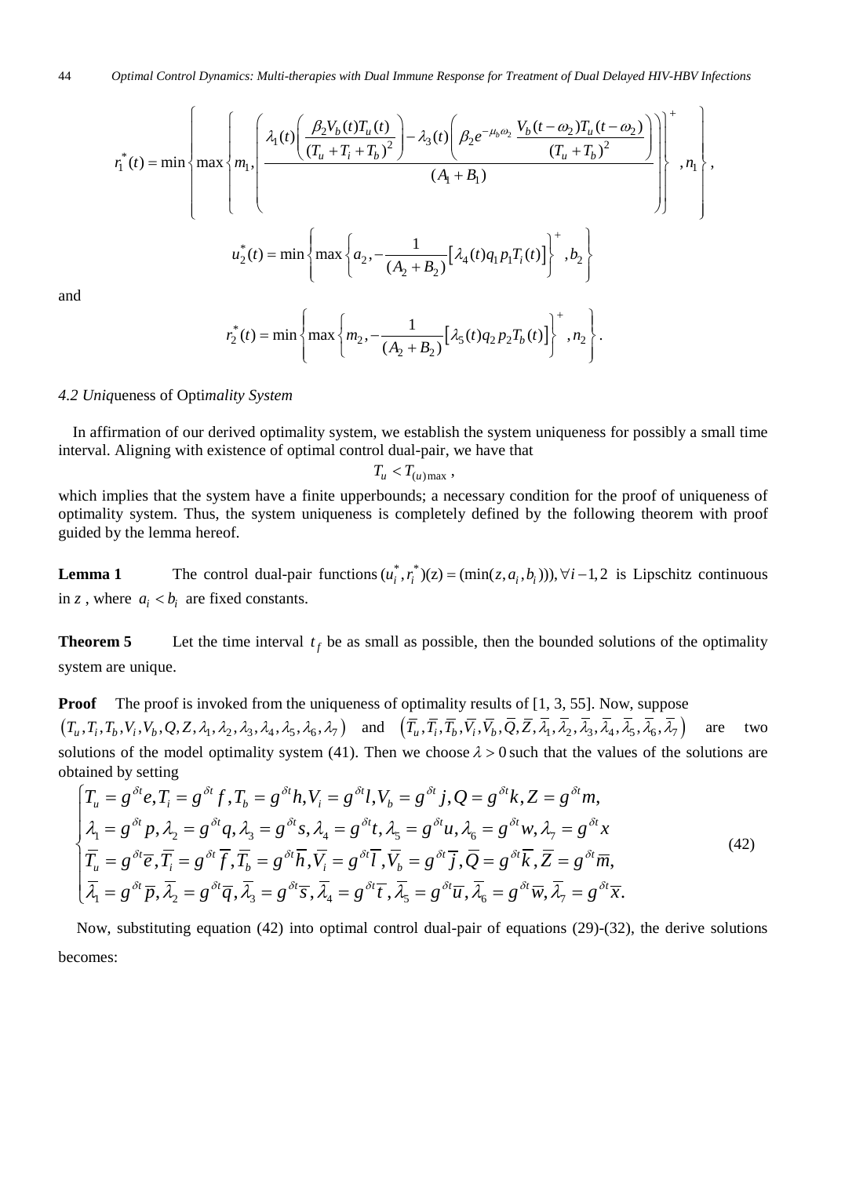$$
r_1^*(t) = \min\left\{ \max\left\{ m_1, \left( \frac{\lambda_1(t)\left( \dfrac{\beta_2 V_b(t) T_u(t)}{(T_u + T_i + T_b)^2} \right) - \lambda_3(t)\left( \beta_2 e^{-\mu_b \omega_2} \dfrac{V_b(t-\omega_2) T_u(t-\omega_2)}{(T_u + T_b)^2} \right)}{(A_1 + B_1)} \right) \right\}^+ , n_1 \right\},
$$

$$
u_2^*(t) = \min\left\{ \max\left\{ a_2, -\frac{1}{(A_2 + B_2)}\left[ \lambda_4(t) q_1 p_1 T_i(t) \right] \right\}^+ , b_2 \right\}
$$

and

$$
r_2^*(t) = \min\left\{ \max\left\{ m_2, -\frac{1}{(A_2 + B_2)}\left[ \lambda_5(t) q_2 p_2 T_b(t) \right] \right\}^+ , n_2 \right\}.
$$

### *4.2 Uniqueness of Optimality System*

In affirmation of our derived optimality system, we establish the system uniqueness for possibly a small time interval. Aligning with existence of optimal control dual-pair, we have that

$$
T_u < T_{(u)\max} ,
$$

which implies that the system have a finite upperbounds; a necessary condition for the proof of uniqueness of optimality system. Thus, the system uniqueness is completely defined by the following theorem with proof guided by the lemma hereof.

**Lemma 1** The control dual-pair functions $(u_i^*, r_i^*)(z) = (\min(z, a_i, b_i))), \forall i - 1, 2$ is Lipschitz continuous in $z$, where $a_i < b_i$ are fixed constants.

**Theorem 5** Let the time interval $t_f$ be as small as possible, then the bounded solutions of the optimality system are unique.

**Proof** The proof is invoked from the uniqueness of optimality results of [1, 3, 55]. Now, suppose $(T_u, T_i, T_b, V_i, V_b, Q, Z, \lambda_1, \lambda_2, \lambda_3, \lambda_4, \lambda_5, \lambda_6, \lambda_7)$ and $(\overline{T}_u, \overline{T}_i, \overline{T}_b, \overline{V}_i, \overline{V}_b, \overline{Q}, \overline{Z}, \overline{\lambda}_1, \overline{\lambda}_2, \overline{\lambda}_3, \overline{\lambda}_4, \overline{\lambda}_5, \overline{\lambda}_6, \overline{\lambda}_7)$ are two solutions of the model optimality system (41). Then we choose $\lambda > 0$ such that the values of the solutions are obtained by setting

$$
\begin{cases}
T_u = g^{\delta t} e, T_i = g^{\delta t} f, T_b = g^{\delta t} h, V_i = g^{\delta t} l, V_b = g^{\delta t} j, Q = g^{\delta t} k, Z = g^{\delta t} m, \\
\lambda_1 = g^{\delta t} p, \lambda_2 = g^{\delta t} q, \lambda_3 = g^{\delta t} s, \lambda_4 = g^{\delta t} t, \lambda_5 = g^{\delta t} u, \lambda_6 = g^{\delta t} w, \lambda_7 = g^{\delta t} x \\
\overline{T}_u = g^{\delta t} \overline{e}, \overline{T}_i = g^{\delta t} \overline{f}, \overline{T}_b = g^{\delta t} \overline{h}, \overline{V}_i = g^{\delta t} \overline{l}, \overline{V}_b = g^{\delta t} \overline{j}, \overline{Q} = g^{\delta t} \overline{k}, \overline{Z} = g^{\delta t} \overline{m}, \\
\overline{\lambda}_1 = g^{\delta t} \overline{p}, \overline{\lambda}_2 = g^{\delta t} \overline{q}, \overline{\lambda}_3 = g^{\delta t} \overline{s}, \overline{\lambda}_4 = g^{\delta t} \overline{t}, \overline{\lambda}_5 = g^{\delta t} \overline{u}, \overline{\lambda}_6 = g^{\delta t} \overline{w}, \overline{\lambda}_7 = g^{\delta t} \overline{x}.
\end{cases} \tag{42}
$$

Now, substituting equation (42) into optimal control dual-pair of equations (29)-(32), the derive solutions becomes: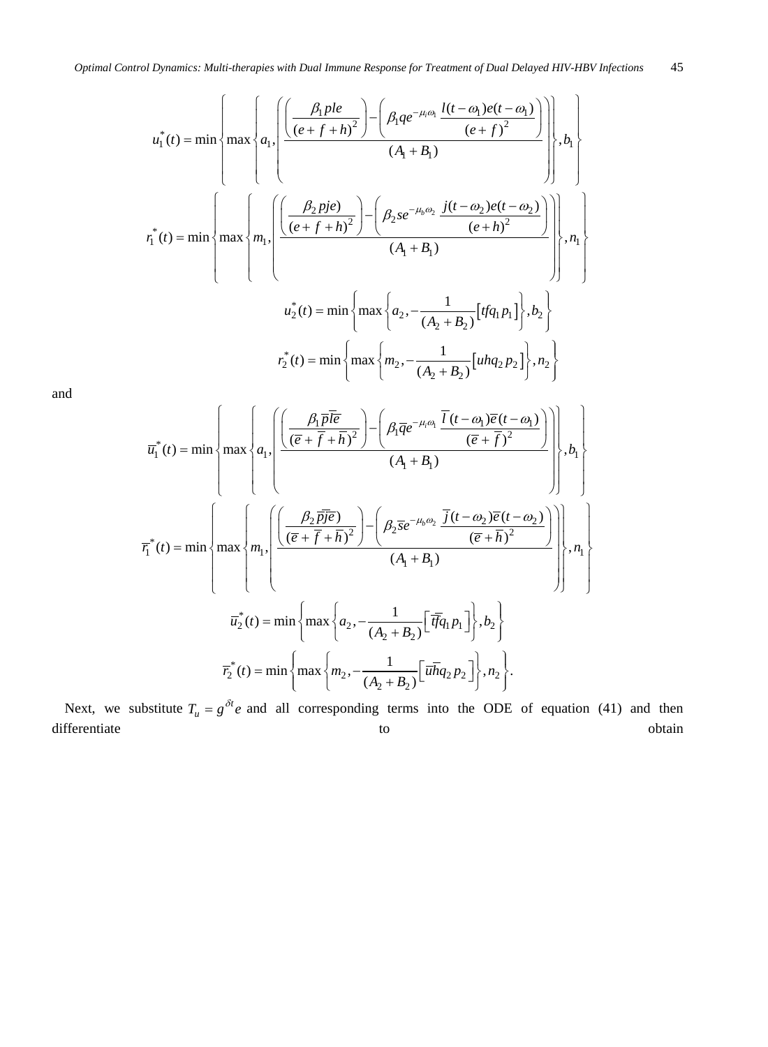$$u_1^*(t) = \min\left\{\max\left\{a_1, \left(\frac{\left(\frac{\beta_1 ple}{(e+f+h)^2}\right) - \left(\beta_1 q e^{-\mu_i \omega_1} \frac{l(t-\omega_1)e(t-\omega_1)}{(e+f)^2}\right)}{(A_1+B_1)}\right)\right\}, b_1\right\}$$

$$r_1^*(t) = \min\left\{\max\left\{m_1, \left(\frac{\left(\frac{\beta_2 pje)}{(e+f+h)^2}\right) - \left(\beta_2 s e^{-\mu_b \omega_2} \frac{j(t-\omega_2)e(t-\omega_2)}{(e+h)^2}\right)}{(A_1+B_1)}\right)\right\}, n_1\right\}$$

$$u_2^*(t) = \min\left\{\max\left\{a_2, -\frac{1}{(A_2+B_2)}\left[tfq_1 p_1\right]\right\}, b_2\right\}$$

$$r_2^*(t) = \min\left\{\max\left\{m_2, -\frac{1}{(A_2+B_2)}\left[uhq_2 p_2\right]\right\}, n_2\right\}$$

and

$$\overline{u}_1^*(t) = \min\left\{\max\left\{a_1, \left(\frac{\left(\frac{\beta_1 \overline{p}\overline{l}\overline{e}}{(\overline{e}+\overline{f}+\overline{h})^2}\right) - \left(\beta_1 \overline{q} e^{-\mu_i \omega_1} \frac{\overline{l}(t-\omega_1)\overline{e}(t-\omega_1)}{(\overline{e}+\overline{f})^2}\right)}{(A_1+B_1)}\right)\right\}, b_1\right\}$$

$$\overline{r}_1^*(t) = \min\left\{\max\left\{m_1, \left(\frac{\left(\frac{\beta_2 \overline{p}\overline{j}\overline{e})}{(\overline{e}+\overline{f}+\overline{h})^2}\right) - \left(\beta_2 \overline{s} e^{-\mu_b \omega_2} \frac{\overline{j}(t-\omega_2)\overline{e}(t-\omega_2)}{(\overline{e}+\overline{h})^2}\right)}{(A_1+B_1)}\right)\right\}, n_1\right\}$$

$$\overline{u}_2^*(t) = \min\left\{\max\left\{a_2, -\frac{1}{(A_2+B_2)}\left[\overline{t}\overline{f}q_1 p_1\right]\right\}, b_2\right\}$$

$$\overline{r}_2^*(t) = \min\left\{\max\left\{m_2, -\frac{1}{(A_2+B_2)}\left[\overline{u}\overline{h}q_2 p_2\right]\right\}, n_2\right\}.$$

Next, we substitute $T_u = g^{\delta t} e$ and all corresponding terms into the ODE of equation (41) and then differentiate to obtain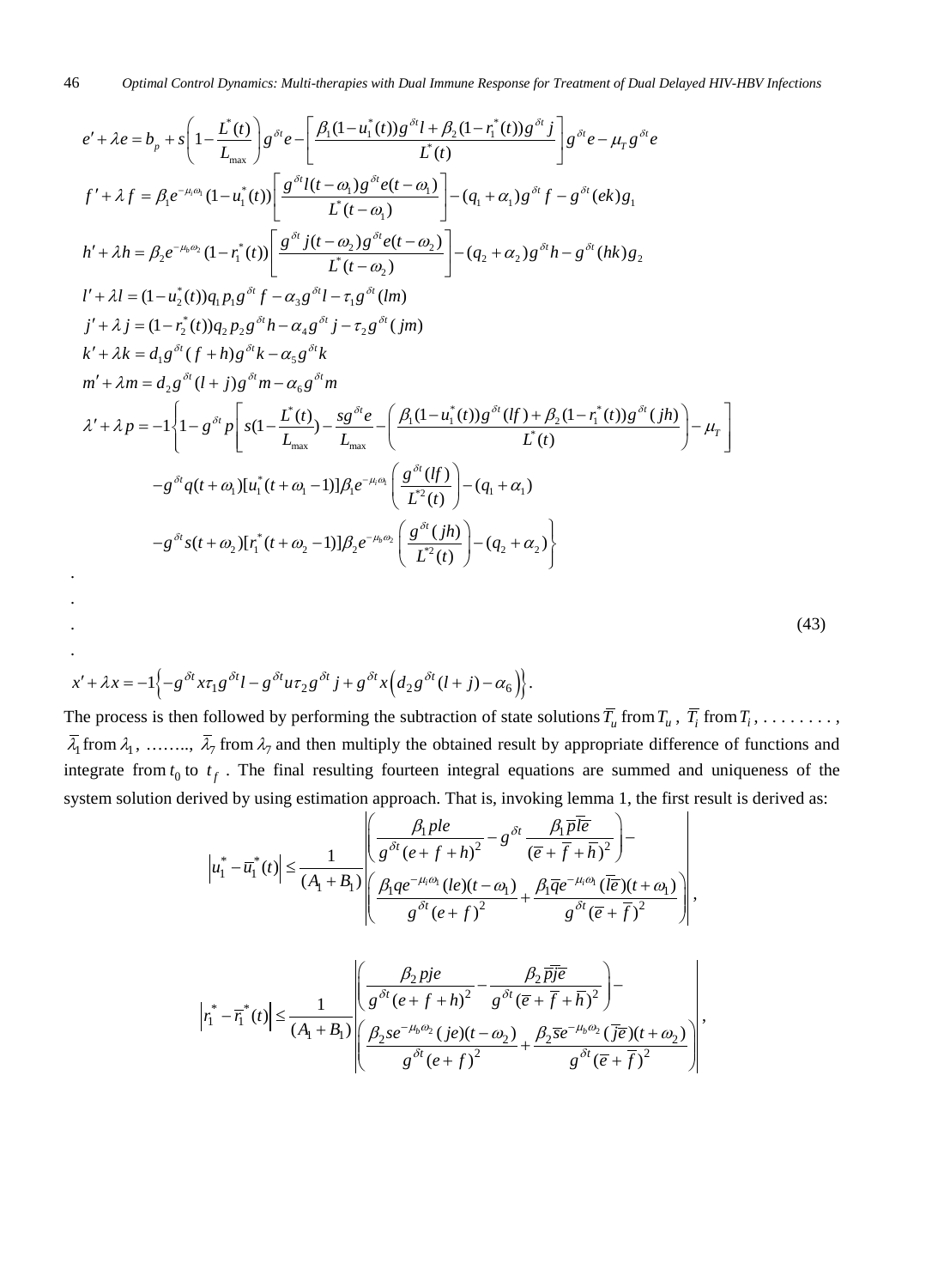$$e' + \lambda e = b_p + s\left(1 - \frac{L^*(t)}{L_{\max}}\right) g^{\delta t} e - \left[\frac{\beta_1 (1 - u_1^*(t)) g^{\delta t} l + \beta_2 (1 - r_1^*(t)) g^{\delta t} j}{L^*(t)}\right] g^{\delta t} e - \mu_T g^{\delta t} e$$

$$f' + \lambda f = \beta_1 e^{-\mu_i \omega_1} (1 - u_1^*(t)) \left[\frac{g^{\delta t} l(t - \omega_1) g^{\delta t} e(t - \omega_1)}{L^*(t - \omega_1)}\right] - (q_1 + \alpha_1) g^{\delta t} f - g^{\delta t} (ek) g_1$$

$$h' + \lambda h = \beta_2 e^{-\mu_b \omega_2} (1 - r_1^*(t)) \left[\frac{g^{\delta t} j(t - \omega_2) g^{\delta t} e(t - \omega_2)}{L^*(t - \omega_2)}\right] - (q_2 + \alpha_2) g^{\delta t} h - g^{\delta t} (hk) g_2$$

$$l' + \lambda l = (1 - u_2^*(t)) q_1 p_1 g^{\delta t} f - \alpha_3 g^{\delta t} l - \tau_1 g^{\delta t} (lm)$$

$$j' + \lambda j = (1 - r_2^*(t)) q_2 p_2 g^{\delta t} h - \alpha_4 g^{\delta t} j - \tau_2 g^{\delta t} (jm)$$

$$k' + \lambda k = d_1 g^{\delta t} (f + h) g^{\delta t} k - \alpha_5 g^{\delta t} k$$

$$m' + \lambda m = d_2 g^{\delta t} (l + j) g^{\delta t} m - \alpha_6 g^{\delta t} m$$

$$\begin{aligned}
\lambda' + \lambda p = -1 \Bigg\{ & 1 - g^{\delta t} p \left[ s\left(1 - \frac{L^*(t)}{L_{\max}}\right) - \frac{s g^{\delta t} e}{L_{\max}} - \left( \frac{\beta_1 (1 - u_1^*(t)) g^{\delta t} (lf) + \beta_2 (1 - r_1^*(t)) g^{\delta t} (jh)}{L^*(t)} \right) - \mu_T \right] \\
& - g^{\delta t} q(t + \omega_1) [u_1^*(t + \omega_1 - 1)] \beta_1 e^{-\mu_i \omega_1} \left( \frac{g^{\delta t} (lf)}{L^{*2}(t)} \right) - (q_1 + \alpha_1) \\
& - g^{\delta t} s(t + \omega_2) [r_1^*(t + \omega_2 - 1)] \beta_2 e^{-\mu_b \omega_2} \left( \frac{g^{\delta t} (jh)}{L^{*2}(t)} \right) - (q_2 + \alpha_2) \Bigg\}
\end{aligned}$$

$$\vdots \tag{43}$$

$$x' + \lambda x = -1 \left\{ -g^{\delta t} x \tau_1 g^{\delta t} l - g^{\delta t} u \tau_2 g^{\delta t} j + g^{\delta t} x \left( d_2 g^{\delta t} (l + j) - \alpha_6 \right) \right\}.$$

The process is then followed by performing the subtraction of state solutions $\overline{T_u}$ from $T_u$, $\overline{T_i}$ from $T_i$, . . . . . . . . . , $\overline{\lambda_1}$ from $\lambda_1$, …….., $\overline{\lambda_7}$ from $\lambda_7$ and then multiply the obtained result by appropriate difference of functions and integrate from $t_0$ to $t_f$. The final resulting fourteen integral equations are summed and uniqueness of the system solution derived by using estimation approach. That is, invoking lemma 1, the first result is derived as:

$$\left| u_1^* - \overline{u}_1^*(t) \right| \leq \frac{1}{(A_1 + B_1)} \left| \begin{aligned} & \left( \frac{\beta_1 p l e}{g^{\delta t} (e + f + h)^2} - g^{\delta t} \frac{\beta_1 \overline{p} \overline{l} \overline{e}}{(\overline{e} + \overline{f} + \overline{h})^2} \right) - \\ & \left( \frac{\beta_1 q e^{-\mu_i \omega_1} (le)(t - \omega_1)}{g^{\delta t} (e + f)^2} + \frac{\beta_1 \overline{q} e^{-\mu_i \omega_1} (\overline{l} \overline{e})(t + \omega_1)}{g^{\delta t} (\overline{e} + \overline{f})^2} \right) \end{aligned} \right|,$$

$$\left| r_1^* - \overline{r}_1^*(t) \right| \leq \frac{1}{(A_1 + B_1)} \left| \begin{aligned} & \left( \frac{\beta_2 p j e}{g^{\delta t} (e + f + h)^2} - \frac{\beta_2 \overline{p} \overline{j} \overline{e}}{g^{\delta t} (\overline{e} + \overline{f} + \overline{h})^2} \right) - \\ & \left( \frac{\beta_2 s e^{-\mu_b \omega_2} (je)(t - \omega_2)}{g^{\delta t} (e + f)^2} + \frac{\beta_2 \overline{s} e^{-\mu_b \omega_2} (\overline{j} \overline{e})(t + \omega_2)}{g^{\delta t} (\overline{e} + \overline{f})^2} \right) \end{aligned} \right|,$$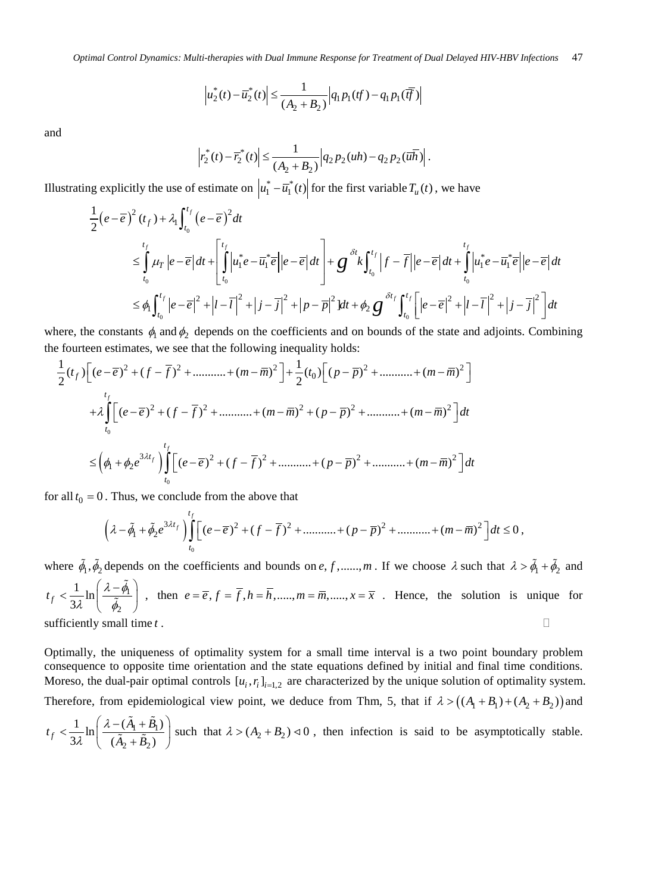$$\left|u_2^*(t)-\overline{u}_2^*(t)\right|\le \frac{1}{(A_2+B_2)}\left|q_1 p_1(tf)-q_1 p_1(\overline{tf})\right|$$

and

$$\left|r_2^*(t)-\overline{r}_2^*(t)\right|\le \frac{1}{(A_2+B_2)}\left|q_2 p_2(uh)-q_2 p_2(\overline{uh})\right|.$$

Illustrating explicitly the use of estimate on $\left|u_1^*-\overline{u}_1^*(t)\right|$ for the first variable $T_u(t)$, we have

$$\begin{aligned}
&\frac{1}{2}\left(e-\overline{e}\right)^2(t_f)+\lambda_1\int_{t_0}^{t_f}\left(e-\overline{e}\right)^2 dt \\
&\le \int_{t_0}^{t_f}\mu_T\left|e-\overline{e}\right|dt+\left[\int_{t_0}^{t_f}\left|u_1^* e-\overline{u}_1^*\overline{e}\right|\left|e-\overline{e}\right|dt\right]+g^{\delta t}k\int_{t_0}^{t_f}\left|f-\overline{f}\right|\left|e-\overline{e}\right|dt+\int_{t_0}^{t_f}\left|u_1^* e-\overline{u}_1^*\overline{e}\right|\left|e-\overline{e}\right|dt \\
&\le \phi_1\int_{t_0}^{t_f}\left|e-\overline{e}\right|^2+\left|l-\overline{l}\right|^2+\left|j-\overline{j}\right|^2+\left|p-\overline{p}\right|^2]dt+\phi_2 g^{\delta t_f}\int_{t_0}^{t_f}\left[\left|e-\overline{e}\right|^2+\left|l-\overline{l}\right|^2+\left|j-\overline{j}\right|^2\right]dt
\end{aligned}$$

where, the constants $\phi_1$ and $\phi_2$ depends on the coefficients and on bounds of the state and adjoints. Combining the fourteen estimates, we see that the following inequality holds:

$$\begin{aligned}
&\frac{1}{2}(t_f)\left[(e-\overline{e})^2+(f-\overline{f})^2+\dots\dots\dots+(m-\overline{m})^2\right]+\frac{1}{2}(t_0)\left[(p-\overline{p})^2+\dots\dots\dots+(m-\overline{m})^2\right] \\
&+\lambda\int_{t_0}^{t_f}\left[(e-\overline{e})^2+(f-\overline{f})^2+\dots\dots\dots+(m-\overline{m})^2+(p-\overline{p})^2+\dots\dots\dots+(m-\overline{m})^2\right]dt \\
&\le\left(\phi_1+\phi_2 e^{3\lambda t_f}\right)\int_{t_0}^{t_f}\left[(e-\overline{e})^2+(f-\overline{f})^2+\dots\dots\dots+(p-\overline{p})^2+\dots\dots\dots+(m-\overline{m})^2\right]dt
\end{aligned}$$

for all $t_0=0$. Thus, we conclude from the above that

$$\left(\lambda-\tilde{\phi}_1+\tilde{\phi}_2 e^{3\lambda t_f}\right)\int_{t_0}^{t_f}\left[(e-\overline{e})^2+(f-\overline{f})^2+\dots\dots\dots+(p-\overline{p})^2+\dots\dots\dots+(m-\overline{m})^2\right]dt\le 0,$$

where $\tilde{\phi}_1,\tilde{\phi}_2$ depends on the coefficients and bounds on $e,f,\dots\dots,m$. If we choose $\lambda$ such that $\lambda>\tilde{\phi}_1+\tilde{\phi}_2$ and $t_f<\frac{1}{3\lambda}\ln\left(\frac{\lambda-\tilde{\phi}_1}{\tilde{\phi}_2}\right)$, then $e=\overline{e},\ f=\overline{f},h=\overline{h},\dots\dots,m=\overline{m},\dots\dots,x=\overline{x}$. Hence, the solution is unique for sufficiently small time $t$. □

Optimally, the uniqueness of optimality system for a small time interval is a two point boundary problem consequence to opposite time orientation and the state equations defined by initial and final time conditions. Moreso, the dual-pair optimal controls $[u_i,r_i]_{i=1,2}$ are characterized by the unique solution of optimality system. Therefore, from epidemiological view point, we deduce from Thm, 5, that if $\lambda>\left((A_1+B_1)+(A_2+B_2)\right)$ and $t_f<\frac{1}{3\lambda}\ln\left(\frac{\lambda-(\tilde{A}_1+\tilde{B}_1)}{(\tilde{A}_2+\tilde{B}_2)}\right)$ such that $\lambda>(A_2+B_2)\lhd 0$, then infection is said to be asymptotically stable.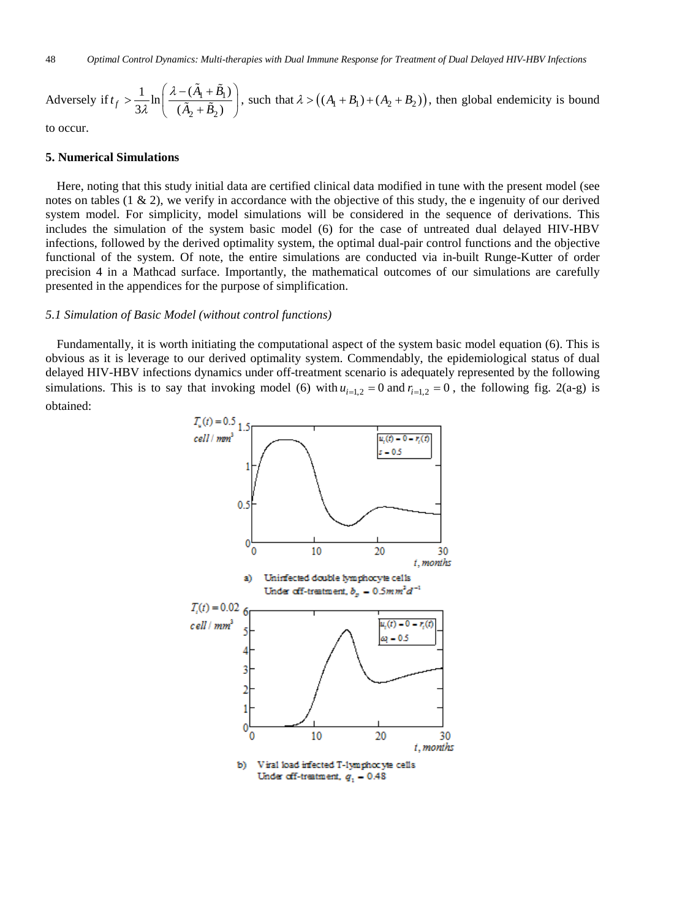Adversely if $t_f > \frac{1}{3\lambda}\ln\left(\frac{\lambda-(\tilde{A}_1+\tilde{B}_1)}{(\tilde{A}_2+\tilde{B}_2)}\right)$, such that $\lambda > \left((A_1+B_1)+(A_2+B_2)\right)$, then global endemicity is bound to occur.

## 5. Numerical Simulations

Here, noting that this study initial data are certified clinical data modified in tune with the present model (see notes on tables (1 & 2), we verify in accordance with the objective of this study, the e ingenuity of our derived system model. For simplicity, model simulations will be considered in the sequence of derivations. This includes the simulation of the system basic model (6) for the case of untreated dual delayed HIV-HBV infections, followed by the derived optimality system, the optimal dual-pair control functions and the objective functional of the system. Of note, the entire simulations are conducted via in-built Runge-Kutter of order precision 4 in a Mathcad surface. Importantly, the mathematical outcomes of our simulations are carefully presented in the appendices for the purpose of simplification.

### *5.1 Simulation of Basic Model (without control functions)*

Fundamentally, it is worth initiating the computational aspect of the system basic model equation (6). This is obvious as it is leverage to our derived optimality system. Commendably, the epidemiological status of dual delayed HIV-HBV infections dynamics under off-treatment scenario is adequately represented by the following simulations. This is to say that invoking model (6) with $u_{i=1,2}=0$ and $r_{i=1,2}=0$, the following fig. 2(a-g) is obtained:

a) Uninfected double lymphocyte cells Under off-treatment, $b_g = 0.5mm^3d^{-1}$

b) Viral load infected T-lymphocyte cells Under off-treatment, $q_1 = 0.48$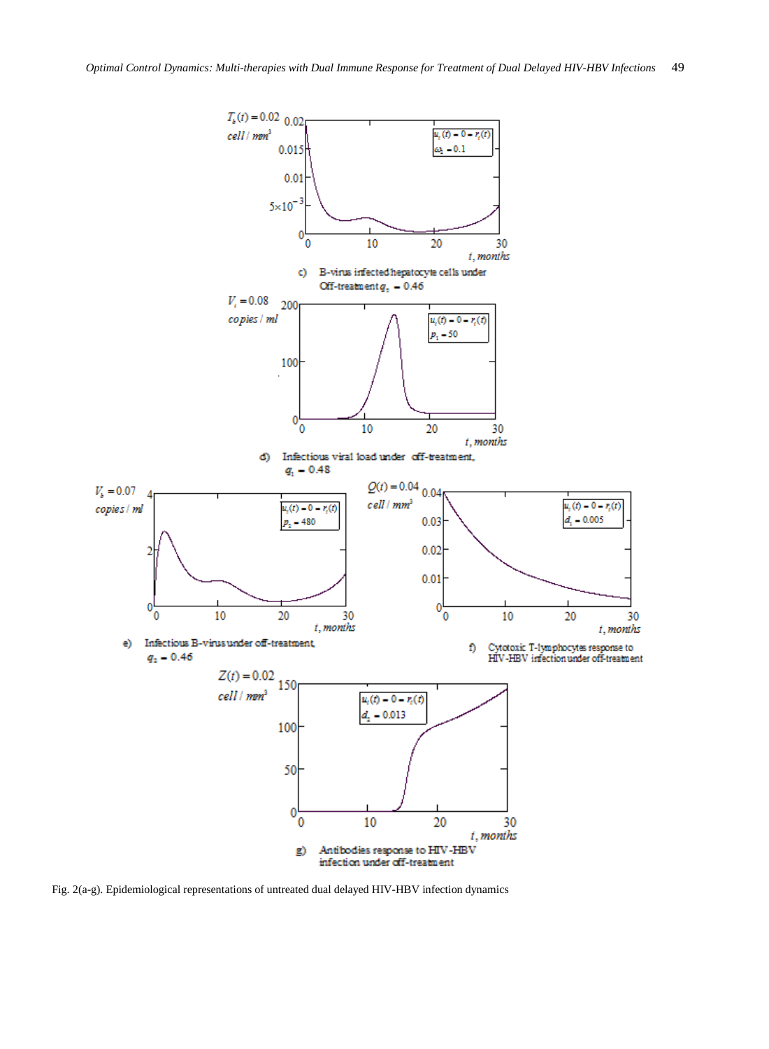Fig. 2(a-g). Epidemiological representations of untreated dual delayed HIV-HBV infection dynamics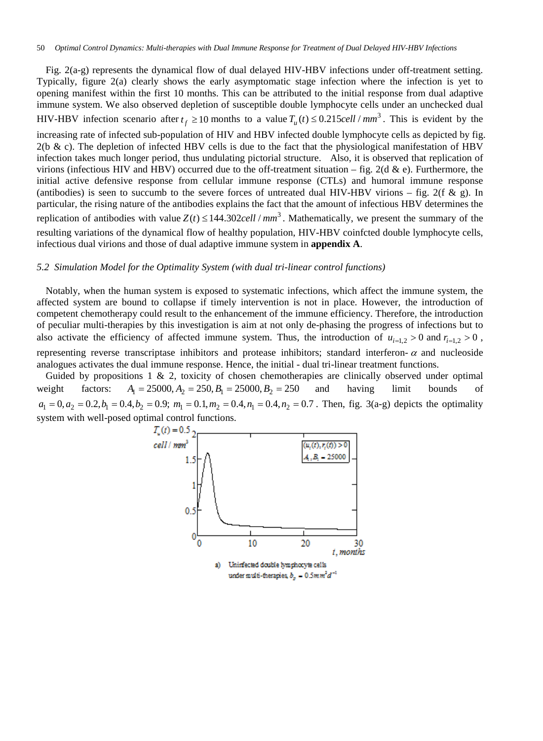Fig. 2(a-g) represents the dynamical flow of dual delayed HIV-HBV infections under off-treatment setting. Typically, figure 2(a) clearly shows the early asymptomatic stage infection where the infection is yet to opening manifest within the first 10 months. This can be attributed to the initial response from dual adaptive immune system. We also observed depletion of susceptible double lymphocyte cells under an unchecked dual HIV-HBV infection scenario after $t_f \geq 10$ months to a value $T_u(t) \leq 0.215 cell/mm^3$. This is evident by the increasing rate of infected sub-population of HIV and HBV infected double lymphocyte cells as depicted by fig. 2(b & c). The depletion of infected HBV cells is due to the fact that the physiological manifestation of HBV infection takes much longer period, thus undulating pictorial structure. Also, it is observed that replication of virions (infectious HIV and HBV) occurred due to the off-treatment situation – fig. 2(d & e). Furthermore, the initial active defensive response from cellular immune response (CTLs) and humoral immune response (antibodies) is seen to succumb to the severe forces of untreated dual HIV-HBV virions – fig. 2(f & g). In particular, the rising nature of the antibodies explains the fact that the amount of infectious HBV determines the replication of antibodies with value $Z(t) \leq 144.302 cell/mm^3$. Mathematically, we present the summary of the resulting variations of the dynamical flow of healthy population, HIV-HBV coinfcted double lymphocyte cells, infectious dual virions and those of dual adaptive immune system in **appendix A**.

### *5.2 Simulation Model for the Optimality System (with dual tri-linear control functions)*

Notably, when the human system is exposed to systematic infections, which affect the immune system, the affected system are bound to collapse if timely intervention is not in place. However, the introduction of competent chemotherapy could result to the enhancement of the immune efficiency. Therefore, the introduction of peculiar multi-therapies by this investigation is aim at not only de-phasing the progress of infections but to also activate the efficiency of affected immune system. Thus, the introduction of $u_{i=1,2} > 0$ and $r_{i=1,2} > 0$, representing reverse transcriptase inhibitors and protease inhibitors; standard interferon-$\alpha$ and nucleoside analogues activates the dual immune response. Hence, the initial - dual tri-linear treatment functions.

Guided by propositions 1 & 2, toxicity of chosen chemotherapies are clinically observed under optimal weight factors: $A_1 = 25000, A_2 = 250, B_1 = 25000, B_2 = 250$ and having limit bounds of $a_1 = 0, a_2 = 0.2, b_1 = 0.4, b_2 = 0.9;\ m_1 = 0.1, m_2 = 0.4, n_1 = 0.4, n_2 = 0.7$. Then, fig. 3(a-g) depicts the optimality system with well-posed optimal control functions.

a) Uninfected double lymphocyte cells under multi-therapies, $b_2 = 0.5 mm^3 d^{-1}$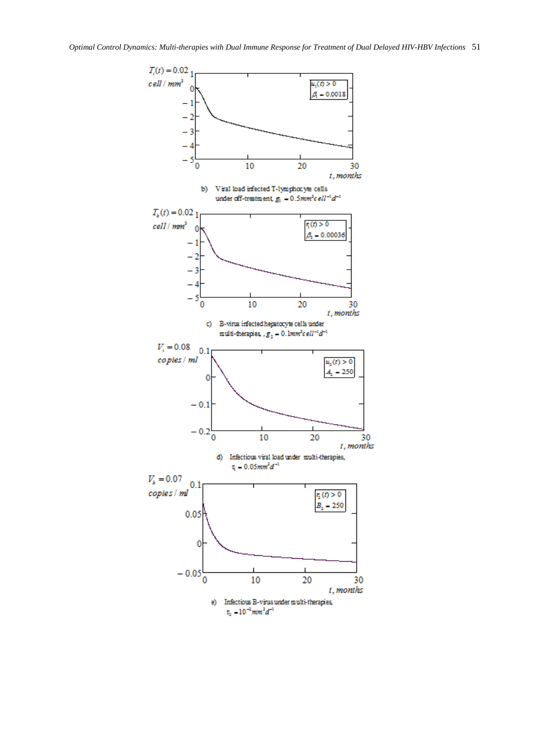$T_i(t) = 0.02$
$cell/mm^3$

$u_1(t) > 0$
$\beta_1 = 0.0018$

$t$, months

b) Viral load infected T-lymphocyte cells under off-treatment, $g_1 = 0.5mm^3 cell^{-1} d^{-1}$

$T_b(t) = 0.02$
$cell/mm^3$

$r_1(t) > 0$
$\beta_2 = 0.00036$

$t$, months

c) B-virus infected hepatocyte cells under multi-therapies, $g_2 = 0.1mm^3 cell^{-1} d^{-1}$

$V_i = 0.08$
copies / ml

$u_2(t) > 0$
$A_2 = 250$

$t$, months

d) Infectious viral load under multi-therapies, $\tau_1 = 0.05mm^3 d^{-1}$

$V_b = 0.07$
copies / ml

$r_2(t) > 0$
$B_2 = 250$

$t$, months

e) Infectious B-virus under multi-therapies, $\tau_2 = 10^{-2} mm^3 d^{-1}$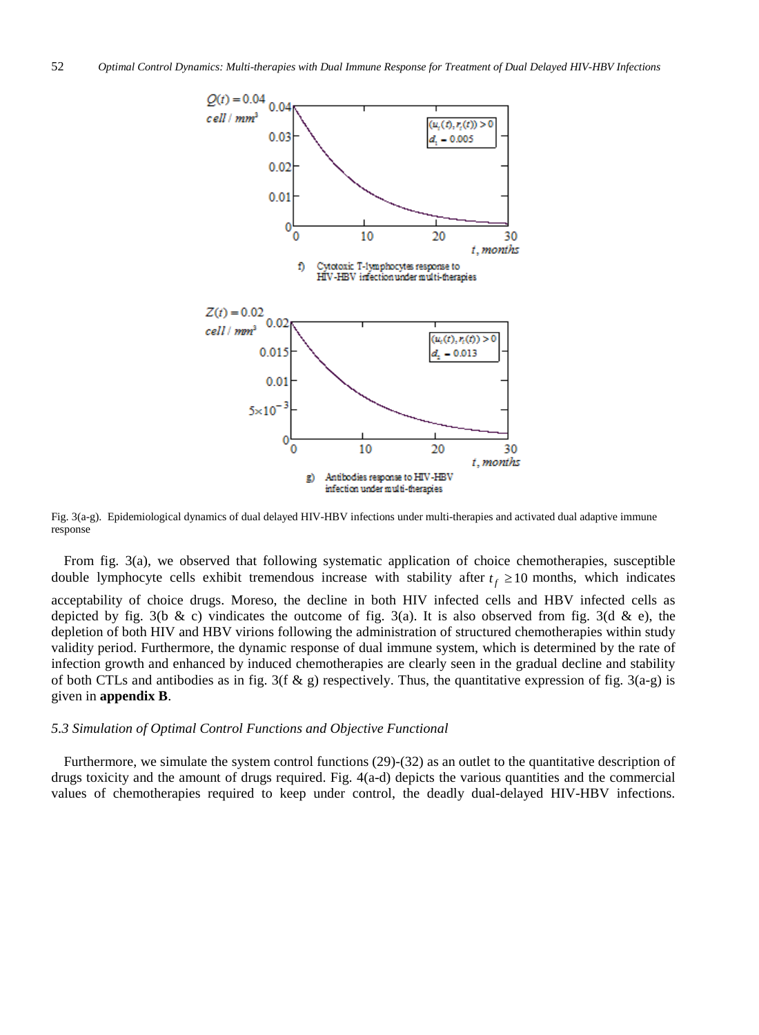Fig. 3(a-g). Epidemiological dynamics of dual delayed HIV-HBV infections under multi-therapies and activated dual adaptive immune response

From fig. 3(a), we observed that following systematic application of choice chemotherapies, susceptible double lymphocyte cells exhibit tremendous increase with stability after $t_f \geq 10$ months, which indicates acceptability of choice drugs. Moreso, the decline in both HIV infected cells and HBV infected cells as depicted by fig. 3(b & c) vindicates the outcome of fig. 3(a). It is also observed from fig. 3(d & e), the depletion of both HIV and HBV virions following the administration of structured chemotherapies within study validity period. Furthermore, the dynamic response of dual immune system, which is determined by the rate of infection growth and enhanced by induced chemotherapies are clearly seen in the gradual decline and stability of both CTLs and antibodies as in fig. 3(f & g) respectively. Thus, the quantitative expression of fig. 3(a-g) is given in **appendix B**.

### *5.3 Simulation of Optimal Control Functions and Objective Functional*

Furthermore, we simulate the system control functions (29)-(32) as an outlet to the quantitative description of drugs toxicity and the amount of drugs required. Fig. 4(a-d) depicts the various quantities and the commercial values of chemotherapies required to keep under control, the deadly dual-delayed HIV-HBV infections.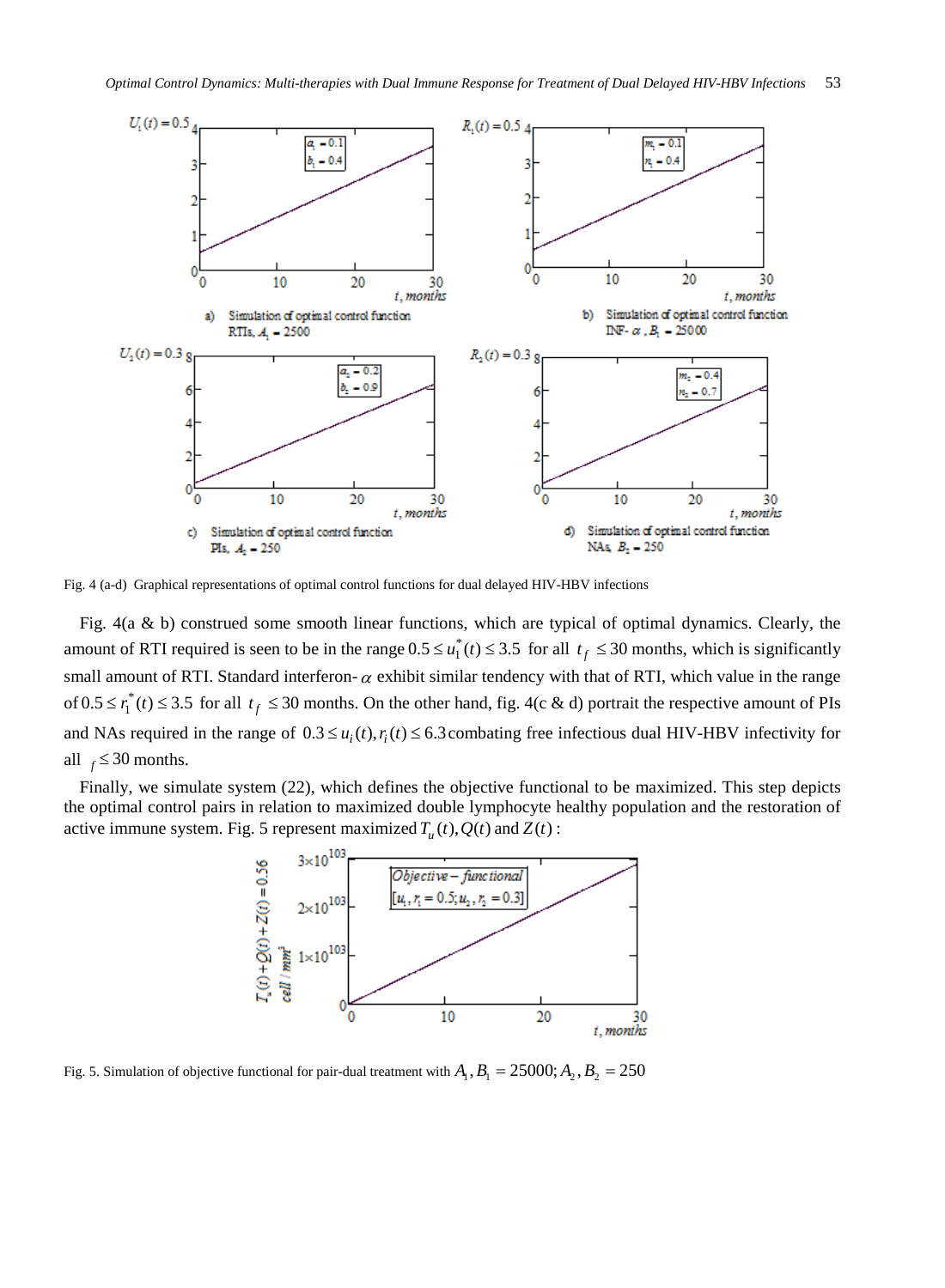Fig. 4 (a-d) Graphical representations of optimal control functions for dual delayed HIV-HBV infections

Fig. 4(a & b) construed some smooth linear functions, which are typical of optimal dynamics. Clearly, the amount of RTI required is seen to be in the range $0.5 \le u_1^*(t) \le 3.5$ for all $t_f \le 30$ months, which is significantly small amount of RTI. Standard interferon-$\alpha$ exhibit similar tendency with that of RTI, which value in the range of $0.5 \le r_1^*(t) \le 3.5$ for all $t_f \le 30$ months. On the other hand, fig. 4(c & d) portrait the respective amount of PIs and NAs required in the range of $0.3 \le u_i(t), r_i(t) \le 6.3$ combating free infectious dual HIV-HBV infectivity for all $_f \le 30$ months.

Finally, we simulate system (22), which defines the objective functional to be maximized. This step depicts the optimal control pairs in relation to maximized double lymphocyte healthy population and the restoration of active immune system. Fig. 5 represent maximized $T_u(t), Q(t)$ and $Z(t)$ :

Fig. 5. Simulation of objective functional for pair-dual treatment with $A_1, B_1 = 25000; A_2, B_2 = 250$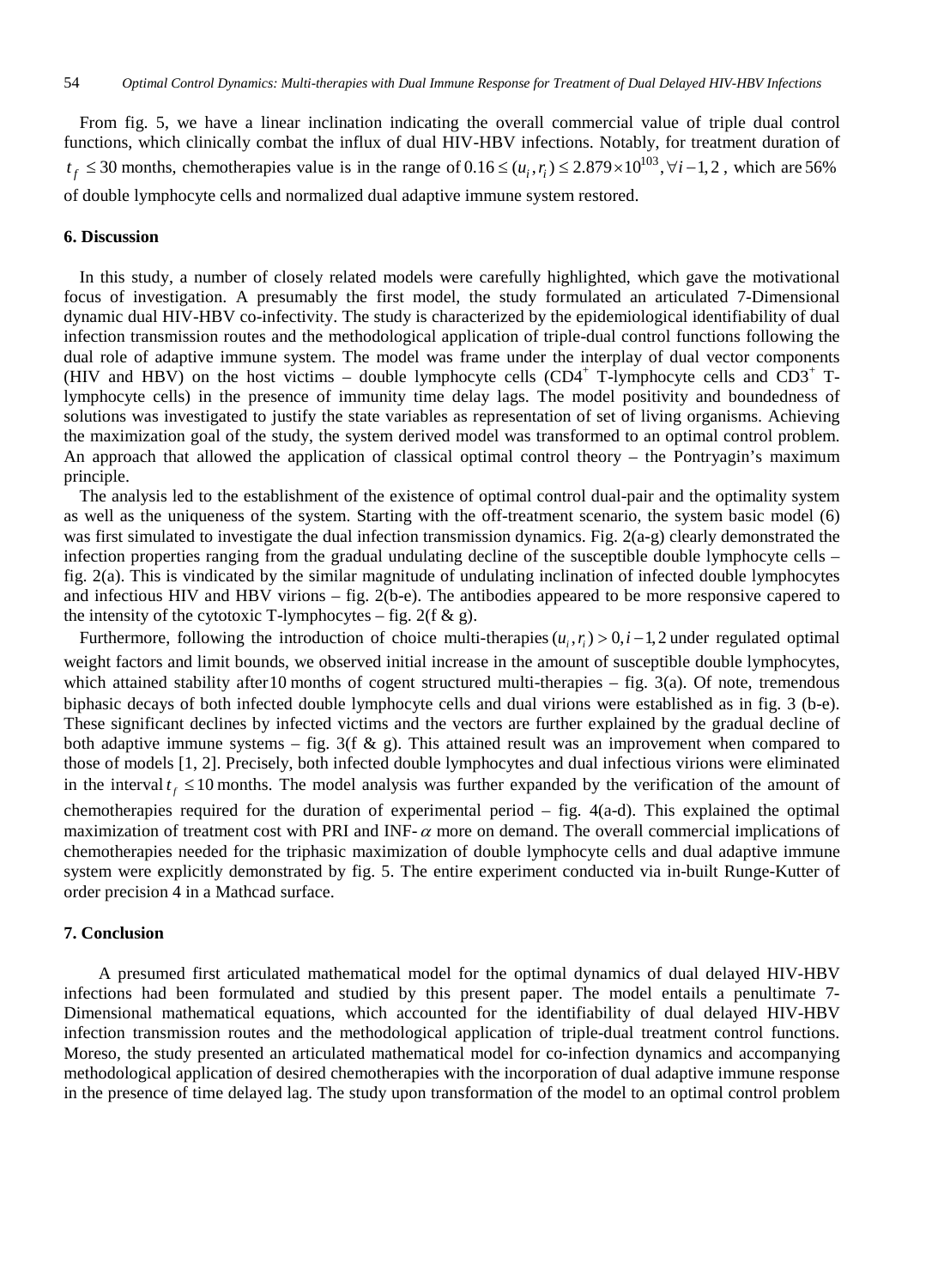From fig. 5, we have a linear inclination indicating the overall commercial value of triple dual control functions, which clinically combat the influx of dual HIV-HBV infections. Notably, for treatment duration of $t_f \leq 30$ months, chemotherapies value is in the range of $0.16 \leq (u_i, r_i) \leq 2.879 \times 10^{103}, \forall i - 1, 2$ , which are $56\%$ of double lymphocyte cells and normalized dual adaptive immune system restored.

## 6. Discussion

In this study, a number of closely related models were carefully highlighted, which gave the motivational focus of investigation. A presumably the first model, the study formulated an articulated 7-Dimensional dynamic dual HIV-HBV co-infectivity. The study is characterized by the epidemiological identifiability of dual infection transmission routes and the methodological application of triple-dual control functions following the dual role of adaptive immune system. The model was frame under the interplay of dual vector components (HIV and HBV) on the host victims – double lymphocyte cells ($CD4^+$ T-lymphocyte cells and $CD3^+$ T-lymphocyte cells) in the presence of immunity time delay lags. The model positivity and boundedness of solutions was investigated to justify the state variables as representation of set of living organisms. Achieving the maximization goal of the study, the system derived model was transformed to an optimal control problem. An approach that allowed the application of classical optimal control theory – the Pontryagin's maximum principle.

The analysis led to the establishment of the existence of optimal control dual-pair and the optimality system as well as the uniqueness of the system. Starting with the off-treatment scenario, the system basic model (6) was first simulated to investigate the dual infection transmission dynamics. Fig. 2(a-g) clearly demonstrated the infection properties ranging from the gradual undulating decline of the susceptible double lymphocyte cells – fig. 2(a). This is vindicated by the similar magnitude of undulating inclination of infected double lymphocytes and infectious HIV and HBV virions – fig. 2(b-e). The antibodies appeared to be more responsive capered to the intensity of the cytotoxic T-lymphocytes – fig. 2(f & g).

Furthermore, following the introduction of choice multi-therapies $(u_i, r_i) > 0, i - 1, 2$ under regulated optimal weight factors and limit bounds, we observed initial increase in the amount of susceptible double lymphocytes, which attained stability after $10$ months of cogent structured multi-therapies – fig. 3(a). Of note, tremendous biphasic decays of both infected double lymphocyte cells and dual virions were established as in fig. 3 (b-e). These significant declines by infected victims and the vectors are further explained by the gradual decline of both adaptive immune systems – fig. 3(f & g). This attained result was an improvement when compared to those of models [1, 2]. Precisely, both infected double lymphocytes and dual infectious virions were eliminated in the interval $t_f \leq 10$ months. The model analysis was further expanded by the verification of the amount of chemotherapies required for the duration of experimental period – fig. 4(a-d). This explained the optimal maximization of treatment cost with PRI and INF-$\alpha$ more on demand. The overall commercial implications of chemotherapies needed for the triphasic maximization of double lymphocyte cells and dual adaptive immune system were explicitly demonstrated by fig. 5. The entire experiment conducted via in-built Runge-Kutter of order precision 4 in a Mathcad surface.

## 7. Conclusion

A presumed first articulated mathematical model for the optimal dynamics of dual delayed HIV-HBV infections had been formulated and studied by this present paper. The model entails a penultimate 7-Dimensional mathematical equations, which accounted for the identifiability of dual delayed HIV-HBV infection transmission routes and the methodological application of triple-dual treatment control functions. Moreso, the study presented an articulated mathematical model for co-infection dynamics and accompanying methodological application of desired chemotherapies with the incorporation of dual adaptive immune response in the presence of time delayed lag. The study upon transformation of the model to an optimal control problem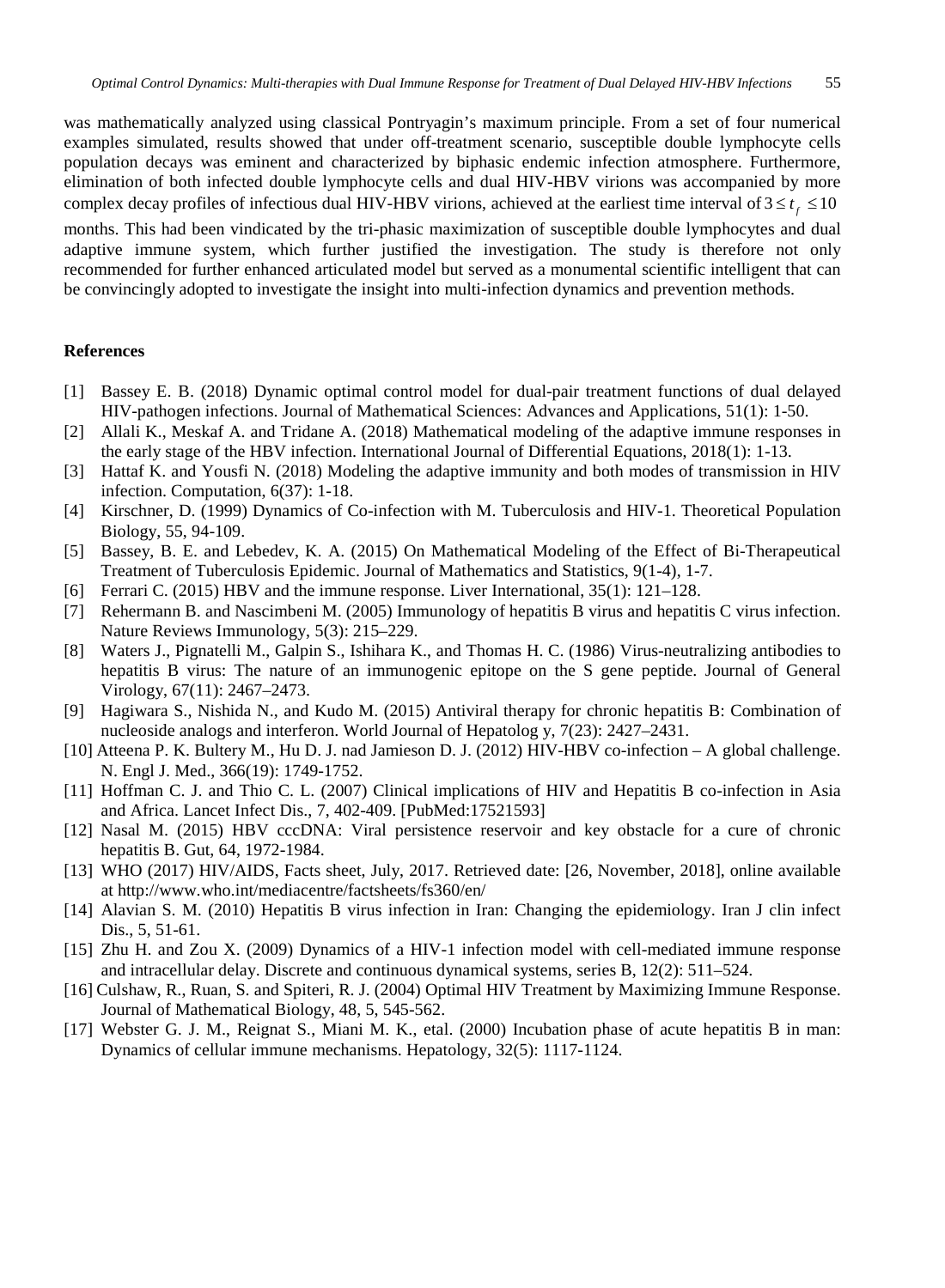was mathematically analyzed using classical Pontryagin's maximum principle. From a set of four numerical examples simulated, results showed that under off-treatment scenario, susceptible double lymphocyte cells population decays was eminent and characterized by biphasic endemic infection atmosphere. Furthermore, elimination of both infected double lymphocyte cells and dual HIV-HBV virions was accompanied by more complex decay profiles of infectious dual HIV-HBV virions, achieved at the earliest time interval of $3 \le t_f \le 10$ months. This had been vindicated by the tri-phasic maximization of susceptible double lymphocytes and dual adaptive immune system, which further justified the investigation. The study is therefore not only recommended for further enhanced articulated model but served as a monumental scientific intelligent that can be convincingly adopted to investigate the insight into multi-infection dynamics and prevention methods.

## References

[1] Bassey E. B. (2018) Dynamic optimal control model for dual-pair treatment functions of dual delayed HIV-pathogen infections. Journal of Mathematical Sciences: Advances and Applications, 51(1): 1-50.

[2] Allali K., Meskaf A. and Tridane A. (2018) Mathematical modeling of the adaptive immune responses in the early stage of the HBV infection. International Journal of Differential Equations, 2018(1): 1-13.

[3] Hattaf K. and Yousfi N. (2018) Modeling the adaptive immunity and both modes of transmission in HIV infection. Computation, 6(37): 1-18.

[4] Kirschner, D. (1999) Dynamics of Co-infection with M. Tuberculosis and HIV-1. Theoretical Population Biology, 55, 94-109.

[5] Bassey, B. E. and Lebedev, K. A. (2015) On Mathematical Modeling of the Effect of Bi-Therapeutical Treatment of Tuberculosis Epidemic. Journal of Mathematics and Statistics, 9(1-4), 1-7.

[6] Ferrari C. (2015) HBV and the immune response. Liver International, 35(1): 121–128.

[7] Rehermann B. and Nascimbeni M. (2005) Immunology of hepatitis B virus and hepatitis C virus infection. Nature Reviews Immunology, 5(3): 215–229.

[8] Waters J., Pignatelli M., Galpin S., Ishihara K., and Thomas H. C. (1986) Virus-neutralizing antibodies to hepatitis B virus: The nature of an immunogenic epitope on the S gene peptide. Journal of General Virology, 67(11): 2467–2473.

[9] Hagiwara S., Nishida N., and Kudo M. (2015) Antiviral therapy for chronic hepatitis B: Combination of nucleoside analogs and interferon. World Journal of Hepatolog y, 7(23): 2427–2431.

[10] Atteena P. K. Bultery M., Hu D. J. nad Jamieson D. J. (2012) HIV-HBV co-infection – A global challenge. N. Engl J. Med., 366(19): 1749-1752.

[11] Hoffman C. J. and Thio C. L. (2007) Clinical implications of HIV and Hepatitis B co-infection in Asia and Africa. Lancet Infect Dis., 7, 402-409. [PubMed:17521593]

[12] Nasal M. (2015) HBV cccDNA: Viral persistence reservoir and key obstacle for a cure of chronic hepatitis B. Gut, 64, 1972-1984.

[13] WHO (2017) HIV/AIDS, Facts sheet, July, 2017. Retrieved date: [26, November, 2018], online available at http://www.who.int/mediacentre/factsheets/fs360/en/

[14] Alavian S. M. (2010) Hepatitis B virus infection in Iran: Changing the epidemiology. Iran J clin infect Dis., 5, 51-61.

[15] Zhu H. and Zou X. (2009) Dynamics of a HIV-1 infection model with cell-mediated immune response and intracellular delay. Discrete and continuous dynamical systems, series B, 12(2): 511–524.

[16] Culshaw, R., Ruan, S. and Spiteri, R. J. (2004) Optimal HIV Treatment by Maximizing Immune Response. Journal of Mathematical Biology, 48, 5, 545-562.

[17] Webster G. J. M., Reignat S., Miani M. K., etal. (2000) Incubation phase of acute hepatitis B in man: Dynamics of cellular immune mechanisms. Hepatology, 32(5): 1117-1124.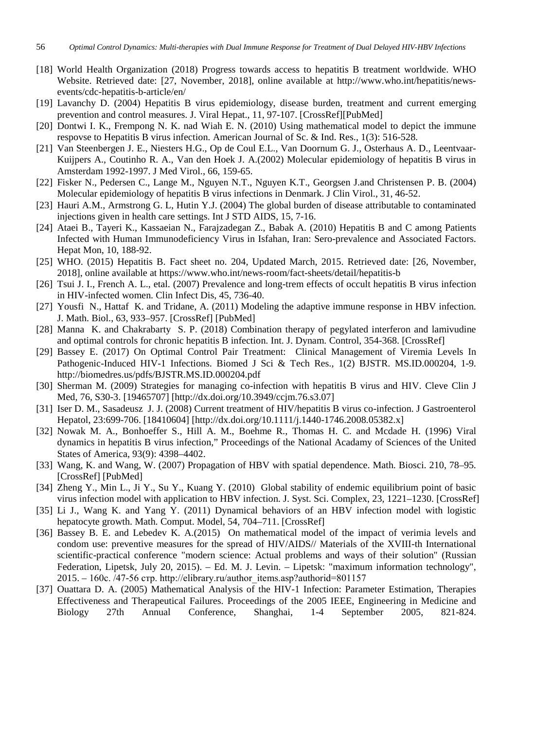[18] World Health Organization (2018) Progress towards access to hepatitis B treatment worldwide. WHO Website. Retrieved date: [27, November, 2018], online available at http://www.who.int/hepatitis/news-events/cdc-hepatitis-b-article/en/

[19] Lavanchy D. (2004) Hepatitis B virus epidemiology, disease burden, treatment and current emerging prevention and control measures. J. Viral Hepat., 11, 97-107. [CrossRef][PubMed]

[20] Dontwi I. K., Frempong N. K. nad Wiah E. N. (2010) Using mathematical model to depict the immune respovse to Hepatitis B virus infection. American Journal of Sc. & Ind. Res., 1(3): 516-528.

[21] Van Steenbergen J. E., Niesters H.G., Op de Coul E.L., Van Doornum G. J., Osterhaus A. D., Leentvaar-Kuijpers A., Coutinho R. A., Van den Hoek J. A.(2002) Molecular epidemiology of hepatitis B virus in Amsterdam 1992-1997. J Med Virol., 66, 159-65.

[22] Fisker N., Pedersen C., Lange M., Nguyen N.T., Nguyen K.T., Georgsen J.and Christensen P. B. (2004) Molecular epidemiology of hepatitis B virus infections in Denmark. J Clin Virol., 31, 46-52.

[23] Hauri A.M., Armstrong G. L, Hutin Y.J. (2004) The global burden of disease attributable to contaminated injections given in health care settings. Int J STD AIDS, 15, 7-16.

[24] Ataei B., Tayeri K., Kassaeian N., Farajzadegan Z., Babak A. (2010) Hepatitis B and C among Patients Infected with Human Immunodeficiency Virus in Isfahan, Iran: Sero-prevalence and Associated Factors. Hepat Mon, 10, 188-92.

[25] WHO. (2015) Hepatitis B. Fact sheet no. 204, Updated March, 2015. Retrieved date: [26, November, 2018], online available at https://www.who.int/news-room/fact-sheets/detail/hepatitis-b

[26] Tsui J. I., French A. L., etal. (2007) Prevalence and long-trem effects of occult hepatitis B virus infection in HIV-infected women. Clin Infect Dis, 45, 736-40.

[27] Yousfi N., Hattaf K. and Tridane, A. (2011) Modeling the adaptive immune response in HBV infection. J. Math. Biol., 63, 933–957. [CrossRef] [PubMed]

[28] Manna K. and Chakrabarty S. P. (2018) Combination therapy of pegylated interferon and lamivudine and optimal controls for chronic hepatitis B infection. Int. J. Dynam. Control, 354-368. [CrossRef]

[29] Bassey E. (2017) On Optimal Control Pair Treatment: Clinical Management of Viremia Levels In Pathogenic-Induced HIV-1 Infections. Biomed J Sci & Tech Res., 1(2) BJSTR. MS.ID.000204, 1-9. http://biomedres.us/pdfs/BJSTR.MS.ID.000204.pdf

[30] Sherman M. (2009) Strategies for managing co-infection with hepatitis B virus and HIV. Cleve Clin J Med, 76, S30-3. [19465707] [http://dx.doi.org/10.3949/ccjm.76.s3.07]

[31] Iser D. M., Sasadeusz J. J. (2008) Current treatment of HIV/hepatitis B virus co-infection. J Gastroenterol Hepatol, 23:699-706. [18410604] [http://dx.doi.org/10.1111/j.1440-1746.2008.05382.x]

[32] Nowak M. A., Bonhoeffer S., Hill A. M., Boehme R., Thomas H. C. and Mcdade H. (1996) Viral dynamics in hepatitis B virus infection," Proceedings of the National Acadamy of Sciences of the United States of America, 93(9): 4398–4402.

[33] Wang, K. and Wang, W. (2007) Propagation of HBV with spatial dependence. Math. Biosci. 210, 78–95. [CrossRef] [PubMed]

[34] Zheng Y., Min L., Ji Y., Su Y., Kuang Y. (2010) Global stability of endemic equilibrium point of basic virus infection model with application to HBV infection. J. Syst. Sci. Complex, 23, 1221–1230. [CrossRef]

[35] Li J., Wang K. and Yang Y. (2011) Dynamical behaviors of an HBV infection model with logistic hepatocyte growth. Math. Comput. Model, 54, 704–711. [CrossRef]

[36] Bassey B. E. and Lebedev K. A.(2015) On mathematical model of the impact of verimia levels and condom use: preventive measures for the spread of HIV/AIDS// Materials of the XVIII-th International scientific-practical conference "modern science: Actual problems and ways of their solution" (Russian Federation, Lipetsk, July 20, 2015). – Ed. M. J. Levin. – Lipetsk: "maximum information technology", 2015. – 160с. /47-56 стр. http://elibrary.ru/author_items.asp?authorid=801157

[37] Ouattara D. A. (2005) Mathematical Analysis of the HIV-1 Infection: Parameter Estimation, Therapies Effectiveness and Therapeutical Failures. Proceedings of the 2005 IEEE, Engineering in Medicine and Biology 27th Annual Conference, Shanghai, 1-4 September 2005, 821-824.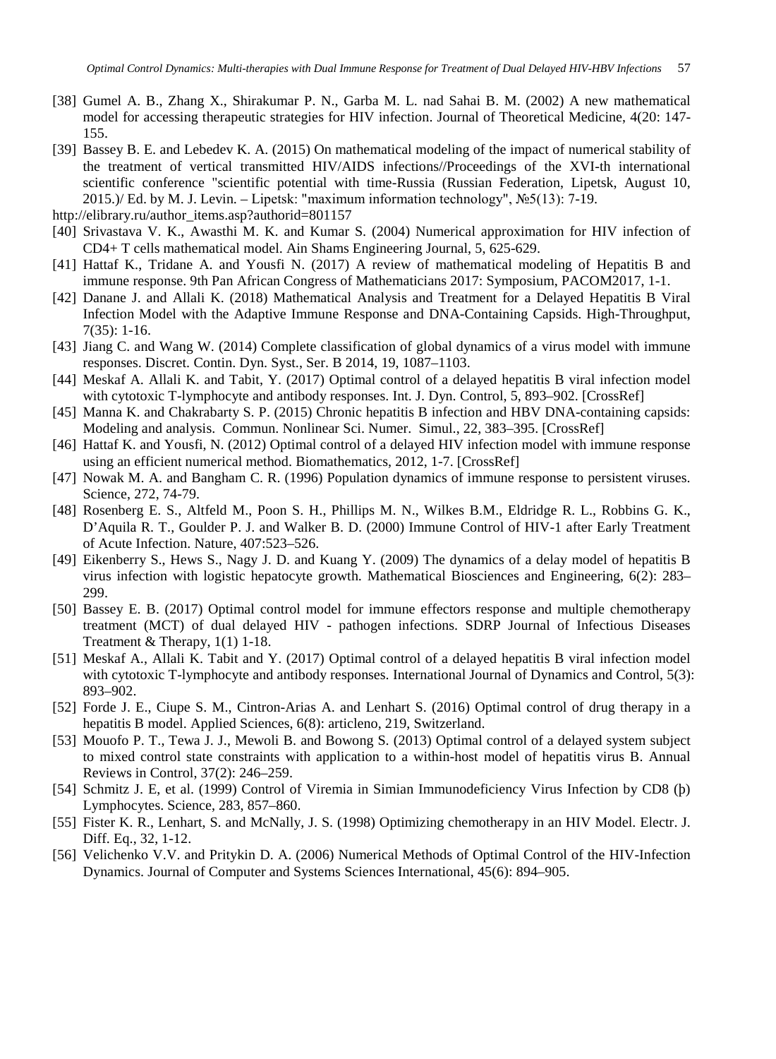[38] Gumel A. B., Zhang X., Shirakumar P. N., Garba M. L. nad Sahai B. M. (2002) A new mathematical model for accessing therapeutic strategies for HIV infection. Journal of Theoretical Medicine, 4(20: 147-155.

[39] Bassey B. E. and Lebedev K. A. (2015) On mathematical modeling of the impact of numerical stability of the treatment of vertical transmitted HIV/AIDS infections//Proceedings of the XVI-th international scientific conference "scientific potential with time-Russia (Russian Federation, Lipetsk, August 10, 2015.)/ Ed. by M. J. Levin. – Lipetsk: "maximum information technology", №5(13): 7-19.

http://elibrary.ru/author_items.asp?authorid=801157

[40] Srivastava V. K., Awasthi M. K. and Kumar S. (2004) Numerical approximation for HIV infection of CD4+ T cells mathematical model. Ain Shams Engineering Journal, 5, 625-629.

[41] Hattaf K., Tridane A. and Yousfi N. (2017) A review of mathematical modeling of Hepatitis B and immune response. 9th Pan African Congress of Mathematicians 2017: Symposium, PACOM2017, 1-1.

[42] Danane J. and Allali K. (2018) Mathematical Analysis and Treatment for a Delayed Hepatitis B Viral Infection Model with the Adaptive Immune Response and DNA-Containing Capsids. High-Throughput, 7(35): 1-16.

[43] Jiang C. and Wang W. (2014) Complete classification of global dynamics of a virus model with immune responses. Discret. Contin. Dyn. Syst., Ser. B 2014, 19, 1087–1103.

[44] Meskaf A. Allali K. and Tabit, Y. (2017) Optimal control of a delayed hepatitis B viral infection model with cytotoxic T-lymphocyte and antibody responses. Int. J. Dyn. Control, 5, 893–902. [CrossRef]

[45] Manna K. and Chakrabarty S. P. (2015) Chronic hepatitis B infection and HBV DNA-containing capsids: Modeling and analysis. Commun. Nonlinear Sci. Numer. Simul., 22, 383–395. [CrossRef]

[46] Hattaf K. and Yousfi, N. (2012) Optimal control of a delayed HIV infection model with immune response using an efficient numerical method. Biomathematics, 2012, 1-7. [CrossRef]

[47] Nowak M. A. and Bangham C. R. (1996) Population dynamics of immune response to persistent viruses. Science, 272, 74-79.

[48] Rosenberg E. S., Altfeld M., Poon S. H., Phillips M. N., Wilkes B.M., Eldridge R. L., Robbins G. K., D'Aquila R. T., Goulder P. J. and Walker B. D. (2000) Immune Control of HIV-1 after Early Treatment of Acute Infection. Nature, 407:523–526.

[49] Eikenberry S., Hews S., Nagy J. D. and Kuang Y. (2009) The dynamics of a delay model of hepatitis B virus infection with logistic hepatocyte growth. Mathematical Biosciences and Engineering, 6(2): 283–299.

[50] Bassey E. B. (2017) Optimal control model for immune effectors response and multiple chemotherapy treatment (MCT) of dual delayed HIV - pathogen infections. SDRP Journal of Infectious Diseases Treatment & Therapy, 1(1) 1-18.

[51] Meskaf A., Allali K. Tabit and Y. (2017) Optimal control of a delayed hepatitis B viral infection model with cytotoxic T-lymphocyte and antibody responses. International Journal of Dynamics and Control, 5(3): 893–902.

[52] Forde J. E., Ciupe S. M., Cintron-Arias A. and Lenhart S. (2016) Optimal control of drug therapy in a hepatitis B model. Applied Sciences, 6(8): articleno, 219, Switzerland.

[53] Mouofo P. T., Tewa J. J., Mewoli B. and Bowong S. (2013) Optimal control of a delayed system subject to mixed control state constraints with application to a within-host model of hepatitis virus B. Annual Reviews in Control, 37(2): 246–259.

[54] Schmitz J. E, et al. (1999) Control of Viremia in Simian Immunodeficiency Virus Infection by CD8 (þ) Lymphocytes. Science, 283, 857–860.

[55] Fister K. R., Lenhart, S. and McNally, J. S. (1998) Optimizing chemotherapy in an HIV Model. Electr. J. Diff. Eq., 32, 1-12.

[56] Velichenko V.V. and Pritykin D. A. (2006) Numerical Methods of Optimal Control of the HIV-Infection Dynamics. Journal of Computer and Systems Sciences International, 45(6): 894–905.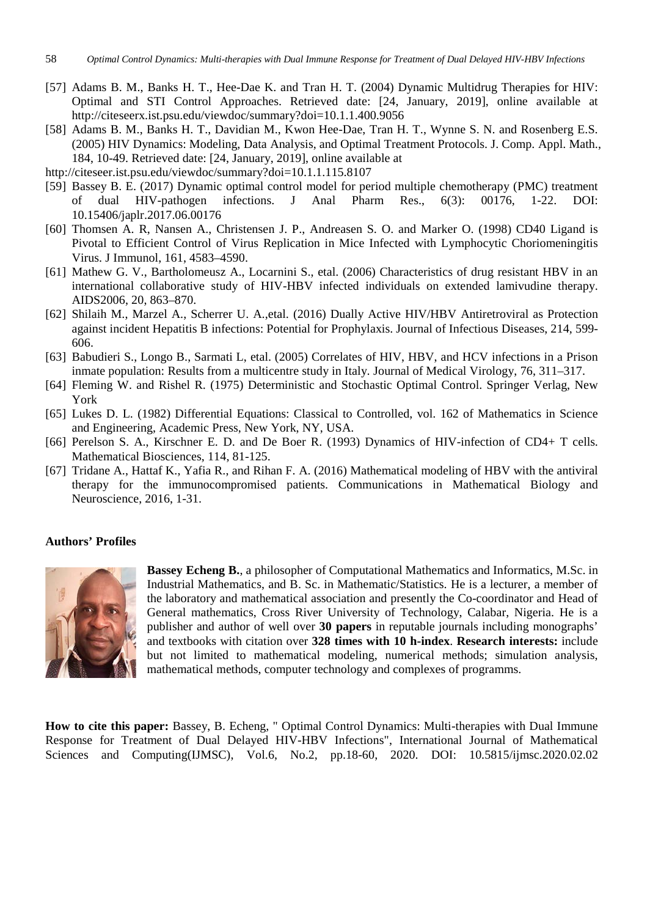[57] Adams B. M., Banks H. T., Hee-Dae K. and Tran H. T. (2004) Dynamic Multidrug Therapies for HIV: Optimal and STI Control Approaches. Retrieved date: [24, January, 2019], online available at http://citeseerx.ist.psu.edu/viewdoc/summary?doi=10.1.1.400.9056

[58] Adams B. M., Banks H. T., Davidian M., Kwon Hee-Dae, Tran H. T., Wynne S. N. and Rosenberg E.S. (2005) HIV Dynamics: Modeling, Data Analysis, and Optimal Treatment Protocols. J. Comp. Appl. Math., 184, 10-49. Retrieved date: [24, January, 2019], online available at http://citeseer.ist.psu.edu/viewdoc/summary?doi=10.1.1.115.8107

[59] Bassey B. E. (2017) Dynamic optimal control model for period multiple chemotherapy (PMC) treatment of dual HIV-pathogen infections. J Anal Pharm Res., 6(3): 00176, 1-22. DOI: 10.15406/japlr.2017.06.00176

[60] Thomsen A. R, Nansen A., Christensen J. P., Andreasen S. O. and Marker O. (1998) CD40 Ligand is Pivotal to Efficient Control of Virus Replication in Mice Infected with Lymphocytic Choriomeningitis Virus. J Immunol, 161, 4583–4590.

[61] Mathew G. V., Bartholomeusz A., Locarnini S., etal. (2006) Characteristics of drug resistant HBV in an international collaborative study of HIV-HBV infected individuals on extended lamivudine therapy. AIDS2006, 20, 863–870.

[62] Shilaih M., Marzel A., Scherrer U. A.,etal. (2016) Dually Active HIV/HBV Antiretroviral as Protection against incident Hepatitis B infections: Potential for Prophylaxis. Journal of Infectious Diseases, 214, 599-606.

[63] Babudieri S., Longo B., Sarmati L, etal. (2005) Correlates of HIV, HBV, and HCV infections in a Prison inmate population: Results from a multicentre study in Italy. Journal of Medical Virology, 76, 311–317.

[64] Fleming W. and Rishel R. (1975) Deterministic and Stochastic Optimal Control. Springer Verlag, New York

[65] Lukes D. L. (1982) Differential Equations: Classical to Controlled, vol. 162 of Mathematics in Science and Engineering, Academic Press, New York, NY, USA.

[66] Perelson S. A., Kirschner E. D. and De Boer R. (1993) Dynamics of HIV-infection of CD4+ T cells. Mathematical Biosciences, 114, 81-125.

[67] Tridane A., Hattaf K., Yafia R., and Rihan F. A. (2016) Mathematical modeling of HBV with the antiviral therapy for the immunocompromised patients. Communications in Mathematical Biology and Neuroscience, 2016, 1-31.

**Authors' Profiles**

**Bassey Echeng B.**, a philosopher of Computational Mathematics and Informatics, M.Sc. in Industrial Mathematics, and B. Sc. in Mathematic/Statistics. He is a lecturer, a member of the laboratory and mathematical association and presently the Co-coordinator and Head of General mathematics, Cross River University of Technology, Calabar, Nigeria. He is a publisher and author of well over **30 papers** in reputable journals including monographs' and textbooks with citation over **328 times with 10 h-index**. **Research interests:** include but not limited to mathematical modeling, numerical methods; simulation analysis, mathematical methods, computer technology and complexes of programms.

**How to cite this paper:** Bassey, B. Echeng, " Optimal Control Dynamics: Multi-therapies with Dual Immune Response for Treatment of Dual Delayed HIV-HBV Infections", International Journal of Mathematical Sciences and Computing(IJMSC), Vol.6, No.2, pp.18-60, 2020. DOI: 10.5815/ijmsc.2020.02.02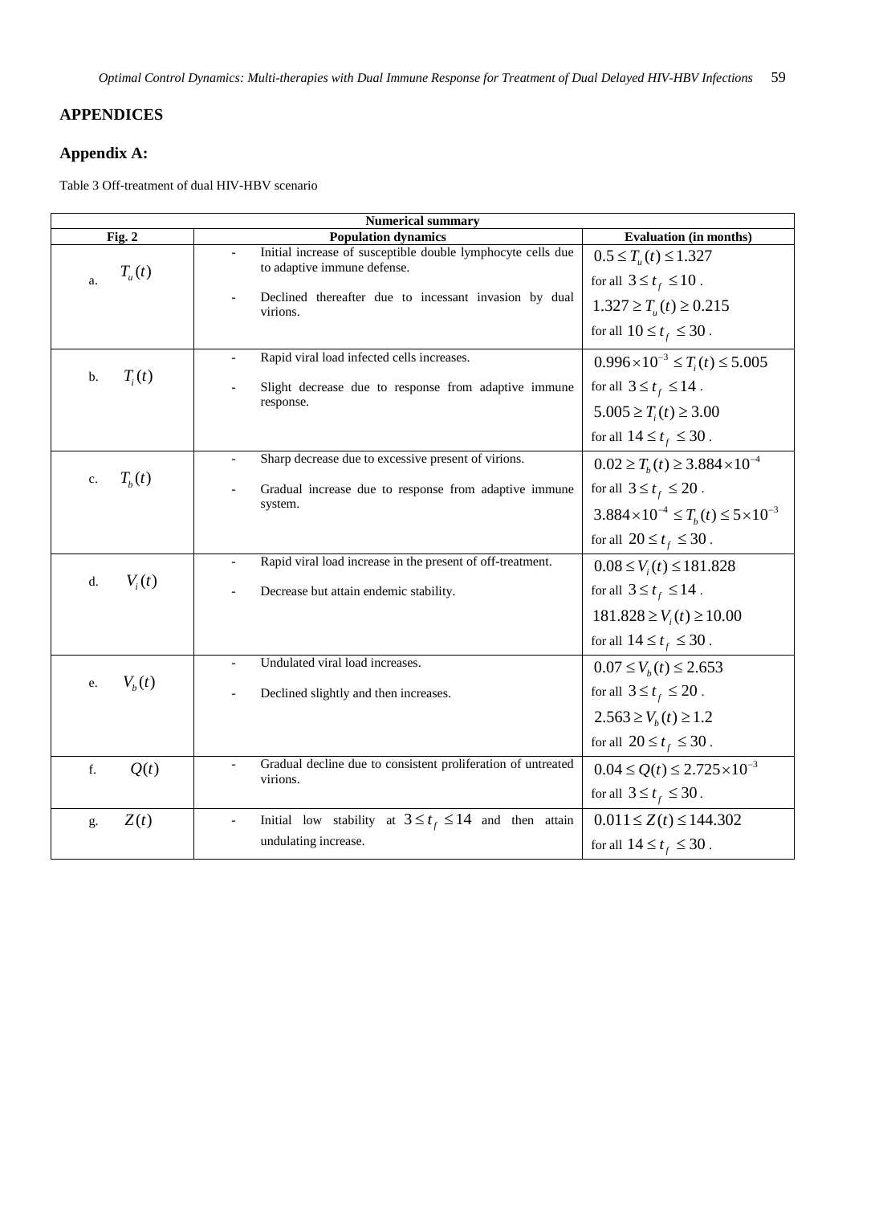## APPENDICES

### Appendix A:

Table 3 Off-treatment of dual HIV-HBV scenario

| Numerical summary | | |
|---|---|---|
| **Fig. 2** | **Population dynamics** | **Evaluation (in months)** |
| a. $T_u(t)$ | - Initial increase of susceptible double lymphocyte cells due to adaptive immune defense.<br>- Declined thereafter due to incessant invasion by dual virions. | $0.5 \le T_u(t) \le 1.327$ for all $3 \le t_f \le 10$.<br>$1.327 \ge T_u(t) \ge 0.215$ for all $10 \le t_f \le 30$. |
| b. $T_i(t)$ | - Rapid viral load infected cells increases.<br>- Slight decrease due to response from adaptive immune response. | $0.996 \times 10^{-3} \le T_i(t) \le 5.005$ for all $3 \le t_f \le 14$.<br>$5.005 \ge T_i(t) \ge 3.00$ for all $14 \le t_f \le 30$. |
| c. $T_b(t)$ | - Sharp decrease due to excessive present of virions.<br>- Gradual increase due to response from adaptive immune system. | $0.02 \ge T_b(t) \ge 3.884 \times 10^{-4}$ for all $3 \le t_f \le 20$.<br>$3.884 \times 10^{-4} \le T_b(t) \le 5 \times 10^{-3}$ for all $20 \le t_f \le 30$. |
| d. $V_i(t)$ | - Rapid viral load increase in the present of off-treatment.<br>- Decrease but attain endemic stability. | $0.08 \le V_i(t) \le 181.828$ for all $3 \le t_f \le 14$.<br>$181.828 \ge V_i(t) \ge 10.00$ for all $14 \le t_f \le 30$. |
| e. $V_b(t)$ | - Undulated viral load increases.<br>- Declined slightly and then increases. | $0.07 \le V_b(t) \le 2.653$ for all $3 \le t_f \le 20$.<br>$2.563 \ge V_b(t) \ge 1.2$ for all $20 \le t_f \le 30$. |
| f. $Q(t)$ | - Gradual decline due to consistent proliferation of untreated virions. | $0.04 \le Q(t) \le 2.725 \times 10^{-3}$ for all $3 \le t_f \le 30$. |
| g. $Z(t)$ | - Initial low stability at $3 \le t_f \le 14$ and then attain undulating increase. | $0.011 \le Z(t) \le 144.302$ for all $14 \le t_f \le 30$. |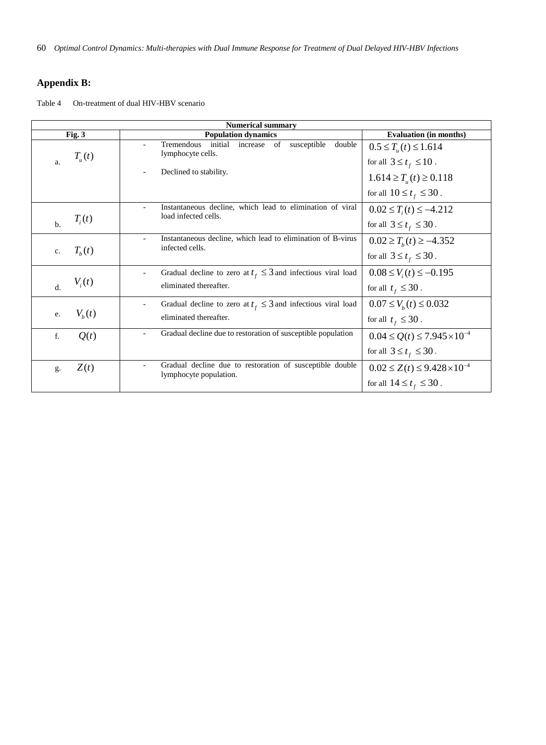## Appendix B:

Table 4 On-treatment of dual HIV-HBV scenario

| Numerical summary | | |
|---|---|---|
| **Fig. 3** | **Population dynamics** | **Evaluation (in months)** |
| a. $T_u(t)$ | - Tremendous initial increase of susceptible double lymphocyte cells.<br>- Declined to stability. | $0.5 \le T_u(t) \le 1.614$ for all $3 \le t_f \le 10$ .<br>$1.614 \ge T_u(t) \ge 0.118$ for all $10 \le t_f \le 30$ . |
| b. $T_i(t)$ | - Instantaneous decline, which lead to elimination of viral load infected cells. | $0.02 \le T_i(t) \le -4.212$ for all $3 \le t_f \le 30$ . |
| c. $T_b(t)$ | - Instantaneous decline, which lead to elimination of B-virus infected cells. | $0.02 \ge T_b(t) \ge -4.352$ for all $3 \le t_f \le 30$ . |
| d. $V_i(t)$ | - Gradual decline to zero at $t_f \le 3$ and infectious viral load eliminated thereafter. | $0.08 \le V_i(t) \le -0.195$ for all $t_f \le 30$ . |
| e. $V_b(t)$ | - Gradual decline to zero at $t_f \le 3$ and infectious viral load eliminated thereafter. | $0.07 \le V_b(t) \le 0.032$ for all $t_f \le 30$ . |
| f. $Q(t)$ | - Gradual decline due to restoration of susceptible population | $0.04 \le Q(t) \le 7.945 \times 10^{-4}$ for all $3 \le t_f \le 30$ . |
| g. $Z(t)$ | - Gradual decline due to restoration of susceptible double lymphocyte population. | $0.02 \le Z(t) \le 9.428 \times 10^{-4}$ for all $14 \le t_f \le 30$ . |